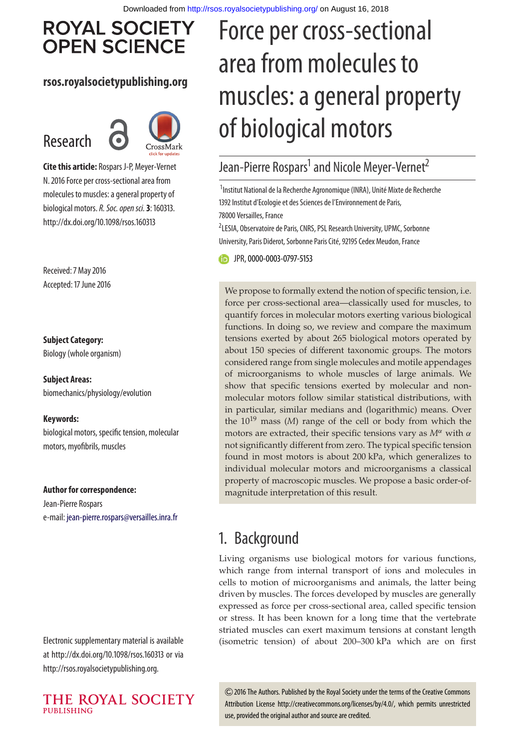Downloaded from http://rsos.royalsocietypublishing.org/ on August 16, 2018

# Force per cross-sectional area from molecules to muscles: a general property of biological motors

Jean-Pierre Rospars[1] and Nicole Meyer-Vernet[2]

[1]Institut National de la Recherche Agronomique (INRA), Unité Mixte de Recherche 1392 Institut d'Ecologie et des Sciences de l'Environnement de Paris, 78000 Versailles, France

[2]LESIA, Observatoire de Paris, CNRS, PSL Research University, UPMC, Sorbonne University, Paris Diderot, Sorbonne Paris Cité, 92195 Cedex Meudon, France

JPR, 0000-0003-0797-5153

**Cite this article:** Rospars J-P, Meyer-Vernet N. 2016 Force per cross-sectional area from molecules to muscles: a general property of biological motors. *R. Soc. open sci.* **3**: 160313. http://dx.doi.org/10.1098/rsos.160313

Received: 7 May 2016
Accepted: 17 June 2016

**Subject Category:**
Biology (whole organism)

**Subject Areas:**
biomechanics/physiology/evolution

**Keywords:**
biological motors, specific tension, molecular motors, myofibrils, muscles

**Author for correspondence:**
Jean-Pierre Rospars
e-mail: jean-pierre.rospars@versailles.inra.fr

Electronic supplementary material is available at http://dx.doi.org/10.1098/rsos.160313 or via http://rsos.royalsocietypublishing.org.

We propose to formally extend the notion of specific tension, i.e. force per cross-sectional area—classically used for muscles, to quantify forces in molecular motors exerting various biological functions. In doing so, we review and compare the maximum tensions exerted by about 265 biological motors operated by about 150 species of different taxonomic groups. The motors considered range from single molecules and motile appendages of microorganisms to whole muscles of large animals. We show that specific tensions exerted by molecular and non-molecular motors follow similar statistical distributions, with in particular, similar medians and (logarithmic) means. Over the $10^{19}$ mass ($M$) range of the cell or body from which the motors are extracted, their specific tensions vary as $M^{\alpha}$ with $\alpha$ not significantly different from zero. The typical specific tension found in most motors is about 200 kPa, which generalizes to individual molecular motors and microorganisms a classical property of macroscopic muscles. We propose a basic order-of-magnitude interpretation of this result.

## 1. Background

Living organisms use biological motors for various functions, which range from internal transport of ions and molecules in cells to motion of microorganisms and animals, the latter being driven by muscles. The forces developed by muscles are generally expressed as force per cross-sectional area, called specific tension or stress. It has been known for a long time that the vertebrate striated muscles can exert maximum tensions at constant length (isometric tension) of about 200–300 kPa which are on first

© 2016 The Authors. Published by the Royal Society under the terms of the Creative Commons Attribution License http://creativecommons.org/licenses/by/4.0/, which permits unrestricted use, provided the original author and source are credited.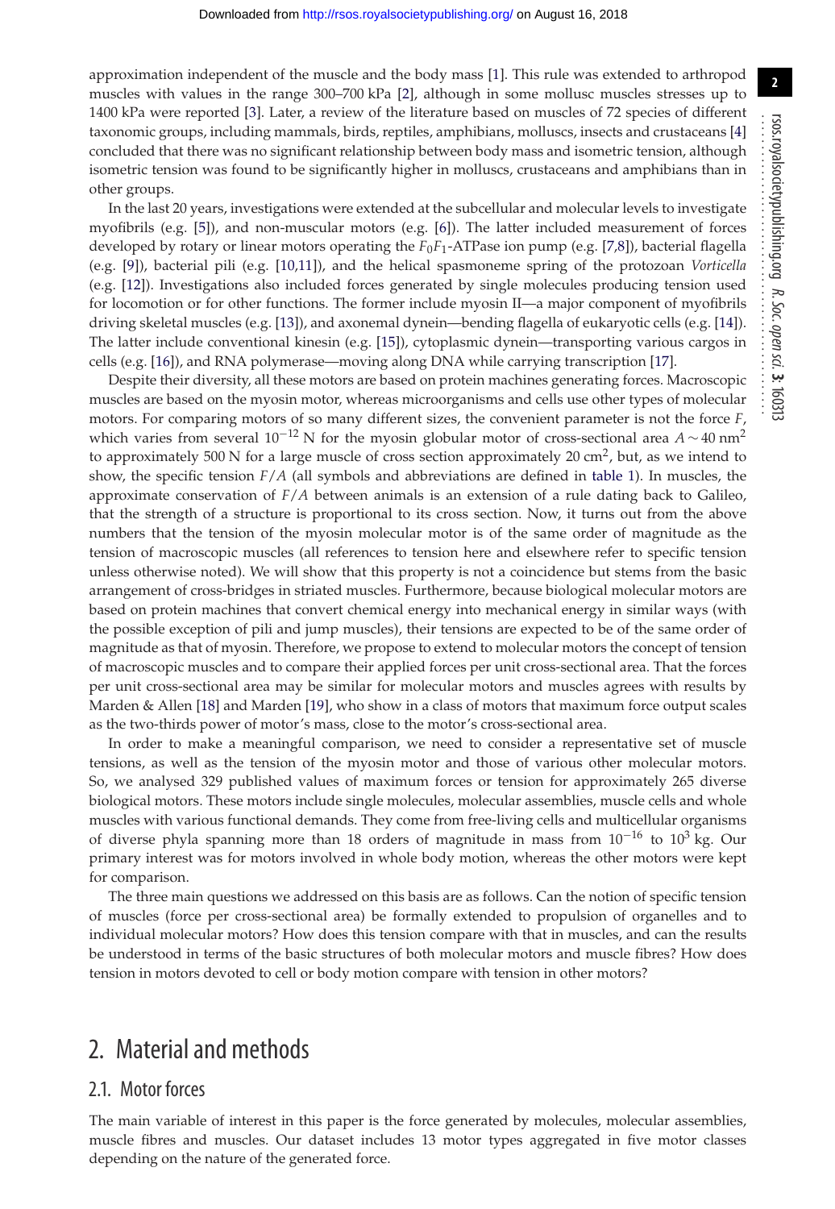approximation independent of the muscle and the body mass [1]. This rule was extended to arthropod muscles with values in the range 300–700 kPa [2], although in some mollusc muscles stresses up to 1400 kPa were reported [3]. Later, a review of the literature based on muscles of 72 species of different taxonomic groups, including mammals, birds, reptiles, amphibians, molluscs, insects and crustaceans [4] concluded that there was no significant relationship between body mass and isometric tension, although isometric tension was found to be significantly higher in molluscs, crustaceans and amphibians than in other groups.

In the last 20 years, investigations were extended at the subcellular and molecular levels to investigate myofibrils (e.g. [5]), and non-muscular motors (e.g. [6]). The latter included measurement of forces developed by rotary or linear motors operating the $F_0F_1$-ATPase ion pump (e.g. [7,8]), bacterial flagella (e.g. [9]), bacterial pili (e.g. [10,11]), and the helical spasmoneme spring of the protozoan *Vorticella* (e.g. [12]). Investigations also included forces generated by single molecules producing tension used for locomotion or for other functions. The former include myosin II—a major component of myofibrils driving skeletal muscles (e.g. [13]), and axonemal dynein—bending flagella of eukaryotic cells (e.g. [14]). The latter include conventional kinesin (e.g. [15]), cytoplasmic dynein—transporting various cargos in cells (e.g. [16]), and RNA polymerase—moving along DNA while carrying transcription [17].

Despite their diversity, all these motors are based on protein machines generating forces. Macroscopic muscles are based on the myosin motor, whereas microorganisms and cells use other types of molecular motors. For comparing motors of so many different sizes, the convenient parameter is not the force $F$, which varies from several $10^{-12}$ N for the myosin globular motor of cross-sectional area $A \sim 40\ \mathrm{nm}^2$ to approximately 500 N for a large muscle of cross section approximately 20 $\mathrm{cm}^2$, but, as we intend to show, the specific tension $F/A$ (all symbols and abbreviations are defined in table 1). In muscles, the approximate conservation of $F/A$ between animals is an extension of a rule dating back to Galileo, that the strength of a structure is proportional to its cross section. Now, it turns out from the above numbers that the tension of the myosin molecular motor is of the same order of magnitude as the tension of macroscopic muscles (all references to tension here and elsewhere refer to specific tension unless otherwise noted). We will show that this property is not a coincidence but stems from the basic arrangement of cross-bridges in striated muscles. Furthermore, because biological molecular motors are based on protein machines that convert chemical energy into mechanical energy in similar ways (with the possible exception of pili and jump muscles), their tensions are expected to be of the same order of magnitude as that of myosin. Therefore, we propose to extend to molecular motors the concept of tension of macroscopic muscles and to compare their applied forces per unit cross-sectional area. That the forces per unit cross-sectional area may be similar for molecular motors and muscles agrees with results by Marden & Allen [18] and Marden [19], who show in a class of motors that maximum force output scales as the two-thirds power of motor's mass, close to the motor's cross-sectional area.

In order to make a meaningful comparison, we need to consider a representative set of muscle tensions, as well as the tension of the myosin motor and those of various other molecular motors. So, we analysed 329 published values of maximum forces or tension for approximately 265 diverse biological motors. These motors include single molecules, molecular assemblies, muscle cells and whole muscles with various functional demands. They come from free-living cells and multicellular organisms of diverse phyla spanning more than 18 orders of magnitude in mass from $10^{-16}$ to $10^{3}$ kg. Our primary interest was for motors involved in whole body motion, whereas the other motors were kept for comparison.

The three main questions we addressed on this basis are as follows. Can the notion of specific tension of muscles (force per cross-sectional area) be formally extended to propulsion of organelles and to individual molecular motors? How does this tension compare with that in muscles, and can the results be understood in terms of the basic structures of both molecular motors and muscle fibres? How does tension in motors devoted to cell or body motion compare with tension in other motors?

## 2. Material and methods

### 2.1. Motor forces

The main variable of interest in this paper is the force generated by molecules, molecular assemblies, muscle fibres and muscles. Our dataset includes 13 motor types aggregated in five motor classes depending on the nature of the generated force.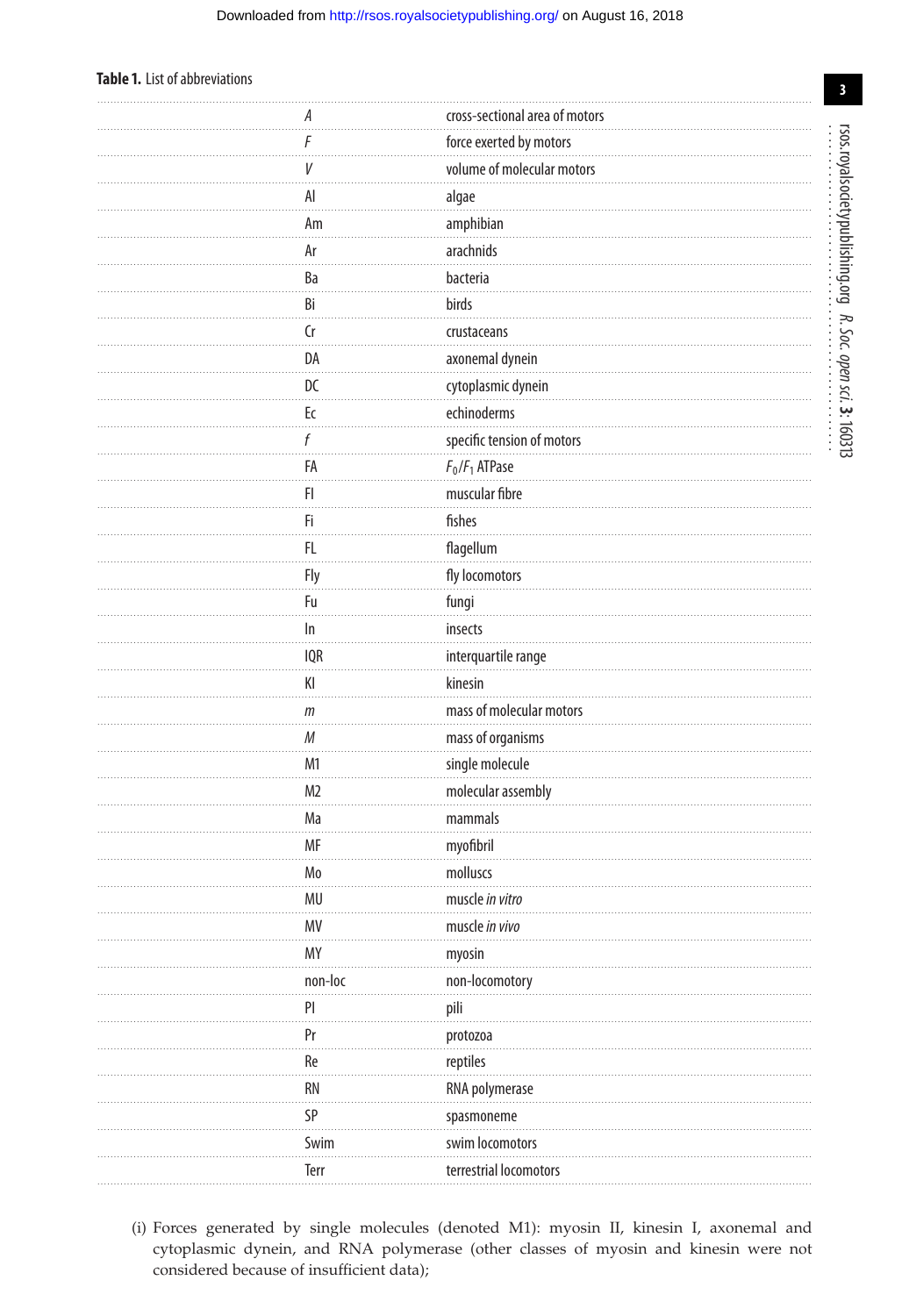**Table 1.** List of abbreviations

| | |
|---|---|
| *A* | cross-sectional area of motors |
| *F* | force exerted by motors |
| *V* | volume of molecular motors |
| Al | algae |
| Am | amphibian |
| Ar | arachnids |
| Ba | bacteria |
| Bi | birds |
| Cr | crustaceans |
| DA | axonemal dynein |
| DC | cytoplasmic dynein |
| Ec | echinoderms |
| *f* | specific tension of motors |
| FA | $F_0/F_1$ ATPase |
| Fl | muscular fibre |
| Fi | fishes |
| FL | flagellum |
| Fly | fly locomotors |
| Fu | fungi |
| In | insects |
| IQR | interquartile range |
| KI | kinesin |
| *m* | mass of molecular motors |
| *M* | mass of organisms |
| M1 | single molecule |
| M2 | molecular assembly |
| Ma | mammals |
| MF | myofibril |
| Mo | molluscs |
| MU | muscle *in vitro* |
| MV | muscle *in vivo* |
| MY | myosin |
| non-loc | non-locomotory |
| PI | pili |
| Pr | protozoa |
| Re | reptiles |
| RN | RNA polymerase |
| SP | spasmoneme |
| Swim | swim locomotors |
| Terr | terrestrial locomotors |

(i) Forces generated by single molecules (denoted M1): myosin II, kinesin I, axonemal and cytoplasmic dynein, and RNA polymerase (other classes of myosin and kinesin were not considered because of insufficient data);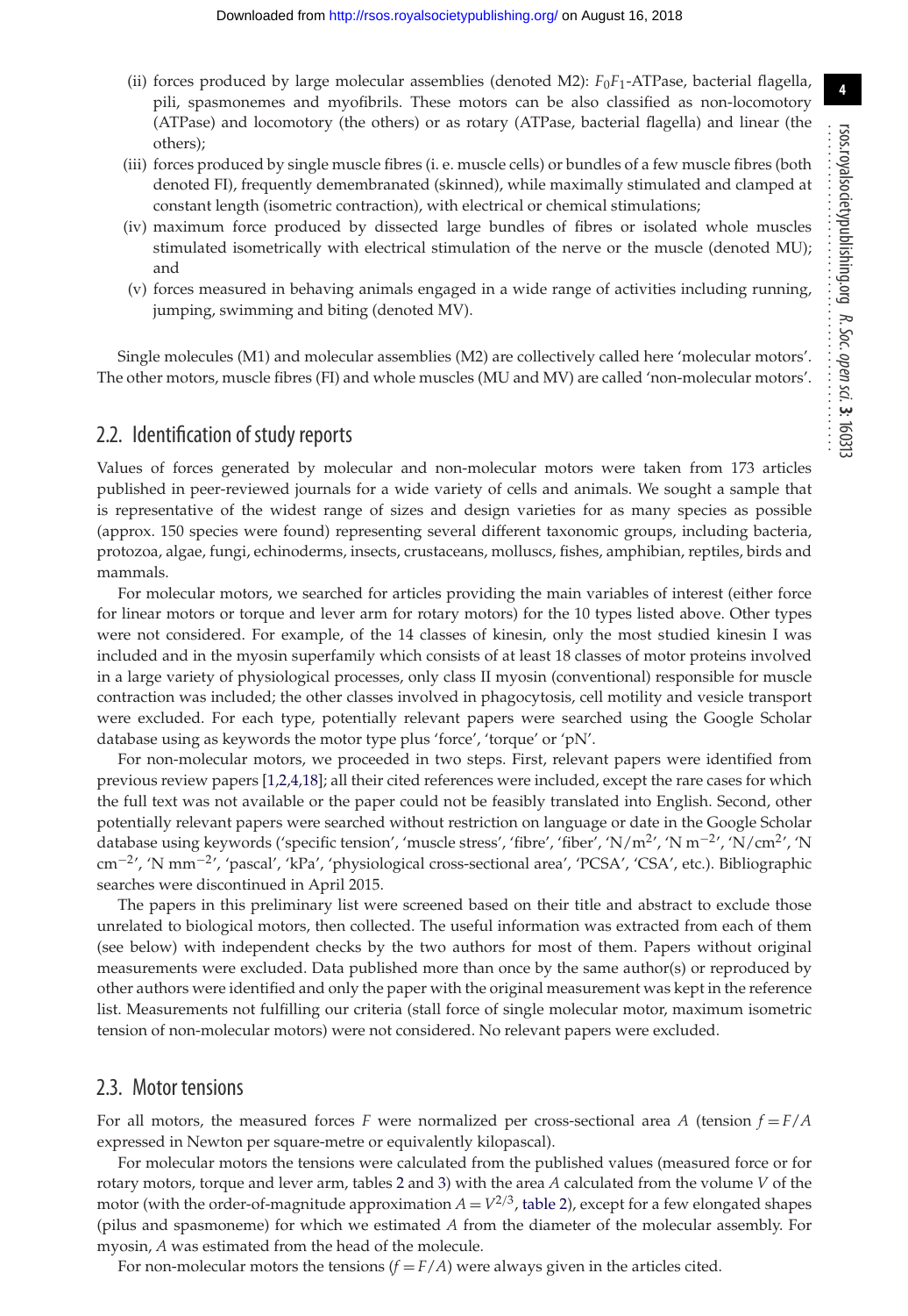(ii) forces produced by large molecular assemblies (denoted M2): $F_0F_1$-ATPase, bacterial flagella, pili, spasmonemes and myofibrils. These motors can be also classified as non-locomotory (ATPase) and locomotory (the others) or as rotary (ATPase, bacterial flagella) and linear (the others);

(iii) forces produced by single muscle fibres (i. e. muscle cells) or bundles of a few muscle fibres (both denoted FI), frequently demembranated (skinned), while maximally stimulated and clamped at constant length (isometric contraction), with electrical or chemical stimulations;

(iv) maximum force produced by dissected large bundles of fibres or isolated whole muscles stimulated isometrically with electrical stimulation of the nerve or the muscle (denoted MU); and

(v) forces measured in behaving animals engaged in a wide range of activities including running, jumping, swimming and biting (denoted MV).

Single molecules (M1) and molecular assemblies (M2) are collectively called here 'molecular motors'. The other motors, muscle fibres (FI) and whole muscles (MU and MV) are called 'non-molecular motors'.

## 2.2. Identification of study reports

Values of forces generated by molecular and non-molecular motors were taken from 173 articles published in peer-reviewed journals for a wide variety of cells and animals. We sought a sample that is representative of the widest range of sizes and design varieties for as many species as possible (approx. 150 species were found) representing several different taxonomic groups, including bacteria, protozoa, algae, fungi, echinoderms, insects, crustaceans, molluscs, fishes, amphibian, reptiles, birds and mammals.

For molecular motors, we searched for articles providing the main variables of interest (either force for linear motors or torque and lever arm for rotary motors) for the 10 types listed above. Other types were not considered. For example, of the 14 classes of kinesin, only the most studied kinesin I was included and in the myosin superfamily which consists of at least 18 classes of motor proteins involved in a large variety of physiological processes, only class II myosin (conventional) responsible for muscle contraction was included; the other classes involved in phagocytosis, cell motility and vesicle transport were excluded. For each type, potentially relevant papers were searched using the Google Scholar database using as keywords the motor type plus 'force', 'torque' or 'pN'.

For non-molecular motors, we proceeded in two steps. First, relevant papers were identified from previous review papers [1,2,4,18]; all their cited references were included, except the rare cases for which the full text was not available or the paper could not be feasibly translated into English. Second, other potentially relevant papers were searched without restriction on language or date in the Google Scholar database using keywords ('specific tension', 'muscle stress', 'fibre', 'fiber', 'N/m$^2$', 'N m$^{-2}$', 'N/cm$^2$', 'N cm$^{-2}$', 'N mm$^{-2}$', 'pascal', 'kPa', 'physiological cross-sectional area', 'PCSA', 'CSA', etc.). Bibliographic searches were discontinued in April 2015.

The papers in this preliminary list were screened based on their title and abstract to exclude those unrelated to biological motors, then collected. The useful information was extracted from each of them (see below) with independent checks by the two authors for most of them. Papers without original measurements were excluded. Data published more than once by the same author(s) or reproduced by other authors were identified and only the paper with the original measurement was kept in the reference list. Measurements not fulfilling our criteria (stall force of single molecular motor, maximum isometric tension of non-molecular motors) were not considered. No relevant papers were excluded.

## 2.3. Motor tensions

For all motors, the measured forces $F$ were normalized per cross-sectional area $A$ (tension $f = F/A$ expressed in Newton per square-metre or equivalently kilopascal).

For molecular motors the tensions were calculated from the published values (measured force or for rotary motors, torque and lever arm, tables 2 and 3) with the area $A$ calculated from the volume $V$ of the motor (with the order-of-magnitude approximation $A = V^{2/3}$, table 2), except for a few elongated shapes (pilus and spasmoneme) for which we estimated $A$ from the diameter of the molecular assembly. For myosin, $A$ was estimated from the head of the molecule.

For non-molecular motors the tensions ($f = F/A$) were always given in the articles cited.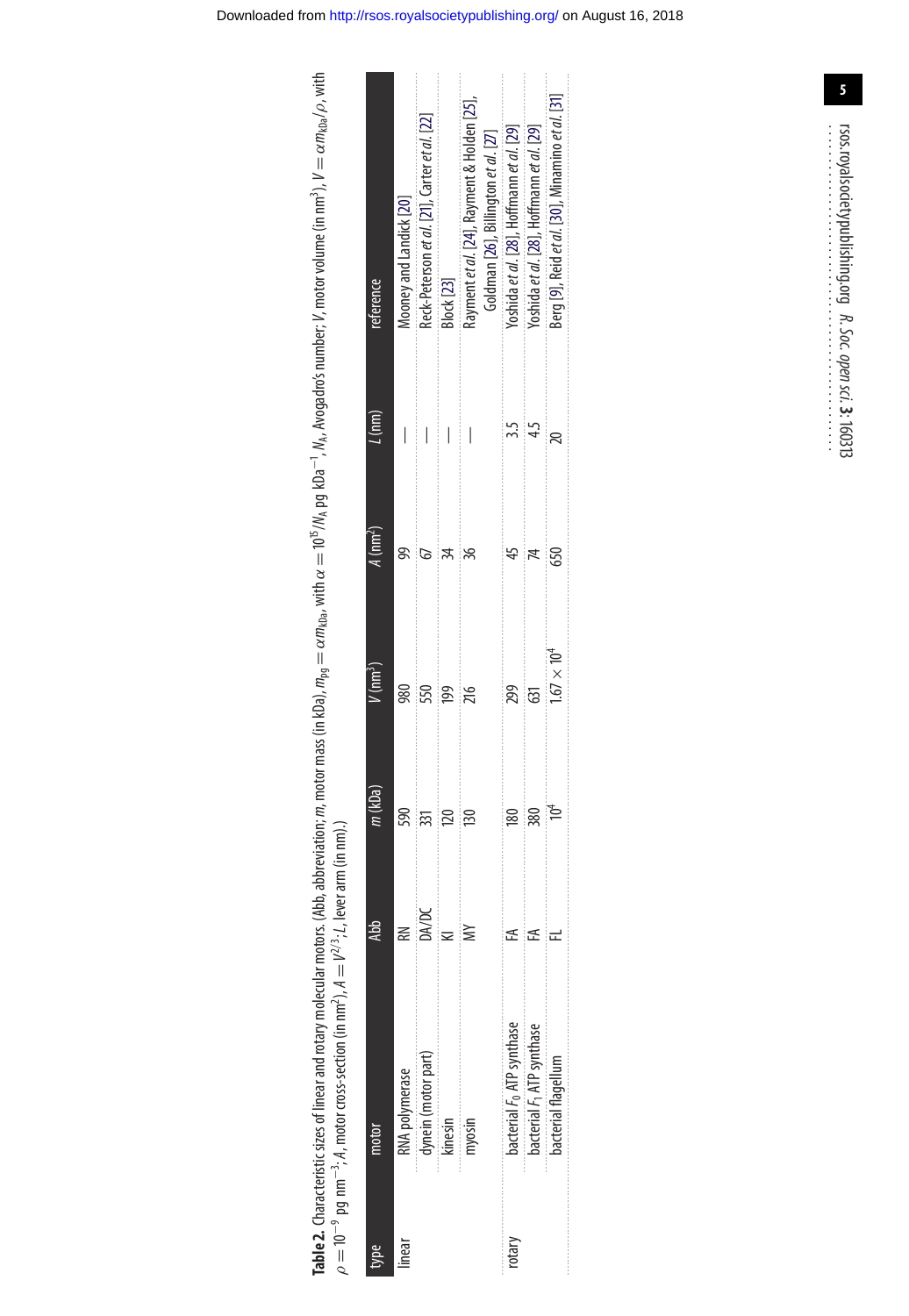**Table 2.** Characteristic sizes of linear and rotary molecular motors. (Abb, abbreviation; $m$, motor mass (in kDa), $m_{pg} = \alpha m_{kDa}$, with $\alpha = 10^{15}/N_A$ pg kDa$^{-1}$, $N_A$, Avogadro's number; $V$, motor volume (in nm$^3$), $V = \alpha m_{kDa}/\rho$, with $\rho = 10^{-9}$ pg nm$^{-3}$; $A$, motor cross-section (in nm$^2$), $A = V^{2/3}$; $L$, lever arm (in nm).)

| type | motor | Abb | $m$ (kDa) | $V$ (nm$^3$) | $A$ (nm$^2$) | $L$ (nm) | reference |
|---|---|---|---|---|---|---|---|
| linear | RNA polymerase | RN | 590 | 980 | 99 | — | Mooney and Landick [20] |
| | dynein (motor part) | DA/DC | 331 | 550 | 67 | — | Reck-Peterson *et al.* [21], Carter *et al.* [22] |
| | kinesin | KI | 120 | 199 | 34 | — | Block [23] |
| | myosin | MY | 130 | 216 | 36 | — | Rayment *et al.* [24], Rayment & Holden [25], Goldman [26], Billington *et al.* [27] |
| rotary | bacterial $F_0$ ATP synthase | FA | 180 | 299 | 45 | 3.5 | Yoshida *et al.* [28], Hoffmann *et al.* [29] |
| | bacterial $F_1$ ATP synthase | FA | 380 | 631 | 74 | 4.5 | Yoshida *et al.* [28], Hoffmann *et al.* [29] |
| | bacterial flagellum | FL | $10^4$ | $1.67 \times 10^4$ | 650 | 20 | Berg [9], Reid *et al.* [30], Minamino *et al.* [31] |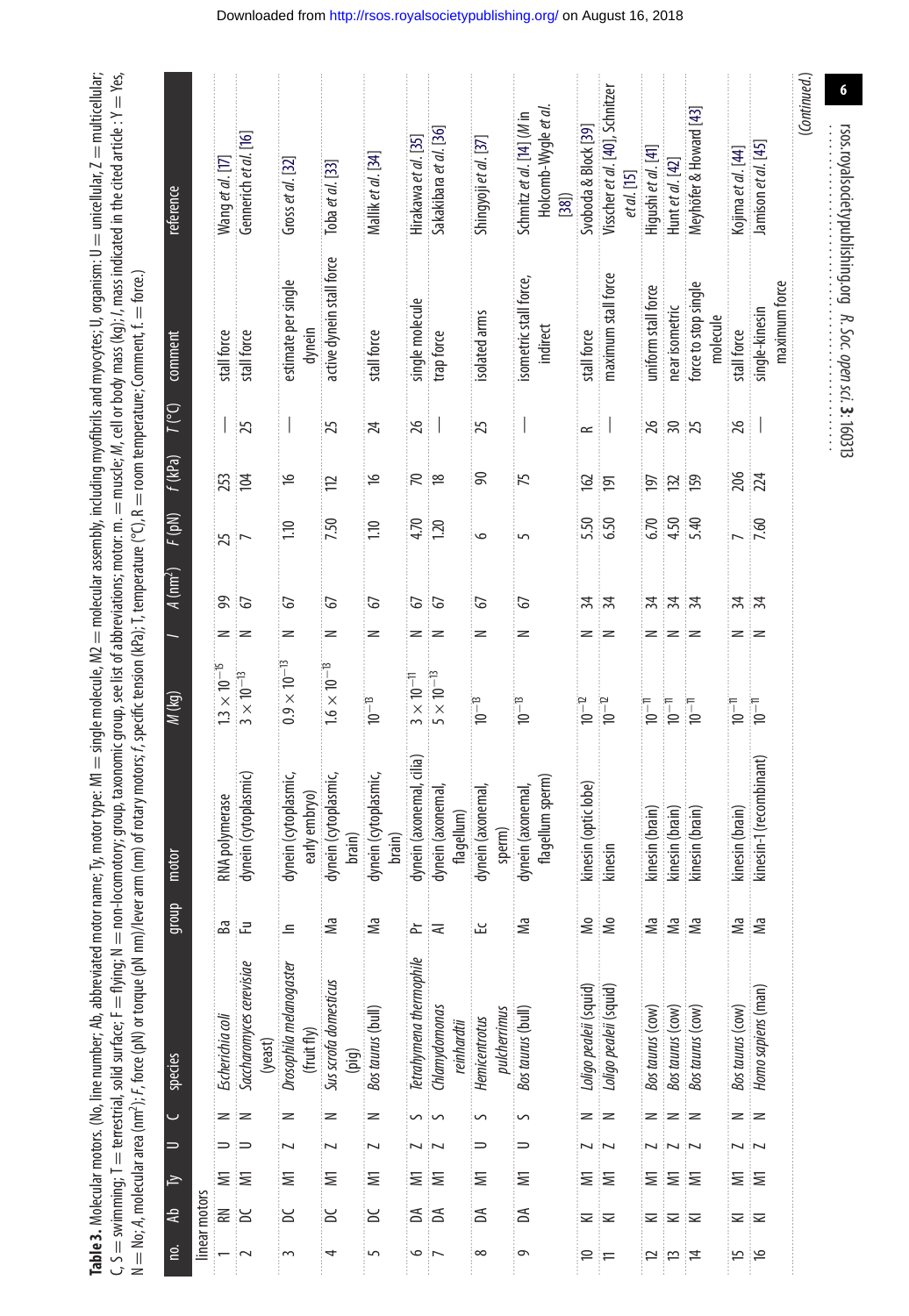**Table 3.** Molecular motors. (No, line number; Ab, abbreviated motor name; Ty, motor type: M1 = single molecule, M2 = molecular assembly, including myofibrils and myocytes; U, organism: U = unicellular, Z = multicellular; C, S = swimming; T = terrestrial, solid surface; F = flying; N = non-locomotory; group, taxonomic group, see list of abbreviations; motor: m. = muscle; *M*, cell or body mass (kg); *I*, mass indicated in the cited article : Y = Yes, N = No; *A*, molecular area (nm$^2$); *F*, force (pN) or torque (pN nm)/lever arm (nm) of rotary motors; *f*, specific tension (kPa); T, temperature (°C), R = room temperature; Comment, f. = force.)

| no. | Ab | Ty | U | C | species | group | motor | *M* (kg) | *I* | *A* (nm$^2$) | *F* (pN) | *f* (kPa) | *T* (°C) | comment | reference |
|---|---|---|---|---|---|---|---|---|---|---|---|---|---|---|---|
| linear motors | | | | | | | | | | | | | | | |
| 1 | RN | M1 | U | N | *Escherichia coli* | Ba | RNA polymerase | $1.3 \times 10^{-15}$ | N | 99 | 25 | 253 | — | stall force | Wang *et al.* [17] |
| 2 | DC | M1 | U | N | *Saccharomyces cerevisiae* (yeast) | Fu | dynein (cytoplasmic) | $3 \times 10^{-13}$ | N | 67 | 7 | 104 | 25 | stall force | Gennerich *et al.* [16] |
| 3 | DC | M1 | Z | N | *Drosophila melanogaster* (fruit fly) | In | dynein (cytoplasmic, early embryo) | $0.9 \times 10^{-13}$ | N | 67 | 1.10 | 16 | — | estimate per single dynein | Gross *et al.* [32] |
| 4 | DC | M1 | Z | N | *Sus scrofa domesticus* (pig) | Ma | dynein (cytoplasmic, brain) | $1.6 \times 10^{-13}$ | N | 67 | 7.50 | 112 | 25 | active dynein stall force | Toba *et al.* [33] |
| 5 | DC | M1 | Z | N | *Bos taurus* (bull) | Ma | dynein (cytoplasmic, brain) | $10^{-13}$ | N | 67 | 1.10 | 16 | 24 | stall force | Mallik *et al.* [34] |
| 6 | DA | M1 | Z | S | *Tetrahymena thermophile* | Pr | dynein (axonemal, cilia) | $3 \times 10^{-11}$ | N | 67 | 4.70 | 70 | 26 | single molecule | Hirakawa *et al.* [35] |
| 7 | DA | M1 | Z | S | *Chlamydomonas reinhardtii* | Al | dynein (axonemal, flagellum) | $5 \times 10^{-13}$ | N | 67 | 1.20 | 18 | — | trap force | Sakakibara *et al.* [36] |
| 8 | DA | M1 | U | S | *Hemicentrotus pulcherrimus* | Ec | dynein (axonemal, sperm) | $10^{-13}$ | N | 67 | 6 | 90 | 25 | isolated arms | Shingyoji *et al.* [37] |
| 9 | DA | M1 | U | S | *Bos taurus* (bull) | Ma | dynein (axonemal, flagellum sperm) | $10^{-13}$ | N | 67 | 5 | 75 | — | isometric stall force, indirect | Schmitz *et al.* [14] (*M* in Holcomb-Wygle *et al.* [38]) |
| 10 | KI | M1 | Z | N | *Loligo pealeii* (squid) | Mo | kinesin (optic lobe) | $10^{-12}$ | N | 34 | 5.50 | 162 | R | stall force | Svoboda & Block [39] |
| 11 | KI | M1 | Z | N | *Loligo pealeii* (squid) | Mo | kinesin | $10^{-12}$ | N | 34 | 6.50 | 191 | — | maximum stall force | Visscher *et al.* [40], Schnitzer *et al.* [15] |
| 12 | KI | M1 | Z | N | *Bos taurus* (cow) | Ma | kinesin (brain) | $10^{-11}$ | N | 34 | 6.70 | 197 | 26 | uniform stall force | Higushi *et al.* [41] |
| 13 | KI | M1 | Z | N | *Bos taurus* (cow) | Ma | kinesin (brain) | $10^{-11}$ | N | 34 | 4.50 | 132 | 30 | near isometric | Hunt *et al.* [42] |
| 14 | KI | M1 | Z | N | *Bos taurus* (cow) | Ma | kinesin (brain) | $10^{-11}$ | N | 34 | 5.40 | 159 | 25 | force to stop single molecule | Meyhöfer & Howard [43] |
| 15 | KI | M1 | Z | N | *Bos taurus* (cow) | Ma | kinesin (brain) | $10^{-11}$ | N | 34 | 7 | 206 | 26 | stall force | Kojima *et al.* [44] |
| 16 | KI | M1 | Z | N | *Homo sapiens* (man) | Ma | kinesin-1 (recombinant) | $10^{-11}$ | N | 34 | 7.60 | 224 | — | single-kinesin maximum force | Jamison *et al.* [45] |

(*Continued*.)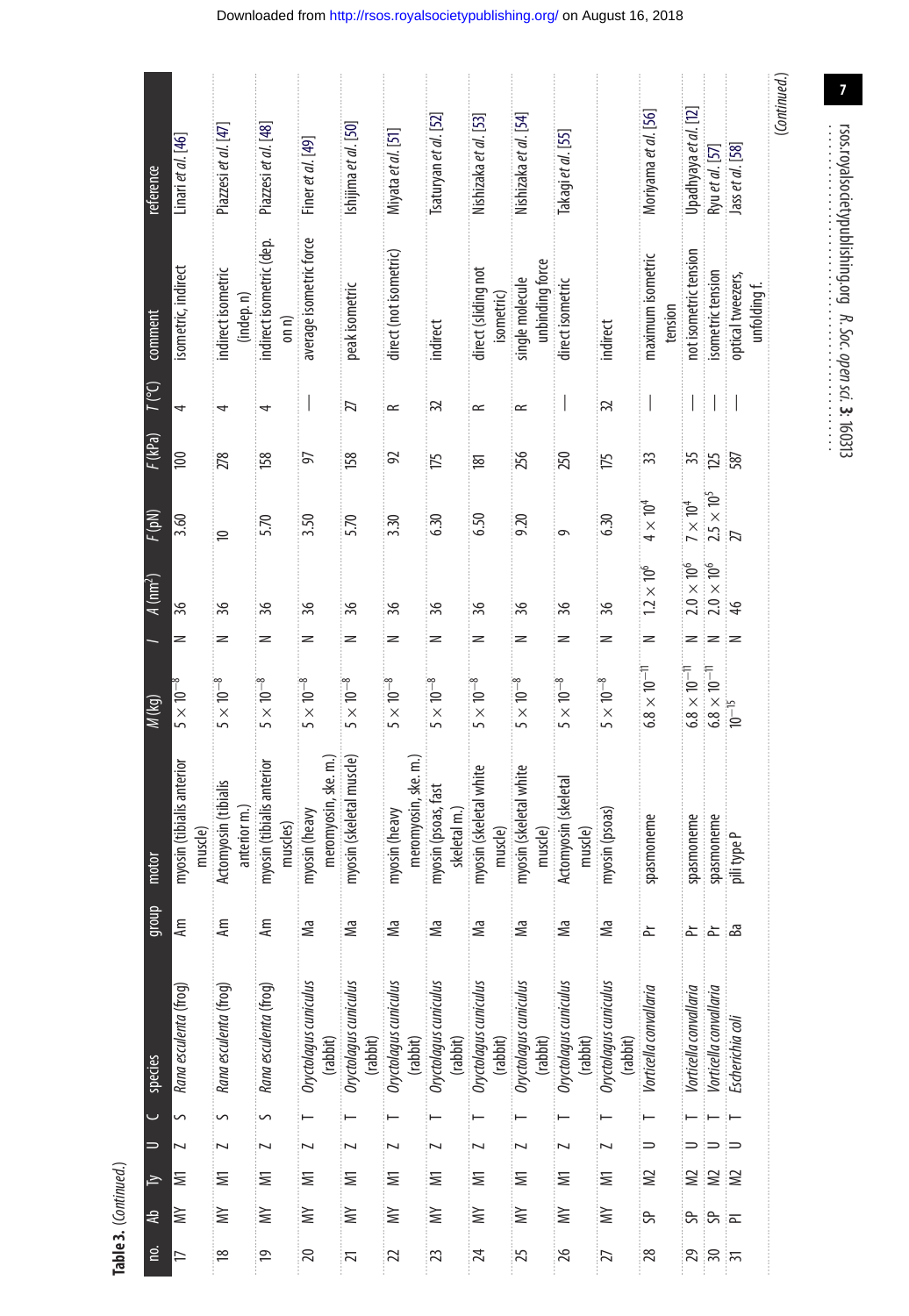**Table 3.** (*Continued.*)

| no. | Ab | Ty | U | C | species | group | motor | $M$ (kg) | $I$ | $A$ (nm$^2$) | $F$ (pN) | $F$ (kPa) | $T$ (°C) | comment | reference |
|---|---|---|---|---|---|---|---|---|---|---|---|---|---|---|---|
| 17 | MY | M1 | Z | S | *Rana esculenta* (frog) | Am | myosin (tibialis anterior muscle) | $5 \times 10^{-8}$ | N | 36 | 3.60 | 100 | 4 | isometric, indirect | Linari *et al.* [46] |
| 18 | MY | M1 | Z | S | *Rana esculenta* (frog) | Am | Actomyosin (tibialis anterior m.) | $5 \times 10^{-8}$ | N | 36 | 10 | 278 | 4 | indirect isometric (indep. n) | Piazzesi *et al.* [47] |
| 19 | MY | M1 | Z | S | *Rana esculenta* (frog) | Am | myosin (tibialis anterior muscles) | $5 \times 10^{-8}$ | N | 36 | 5.70 | 158 | 4 | indirect isometric (dep. on n) | Piazzesi *et al.* [48] |
| 20 | MY | M1 | Z | T | *Oryctolagus cuniculus* (rabbit) | Ma | myosin (heavy meromyosin, ske. m.) | $5 \times 10^{-8}$ | N | 36 | 3.50 | 97 | — | average isometric force | Finer *et al.* [49] |
| 21 | MY | M1 | Z | T | *Oryctolagus cuniculus* (rabbit) | Ma | myosin (skeletal muscle) | $5 \times 10^{-8}$ | N | 36 | 5.70 | 158 | 27 | peak isometric | Ishijima *et al.* [50] |
| 22 | MY | M1 | Z | T | *Oryctolagus cuniculus* (rabbit) | Ma | myosin (heavy meromyosin, ske. m.) | $5 \times 10^{-8}$ | N | 36 | 3.30 | 92 | R | direct (not isometric) | Miyata *et al.* [51] |
| 23 | MY | M1 | Z | T | *Oryctolagus cuniculus* (rabbit) | Ma | myosin (psoas, fast skeletal m.) | $5 \times 10^{-8}$ | N | 36 | 6.30 | 175 | 32 | indirect | Tsaturyan *et al.* [52] |
| 24 | MY | M1 | Z | T | *Oryctolagus cuniculus* (rabbit) | Ma | myosin (skeletal white muscle) | $5 \times 10^{-8}$ | N | 36 | 6.50 | 181 | R | direct (sliding not isometric) | Nishizaka *et al.* [53] |
| 25 | MY | M1 | Z | T | *Oryctolagus cuniculus* (rabbit) | Ma | myosin (skeletal white muscle) | $5 \times 10^{-8}$ | N | 36 | 9.20 | 256 | R | single molecule unbinding force | Nishizaka *et al.* [54] |
| 26 | MY | M1 | Z | T | *Oryctolagus cuniculus* (rabbit) | Ma | Actomyosin (skeletal muscle) | $5 \times 10^{-8}$ | N | 36 | 9 | 250 | — | direct isometric | Takagi *et al.* [55] |
| 27 | MY | M1 | Z | T | *Oryctolagus cuniculus* (rabbit) | Ma | myosin (psoas) | $5 \times 10^{-8}$ | N | 36 | 6.30 | 175 | 32 | indirect | |
| 28 | SP | M2 | U | T | *Vorticella convallaria* | Pr | spasmoneme | $6.8 \times 10^{-11}$ | N | $1.2 \times 10^{6}$ | $4 \times 10^{4}$ | 33 | — | maximum isometric tension | Moriyama *et al.* [56] |
| 29 | SP | M2 | U | T | *Vorticella convallaria* | Pr | spasmoneme | $6.8 \times 10^{-11}$ | N | $2.0 \times 10^{6}$ | $7 \times 10^{4}$ | 35 | — | not isometric tension | Upadhyaya *et al.* [12] |
| 30 | SP | M2 | U | T | *Vorticella convallaria* | Pr | spasmoneme | $6.8 \times 10^{-11}$ | N | $2.0 \times 10^{6}$ | $2.5 \times 10^{5}$ | 125 | — | isometric tension | Ryu *et al.* [57] |
| 31 | PI | M2 | U | T | *Escherichia coli* | Ba | pili type P | $10^{-15}$ | N | 46 | 27 | 587 | — | optical tweezers, unfolding f. | Jass *et al.* [58] |

(*Continued.*)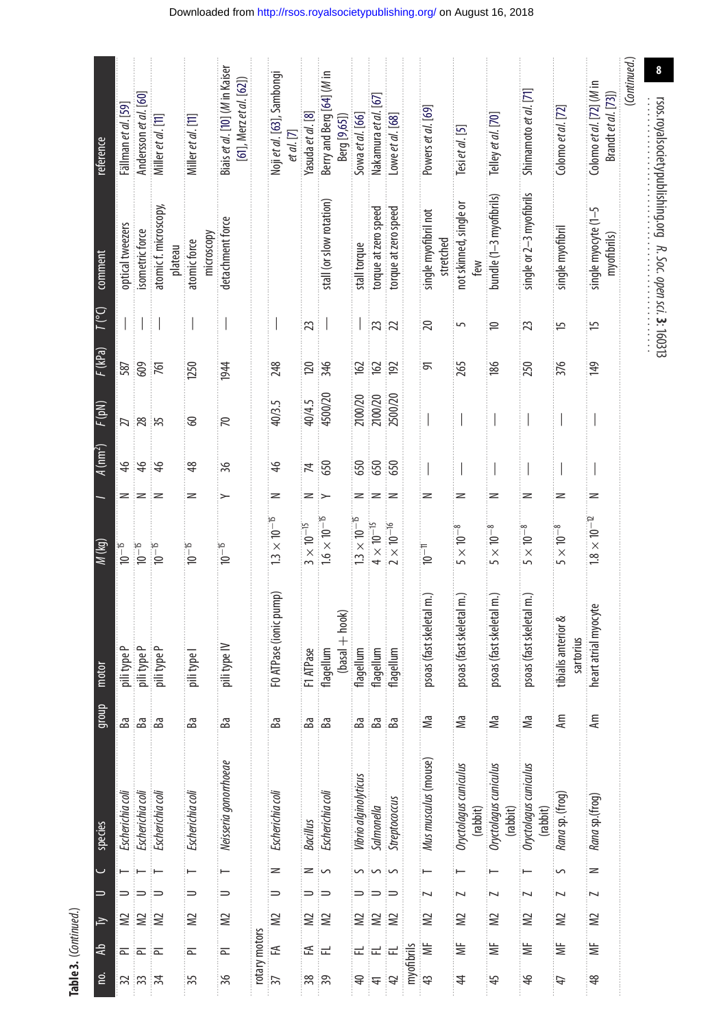**Table 3.** (*Continued.*)

| no. | Ab | Ty | U | C | species | group | motor | M (kg) | l | A (nm²) | F (pN) | F (kPa) | T (°C) | comment | reference |
|---|---|---|---|---|---|---|---|---|---|---|---|---|---|---|---|
| 32 | PI | M2 | U | T | *Escherichia coli* | Ba | pili type P | $10^{-15}$ | N | 46 | 27 | 587 | — | optical tweezers | Fällman *et al.* [59] |
| 33 | PI | M2 | U | T | *Escherichia coli* | Ba | pili type P | $10^{-15}$ | N | 46 | 28 | 609 | — | isometric force | Andersson *et al.* [60] |
| 34 | PI | M2 | U | T | *Escherichia coli* | Ba | pili type P | $10^{-15}$ | N | 46 | 35 | 761 | — | atomic f. microscopy, plateau | Miller *et al.* [11] |
| 35 | PI | M2 | U | T | *Escherichia coli* | Ba | pili type I | $10^{-15}$ | N | 48 | 60 | 1250 | — | atomic force microscopy | Miller *et al.* [11] |
| 36 | PI | M2 | U | T | *Neisseria gonorrhoeae* | Ba | pili type IV | $10^{-15}$ | Y | 36 | 70 | 1944 | — | detachment force | Biais *et al.* [10] (*M* in Kaiser [61], Merz *et al.* [62]) |
| rotary motors | | | | | | | | | | | | | | | |
| 37 | FA | M2 | U | N | *Escherichia coli* | Ba | F0 ATPase (ionic pump) | $1.3 \times 10^{-15}$ | N | 46 | 40/3.5 | 248 | — | | Noji *et al.* [63], Sambongi *et al.* [7] |
| 38 | FA | M2 | U | N | *Bacillus* | Ba | F1 ATPase | $3 \times 10^{-15}$ | N | 74 | 40/4.5 | 120 | 23 | | Yasuda *et al.* [8] |
| 39 | FL | M2 | U | S | *Escherichia coli* | Ba | flagellum (basal + hook) | $1.6 \times 10^{-15}$ | Y | 650 | 4500/20 | 346 | — | stall (or slow rotation) | Berry and Berg [64] (*M* in Berg [9,65]) |
| 40 | FL | M2 | U | S | *Vibrio alginolyticus* | Ba | flagellum | $1.3 \times 10^{-15}$ | N | 650 | 2100/20 | 162 | — | stall torque | Sowa *et al.* [66] |
| 41 | FL | M2 | U | S | *Salmonella* | Ba | flagellum | $4 \times 10^{-15}$ | N | 650 | 2100/20 | 162 | 23 | torque at zero speed | Nakamura *et al.* [67] |
| 42 | FL | M2 | U | S | *Streptococcus* | Ba | flagellum | $2 \times 10^{-16}$ | N | 650 | 2500/20 | 192 | 22 | torque at zero speed | Lowe *et al.* [68] |
| myofibrils | | | | | | | | | | | | | | | |
| 43 | MF | M2 | Z | T | *Mus musculus* (mouse) | Ma | psoas (fast skeletal m.) | $10^{-11}$ | N | — | — | 91 | 20 | single myofibril not stretched | Powers *et al.* [69] |
| 44 | MF | M2 | Z | T | *Oryctolagus cuniculus* (rabbit) | Ma | psoas (fast skeletal m.) | $5 \times 10^{-8}$ | N | — | — | 265 | 5 | not skinned, single or few | Tesi *et al.* [5] |
| 45 | MF | M2 | Z | T | *Oryctolagus cuniculus* (rabbit) | Ma | psoas (fast skeletal m.) | $5 \times 10^{-8}$ | N | — | — | 186 | 10 | bundle (1–3 myofibrils) | Telley *et al.* [70] |
| 46 | MF | M2 | Z | T | *Oryctolagus cuniculus* (rabbit) | Ma | psoas (fast skeletal m.) | $5 \times 10^{-8}$ | N | — | — | 250 | 23 | single or 2–3 myofibrils | Shimamoto *et al.* [71] |
| 47 | MF | M2 | Z | S | *Rana* sp. (frog) | Am | tibialis anterior & sartorius | $5 \times 10^{-8}$ | N | — | — | 376 | 15 | single myofibril | Colomo *et al.* [72] |
| 48 | MF | M2 | Z | N | *Rana* sp. (frog) | Am | heart atrial myocyte | $1.8 \times 10^{-12}$ | N | — | — | 149 | 15 | single myocyte (1–5 myofibrils) | Colomo *et al.* [72] (*M* in Brandt *et al.* [73]) |

(*Continued.*)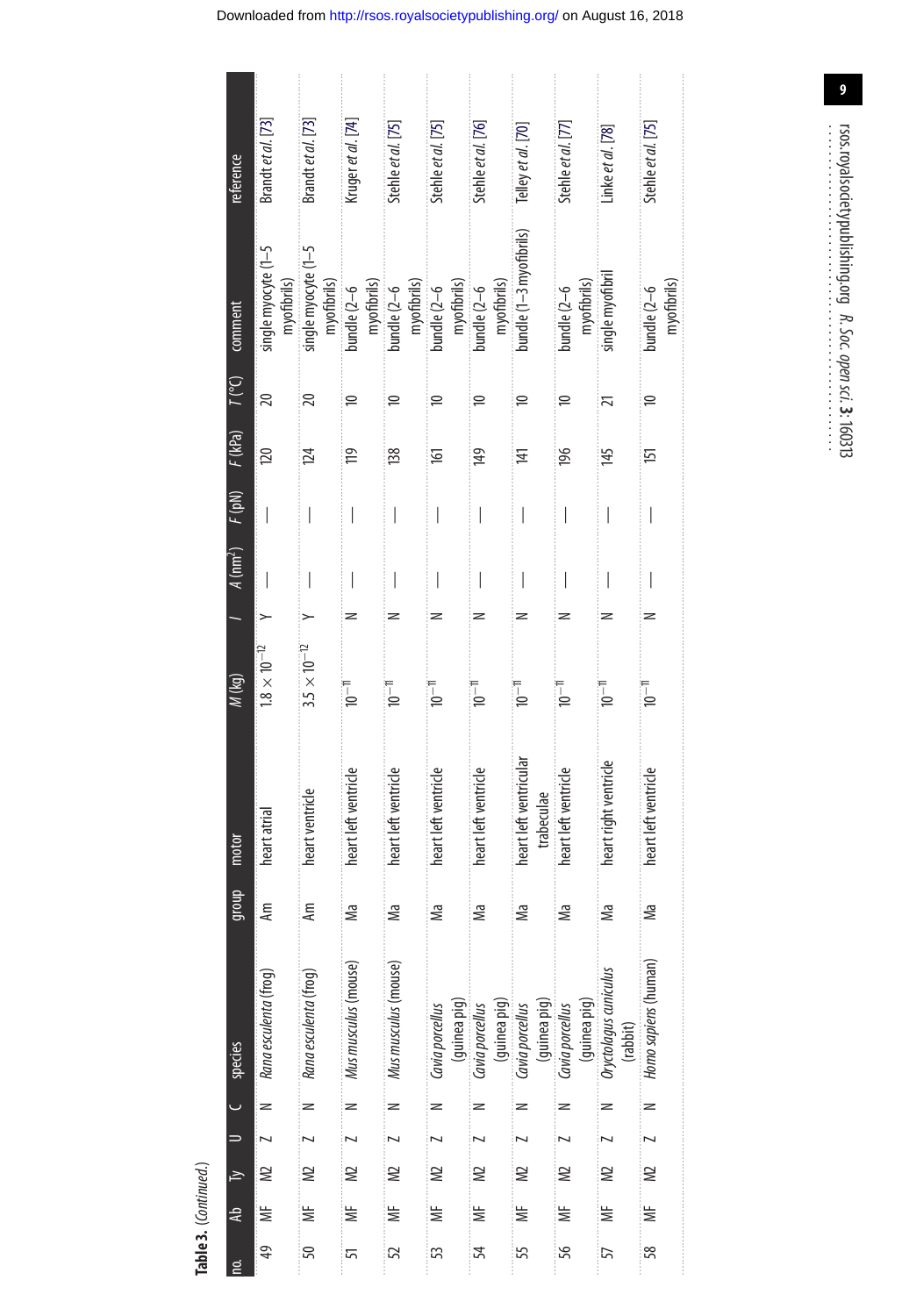**Table 3.** (*Continued*.)

| no. | Ab | Ty | U | C | species | group | motor | *M* (kg) | *I* | *A* (nm$^2$) | *F* (pN) | *F* (kPa) | *T* (°C) | comment | reference |
|---|---|---|---|---|---|---|---|---|---|---|---|---|---|---|---|
| 49 | MF | M2 | Z | N | *Rana esculenta* (frog) | Am | heart atrial | $1.8 \times 10^{-12}$ | Y | — | — | 120 | 20 | single myocyte (1–5 myofibrils) | Brandt *et al.* [73] |
| 50 | MF | M2 | Z | N | *Rana esculenta* (frog) | Am | heart ventricle | $3.5 \times 10^{-12}$ | Y | — | — | 124 | 20 | single myocyte (1–5 myofibrils) | Brandt *et al.* [73] |
| 51 | MF | M2 | Z | N | *Mus musculus* (mouse) | Ma | heart left ventricle | $10^{-11}$ | N | — | — | 119 | 10 | bundle (2–6 myofibrils) | Kruger *et al.* [74] |
| 52 | MF | M2 | Z | N | *Mus musculus* (mouse) | Ma | heart left ventricle | $10^{-11}$ | N | — | — | 138 | 10 | bundle (2–6 myofibrils) | Stehle *et al.* [75] |
| 53 | MF | M2 | Z | N | *Cavia porcellus* (guinea pig) | Ma | heart left ventricle | $10^{-11}$ | N | — | — | 161 | 10 | bundle (2–6 myofibrils) | Stehle *et al.* [75] |
| 54 | MF | M2 | Z | N | *Cavia porcellus* (guinea pig) | Ma | heart left ventricle | $10^{-11}$ | N | — | — | 149 | 10 | bundle (2–6 myofibrils) | Stehle *et al.* [76] |
| 55 | MF | M2 | Z | N | *Cavia porcellus* (guinea pig) | Ma | heart left ventricular trabeculae | $10^{-11}$ | N | — | — | 141 | 10 | bundle (1–3 myofibrils) | Telley *et al.* [70] |
| 56 | MF | M2 | Z | N | *Cavia porcellus* (guinea pig) | Ma | heart left ventricle | $10^{-11}$ | N | — | — | 196 | 10 | bundle (2–6 myofibrils) | Stehle *et al.* [77] |
| 57 | MF | M2 | Z | N | *Oryctolagus cuniculus* (rabbit) | Ma | heart right ventricle | $10^{-11}$ | N | — | — | 145 | 21 | single myofibril | Linke *et al.* [78] |
| 58 | MF | M2 | Z | N | *Homo sapiens* (human) | Ma | heart left ventricle | $10^{-11}$ | N | — | — | 151 | 10 | bundle (2–6 myofibrils) | Stehle *et al.* [75] |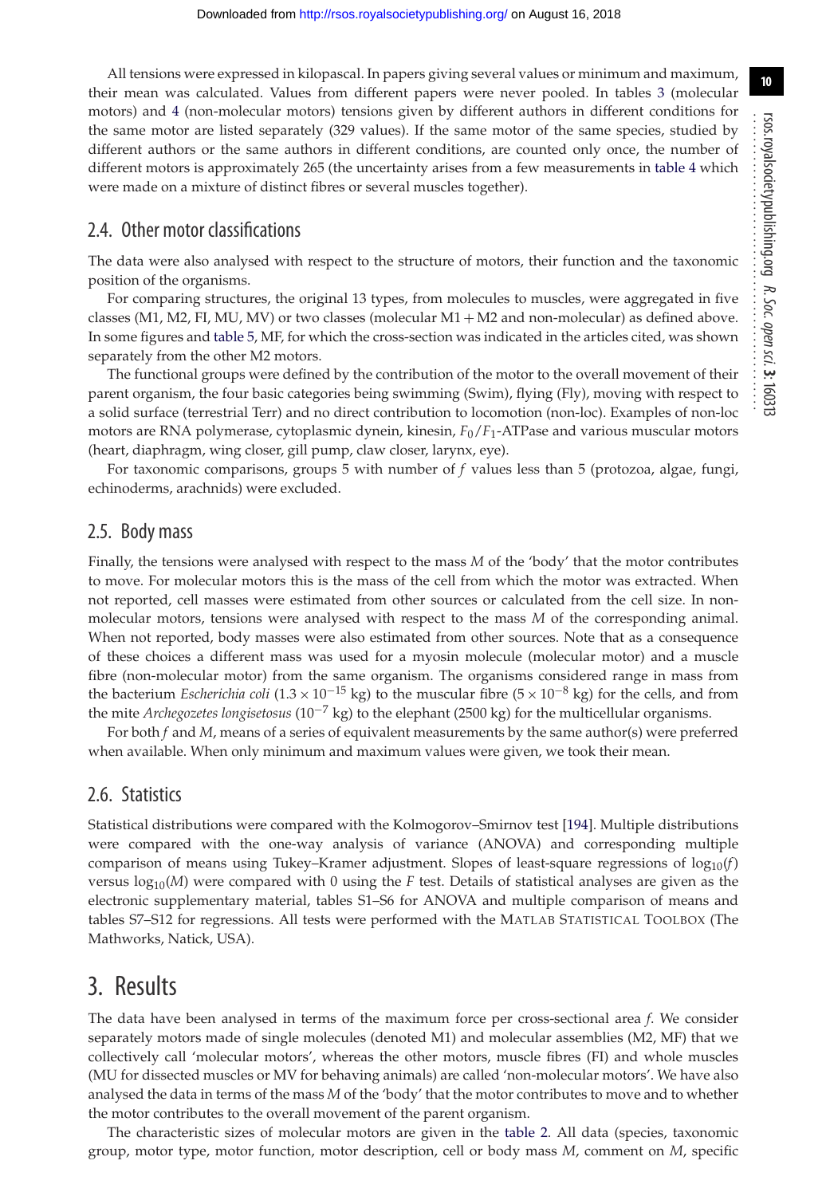All tensions were expressed in kilopascal. In papers giving several values or minimum and maximum, their mean was calculated. Values from different papers were never pooled. In tables 3 (molecular motors) and 4 (non-molecular motors) tensions given by different authors in different conditions for the same motor are listed separately (329 values). If the same motor of the same species, studied by different authors or the same authors in different conditions, are counted only once, the number of different motors is approximately 265 (the uncertainty arises from a few measurements in table 4 which were made on a mixture of distinct fibres or several muscles together).

## 2.4. Other motor classifications

The data were also analysed with respect to the structure of motors, their function and the taxonomic position of the organisms.

For comparing structures, the original 13 types, from molecules to muscles, were aggregated in five classes (M1, M2, FI, MU, MV) or two classes (molecular M1 + M2 and non-molecular) as defined above. In some figures and table 5, MF, for which the cross-section was indicated in the articles cited, was shown separately from the other M2 motors.

The functional groups were defined by the contribution of the motor to the overall movement of their parent organism, the four basic categories being swimming (Swim), flying (Fly), moving with respect to a solid surface (terrestrial Terr) and no direct contribution to locomotion (non-loc). Examples of non-loc motors are RNA polymerase, cytoplasmic dynein, kinesin, $F_0/F_1$-ATPase and various muscular motors (heart, diaphragm, wing closer, gill pump, claw closer, larynx, eye).

For taxonomic comparisons, groups 5 with number of *f* values less than 5 (protozoa, algae, fungi, echinoderms, arachnids) were excluded.

## 2.5. Body mass

Finally, the tensions were analysed with respect to the mass *M* of the 'body' that the motor contributes to move. For molecular motors this is the mass of the cell from which the motor was extracted. When not reported, cell masses were estimated from other sources or calculated from the cell size. In non-molecular motors, tensions were analysed with respect to the mass *M* of the corresponding animal. When not reported, body masses were also estimated from other sources. Note that as a consequence of these choices a different mass was used for a myosin molecule (molecular motor) and a muscle fibre (non-molecular motor) from the same organism. The organisms considered range in mass from the bacterium *Escherichia coli* ($1.3 \times 10^{-15}$ kg) to the muscular fibre ($5 \times 10^{-8}$ kg) for the cells, and from the mite *Archegozetes longisetosus* ($10^{-7}$ kg) to the elephant (2500 kg) for the multicellular organisms.

For both *f* and *M*, means of a series of equivalent measurements by the same author(s) were preferred when available. When only minimum and maximum values were given, we took their mean.

## 2.6. Statistics

Statistical distributions were compared with the Kolmogorov–Smirnov test [194]. Multiple distributions were compared with the one-way analysis of variance (ANOVA) and corresponding multiple comparison of means using Tukey–Kramer adjustment. Slopes of least-square regressions of $\log_{10}(f)$ versus $\log_{10}(M)$ were compared with 0 using the *F* test. Details of statistical analyses are given as the electronic supplementary material, tables S1–S6 for ANOVA and multiple comparison of means and tables S7–S12 for regressions. All tests were performed with the MATLAB STATISTICAL TOOLBOX (The Mathworks, Natick, USA).

# 3. Results

The data have been analysed in terms of the maximum force per cross-sectional area *f*. We consider separately motors made of single molecules (denoted M1) and molecular assemblies (M2, MF) that we collectively call 'molecular motors', whereas the other motors, muscle fibres (FI) and whole muscles (MU for dissected muscles or MV for behaving animals) are called 'non-molecular motors'. We have also analysed the data in terms of the mass *M* of the 'body' that the motor contributes to move and to whether the motor contributes to the overall movement of the parent organism.

The characteristic sizes of molecular motors are given in the table 2. All data (species, taxonomic group, motor type, motor function, motor description, cell or body mass *M*, comment on *M*, specific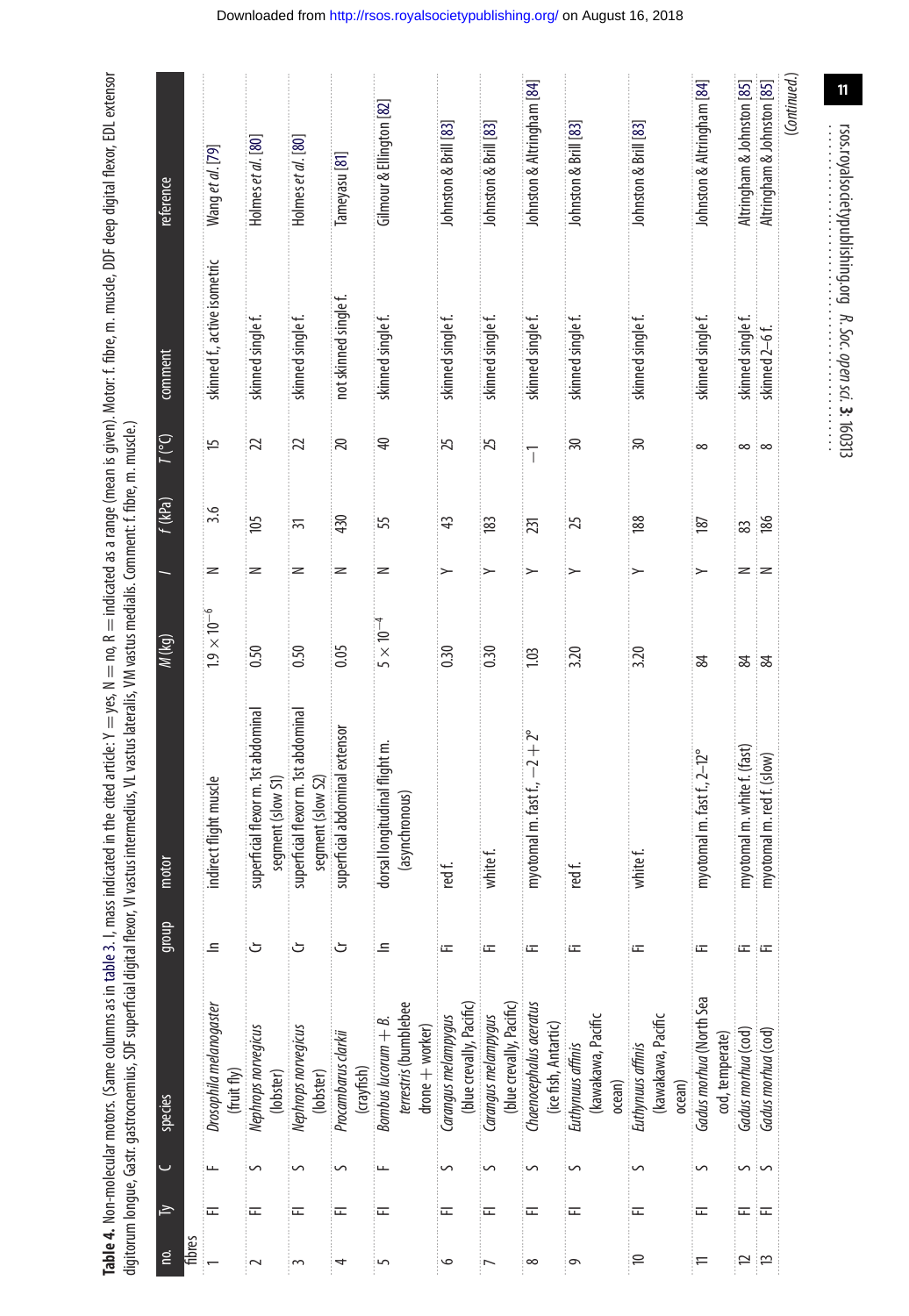**Table 4.** Non-molecular motors. (Same columns as in table 3. I, mass indicated in the cited article: Y = yes, N = no, R = indicated as a range (mean is given). Motor: f. fibre, m. muscle, DDF deep digital flexor, EDL extensor digitorum longue, Gastr. gastrocnemius, SDF superficial digital flexor, VI vastus intermedius, VL vastus lateralis, VM vastus medialis. Comment: f. fibre, m. muscle.)

| no. | Ty | C | species | group | motor | M (kg) | I | f (kPa) | T (°C) | comment | reference |
|---|---|---|---|---|---|---|---|---|---|---|---|
| fibres | | | | | | | | | | | |
| 1 | Fl | F | *Drosophila melanogaster* (fruit fly) | In | indirect flight muscle | $1.9 \times 10^{-6}$ | N | 3.6 | 15 | skinned f., active isometric | Wang *et al.* [79] |
| 2 | Fl | S | *Nephrops norvegicus* (lobster) | Cr | superficial flexor m. 1st abdominal segment (slow S1) | 0.50 | N | 105 | 22 | skinned single f. | Holmes *et al.* [80] |
| 3 | Fl | S | *Nephrops norvegicus* (lobster) | Cr | superficial flexor m. 1st abdominal segment (slow S2) | 0.50 | N | 31 | 22 | skinned single f. | Holmes *et al.* [80] |
| 4 | Fl | S | *Procambarus clarkii* (crayfish) | Cr | superficial abdominal extensor | 0.05 | N | 430 | 20 | not skinned single f. | Tameyasu [81] |
| 5 | Fl | F | *Bombus lucorum* + *B. terrestris* (bumblebee drone + worker) | In | dorsal longitudinal flight m. (asynchronous) | $5 \times 10^{-4}$ | N | 55 | 40 | skinned single f. | Gilmour & Ellington [82] |
| 6 | Fl | S | *Carangus melampygus* (blue crevally, Pacific) | Fi | red f. | 0.30 | Y | 43 | 25 | skinned single f. | Johnston & Brill [83] |
| 7 | Fl | S | *Carangus melampygus* (blue crevally, Pacific) | Fi | white f. | 0.30 | Y | 183 | 25 | skinned single f. | Johnston & Brill [83] |
| 8 | Fl | S | *Chaenocephalus aceratus* (ice fish, Antartic) | Fi | myotomal m. fast f., −2 + 2° | 1.03 | Y | 231 | −1 | skinned single f. | Johnston & Altringham [84] |
| 9 | Fl | S | *Euthynuus affinis* (kawakawa, Pacific ocean) | Fi | red f. | 3.20 | Y | 25 | 30 | skinned single f. | Johnston & Brill [83] |
| 10 | Fl | S | *Euthynuus affinis* (kawakawa, Pacific ocean) | Fi | white f. | 3.20 | Y | 188 | 30 | skinned single f. | Johnston & Brill [83] |
| 11 | Fl | S | *Gadus morhua* (North Sea cod, temperate) | Fi | myotomal m. fast f., 2–12° | 84 | Y | 187 | 8 | skinned single f. | Johnston & Altringham [84] |
| 12 | Fl | S | *Gadus morhua* (cod) | Fi | myotomal m. white f. (fast) | 84 | N | 83 | 8 | skinned single f. | Altringham & Johnston [85] |
| 13 | Fl | S | *Gadus morhua* (cod) | Fi | myotomal m. red f. (slow) | 84 | N | 186 | 8 | skinned 2–6 f. | Altringham & Johnston [85] |

(Continued.)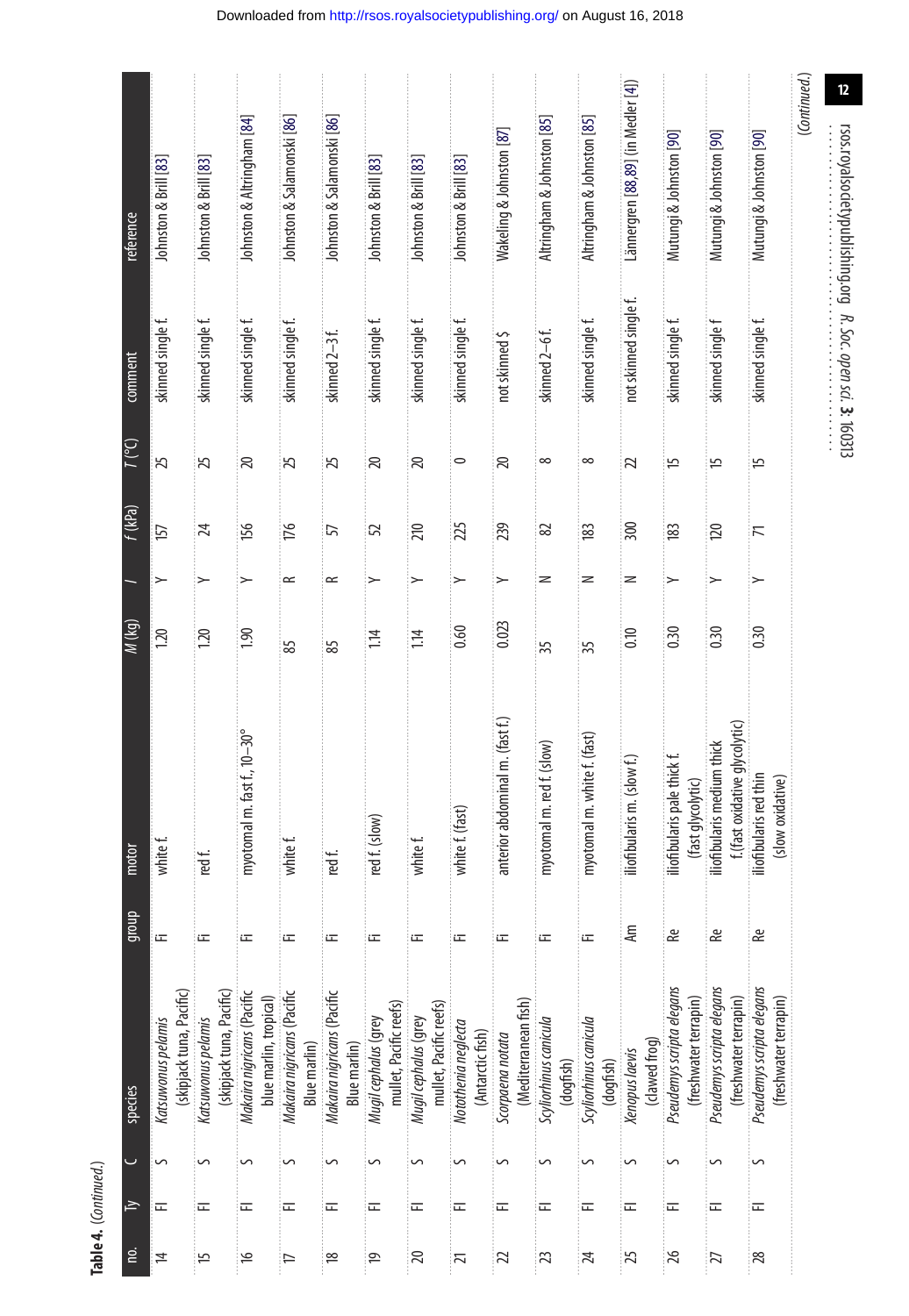**Table 4.** (*Continued*.)

| no. | Ty | C | species | group | motor | *M* (kg) | *I* | *f* (kPa) | *T* (°C) | comment | reference |
|---|---|---|---|---|---|---|---|---|---|---|---|
| 14 | Fl | S | *Katsuwonus pelamis* (skipjack tuna, Pacific) | Fi | white f. | 1.20 | Y | 157 | 25 | skinned single f. | Johnston & Brill [83] |
| 15 | Fl | S | *Katsuwonus pelamis* (skipjack tuna, Pacific) | Fi | red f. | 1.20 | Y | 24 | 25 | skinned single f. | Johnston & Brill [83] |
| 16 | Fl | S | *Makaira nigricans* (Pacific blue marlin, tropical) | Fi | myotomal m. fast f., 10–30° | 1.90 | Y | 156 | 20 | skinned single f. | Johnston & Altringham [84] |
| 17 | Fl | S | *Makaira nigricans* (Pacific Blue marlin) | Fi | white f. | 85 | R | 176 | 25 | skinned single f. | Johnston & Salamonski [86] |
| 18 | Fl | S | *Makaira nigricans* (Pacific Blue marlin) | Fi | red f. | 85 | R | 57 | 25 | skinned 2–3 f. | Johnston & Salamonski [86] |
| 19 | Fl | S | *Mugil cephalus* (grey mullet, Pacific reefs) | Fi | red f. (slow) | 1.14 | Y | 52 | 20 | skinned single f. | Johnston & Brill [83] |
| 20 | Fl | S | *Mugil cephalus* (grey mullet, Pacific reefs) | Fi | white f. | 1.14 | Y | 210 | 20 | skinned single f. | Johnston & Brill [83] |
| 21 | Fl | S | *Notothenia neglecta* (Antarctic fish) | Fi | white f. (fast) | 0.60 | Y | 225 | 0 | skinned single f. | Johnston & Brill [83] |
| 22 | Fl | S | *Scorpaena notata* (Mediterranean fish) | Fi | anterior abdominal m. (fast f.) | 0.023 | Y | 239 | 20 | not skinned $ | Wakeling & Johnston [87] |
| 23 | Fl | S | *Scyliorhinus canicula* (dogfish) | Fi | myotomal m. red f. (slow) | 35 | N | 82 | 8 | skinned 2–6 f. | Altringham & Johnston [85] |
| 24 | Fl | S | *Scyliorhinus canicula* (dogfish) | Fi | myotomal m. white f. (fast) | 35 | N | 183 | 8 | skinned single f. | Altringham & Johnston [85] |
| 25 | Fl | S | *Xenopus laevis* (clawed frog) | Am | iliofibularis m. (slow f.) | 0.10 | N | 300 | 22 | not skinned single f. | Lännergren [88,89] (in Medler [4]) |
| 26 | Fl | S | *Pseudemys scripta elegans* (freshwater terrapin) | Re | iliofibularis pale thick f. (fast glycolytic) | 0.30 | Y | 183 | 15 | skinned single f. | Mutungi & Johnston [90] |
| 27 | Fl | S | *Pseudemys scripta elegans* (freshwater terrapin) | Re | iliofibularis medium thick f. (fast oxidative glycolytic) | 0.30 | Y | 120 | 15 | skinned single f | Mutungi & Johnston [90] |
| 28 | Fl | S | *Pseudemys scripta elegans* (freshwater terrapin) | Re | iliofibularis red thin (slow oxidative) | 0.30 | Y | 71 | 15 | skinned single f. | Mutungi & Johnston [90] |

(*Continued*.)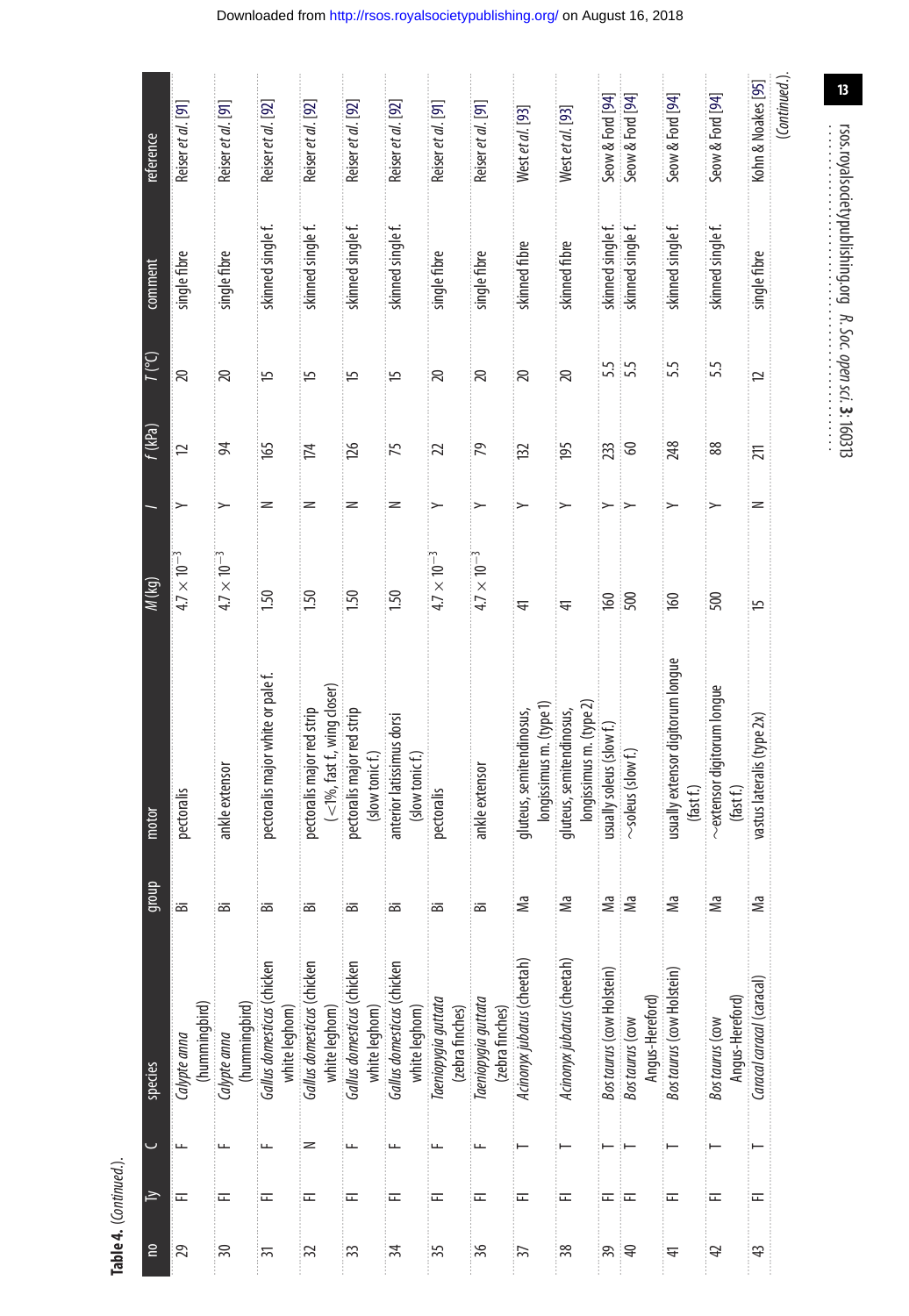**Table 4.** (*Continued*.).

| no | Ty | C | species | group | motor | *M* (kg) | *I* | *f* (kPa) | *T* (°C) | comment | reference |
|---|---|---|---|---|---|---|---|---|---|---|---|
| 29 | Fl | F | *Calypte anna* (hummingbird) | Bi | pectoralis | $4.7 \times 10^{-3}$ | Y | 12 | 20 | single fibre | Reiser *et al*. [91] |
| 30 | Fl | F | *Calypte anna* (hummingbird) | Bi | ankle extensor | $4.7 \times 10^{-3}$ | Y | 94 | 20 | single fibre | Reiser *et al*. [91] |
| 31 | Fl | F | *Gallus domesticus* (chicken white leghorn) | Bi | pectoralis major white or pale f. | 1.50 | N | 165 | 15 | skinned single f. | Reiser *et al*. [92] |
| 32 | Fl | N | *Gallus domesticus* (chicken white leghorn) | Bi | pectoralis major red strip (<1%, fast f., wing closer) | 1.50 | N | 174 | 15 | skinned single f. | Reiser *et al*. [92] |
| 33 | Fl | F | *Gallus domesticus* (chicken white leghorn) | Bi | pectoralis major red strip (slow tonic f.) | 1.50 | N | 126 | 15 | skinned single f. | Reiser *et al*. [92] |
| 34 | Fl | F | *Gallus domesticus* (chicken white leghorn) | Bi | anterior latissimus dorsi (slow tonic f.) | 1.50 | N | 75 | 15 | skinned single f. | Reiser *et al*. [92] |
| 35 | Fl | F | *Taeniopygia guttata* (zebra finches) | Bi | pectoralis | $4.7 \times 10^{-3}$ | Y | 22 | 20 | single fibre | Reiser *et al*. [91] |
| 36 | Fl | F | *Taeniopygia guttata* (zebra finches) | Bi | ankle extensor | $4.7 \times 10^{-3}$ | Y | 79 | 20 | single fibre | Reiser *et al*. [91] |
| 37 | Fl | T | *Acinonyx jubatus* (cheetah) | Ma | gluteus, semitendinosus, longissimus m. (type 1) | 41 | Y | 132 | 20 | skinned fibre | West *et al*. [93] |
| 38 | Fl | T | *Acinonyx jubatus* (cheetah) | Ma | gluteus, semitendinosus, longissimus m. (type 2) | 41 | Y | 195 | 20 | skinned fibre | West *et al*. [93] |
| 39 | Fl | T | *Bos taurus* (cow Holstein) | Ma | usually soleus (slow f.) | 160 | Y | 233 | 5.5 | skinned single f. | Seow & Ford [94] |
| 40 | Fl | T | *Bos taurus* (cow Angus-Hereford) | Ma | ~soleus (slow f.) | 500 | Y | 60 | 5.5 | skinned single f. | Seow & Ford [94] |
| 41 | Fl | T | *Bos taurus* (cow Holstein) | Ma | usually extensor digitorum longue (fast f.) | 160 | Y | 248 | 5.5 | skinned single f. | Seow & Ford [94] |
| 42 | Fl | T | *Bos taurus* (cow Angus-Hereford) | Ma | ~extensor digitorum longue (fast f.) | 500 | Y | 88 | 5.5 | skinned single f. | Seow & Ford [94] |
| 43 | Fl | T | *Caracal caracal* (caracal) | Ma | vastus lateralis (type 2x) | 15 | N | 211 | 12 | single fibre | Kohn & Noakes [95] |

(*Continued*.)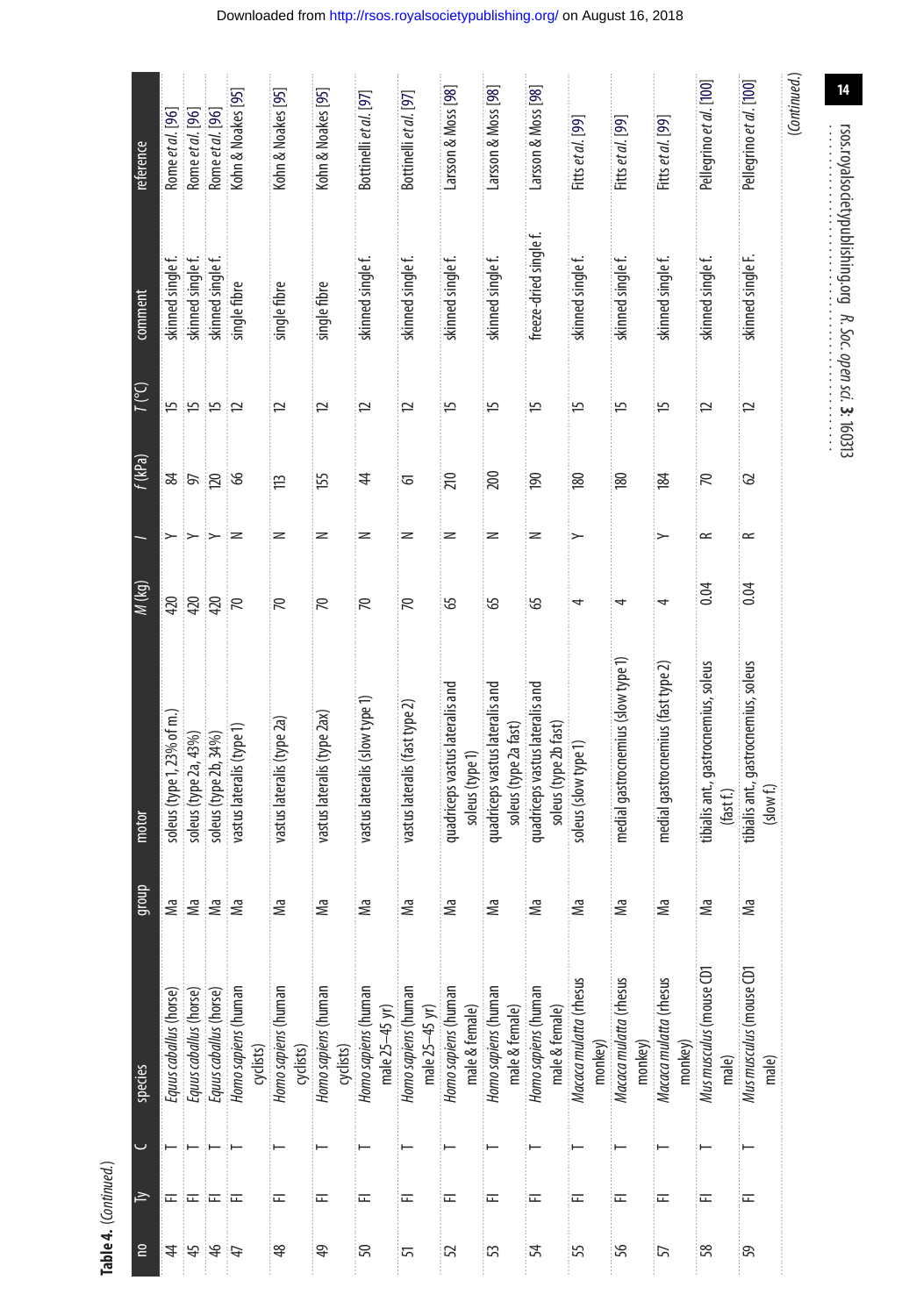**Table 4.** (*Continued.*)

| no | Ty | C | species | group | motor | *M* (kg) | *I* | *f* (kPa) | *T* (°C) | comment | reference |
|---|---|---|---|---|---|---|---|---|---|---|---|
| 44 | FI | T | *Equus caballus* (horse) | Ma | soleus (type 1, 23% of m.) | 420 | Y | 84 | 15 | skinned single f. | Rome *et al.* [96] |
| 45 | FI | T | *Equus caballus* (horse) | Ma | soleus (type 2a, 43%) | 420 | Y | 97 | 15 | skinned single f. | Rome *et al.* [96] |
| 46 | FI | T | *Equus caballus* (horse) | Ma | soleus (type 2b, 34%) | 420 | Y | 120 | 15 | skinned single f. | Rome *et al.* [96] |
| 47 | FI | T | *Homo sapiens* (human cyclists) | Ma | vastus lateralis (type 1) | 70 | N | 66 | 12 | single fibre | Kohn & Noakes [95] |
| 48 | FI | T | *Homo sapiens* (human cyclists) | Ma | vastus lateralis (type 2a) | 70 | N | 113 | 12 | single fibre | Kohn & Noakes [95] |
| 49 | FI | T | *Homo sapiens* (human cyclists) | Ma | vastus lateralis (type 2ax) | 70 | N | 155 | 12 | single fibre | Kohn & Noakes [95] |
| 50 | FI | T | *Homo sapiens* (human male 25–45 yr) | Ma | vastus lateralis (slow type 1) | 70 | N | 44 | 12 | skinned single f. | Bottinelli *et al.* [97] |
| 51 | FI | T | *Homo sapiens* (human male 25–45 yr) | Ma | vastus lateralis (fast type 2) | 70 | N | 61 | 12 | skinned single f. | Bottinelli *et al.* [97] |
| 52 | FI | T | *Homo sapiens* (human male & female) | Ma | quadriceps vastus lateralis and soleus (type 1) | 65 | N | 210 | 15 | skinned single f. | Larsson & Moss [98] |
| 53 | FI | T | *Homo sapiens* (human male & female) | Ma | quadriceps vastus lateralis and soleus (type 2a fast) | 65 | N | 200 | 15 | skinned single f. | Larsson & Moss [98] |
| 54 | FI | T | *Homo sapiens* (human male & female) | Ma | quadriceps vastus lateralis and soleus (type 2b fast) | 65 | N | 190 | 15 | freeze-dried single f. | Larsson & Moss [98] |
| 55 | FI | T | *Macaca mulatta* (rhesus monkey) | Ma | soleus (slow type 1) | 4 | Y | 180 | 15 | skinned single f. | Fitts *et al.* [99] |
| 56 | FI | T | *Macaca mulatta* (rhesus monkey) | Ma | medial gastrocnemius (slow type 1) | 4 | | 180 | 15 | skinned single f. | Fitts *et al.* [99] |
| 57 | FI | T | *Macaca mulatta* (rhesus monkey) | Ma | medial gastrocnemius (fast type 2) | 4 | Y | 184 | 15 | skinned single f. | Fitts *et al.* [99] |
| 58 | FI | T | *Mus musculus* (mouse CD1 male) | Ma | tibialis ant., gastrocnemius, soleus (fast f.) | 0.04 | R | 70 | 12 | skinned single f. | Pellegrino *et al.* [100] |
| 59 | FI | T | *Mus musculus* (mouse CD1 male) | Ma | tibialis ant., gastrocnemius, soleus (slow f.) | 0.04 | R | 62 | 12 | skinned single F. | Pellegrino *et al.* [100] |

(*Continued.*)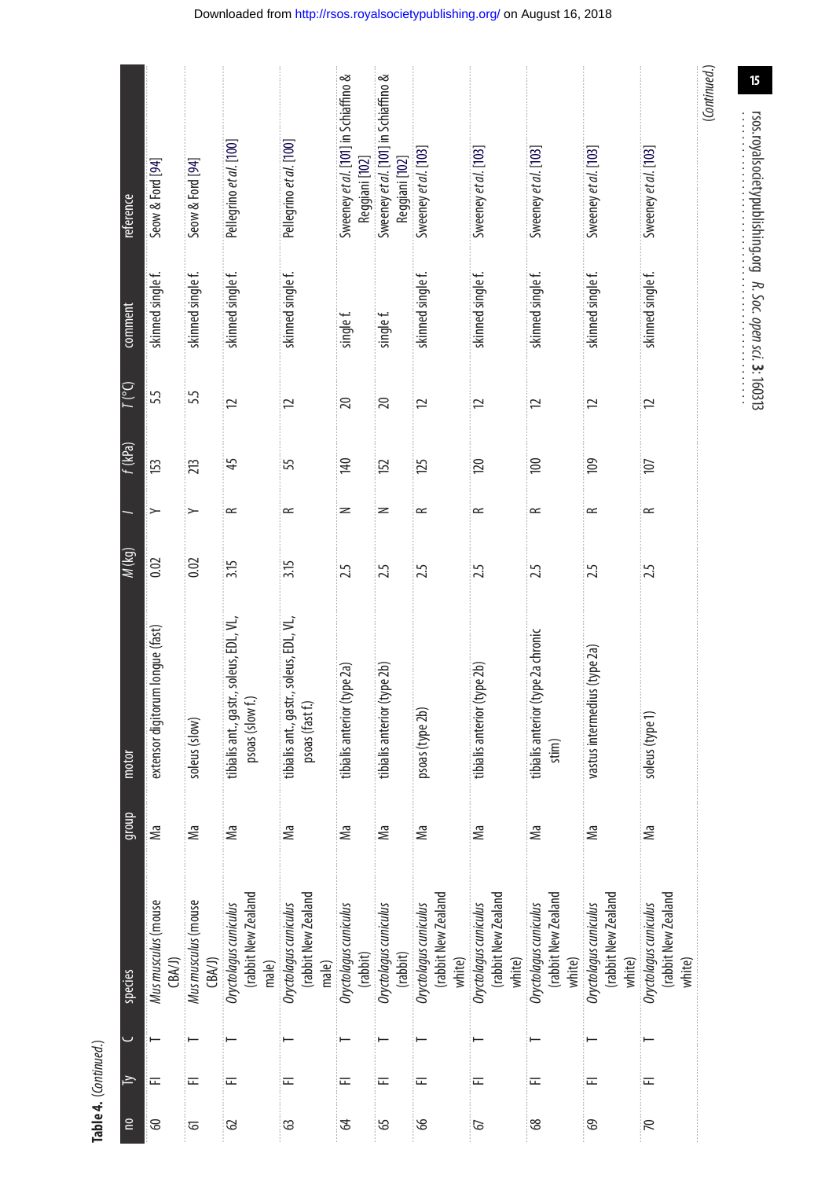**Table 4.** (*Continued*.)

| no | Ty | C | species | group | motor | *M* (kg) | *I* | *f* (kPa) | *T* (°C) | comment | reference |
|---|---|---|---|---|---|---|---|---|---|---|---|
| 60 | FI | T | *Mus musculus* (mouse CBA/J) | Ma | extensor digitorum longue (fast) | 0.02 | Y | 153 | 5.5 | skinned single f. | Seow & Ford [94] |
| 61 | FI | T | *Mus musculus* (mouse CBA/J) | Ma | soleus (slow) | 0.02 | Y | 213 | 5.5 | skinned single f. | Seow & Ford [94] |
| 62 | FI | T | *Oryctolagus cuniculus* (rabbit New Zealand male) | Ma | tibialis ant., gastr., soleus, EDL, VL, psoas (slow f.) | 3.15 | R | 45 | 12 | skinned single f. | Pellegrino *et al.* [100] |
| 63 | FI | T | *Oryctolagus cuniculus* (rabbit New Zealand male) | Ma | tibialis ant., gastr., soleus, EDL, VL, psoas (fast f.) | 3.15 | R | 55 | 12 | skinned single f. | Pellegrino *et al.* [100] |
| 64 | FI | T | *Oryctolagus cuniculus* (rabbit) | Ma | tibialis anterior (type 2a) | 2.5 | N | 140 | 20 | single f. | Sweeney *et al.* [101] in Schiaffino & Reggiani [102] |
| 65 | FI | T | *Oryctolagus cuniculus* (rabbit) | Ma | tibialis anterior (type 2b) | 2.5 | N | 152 | 20 | single f. | Sweeney *et al.* [101] in Schiaffino & Reggiani [102] |
| 66 | FI | T | *Oryctolagus cuniculus* (rabbit New Zealand white) | Ma | psoas (type 2b) | 2.5 | R | 125 | 12 | skinned single f. | Sweeney *et al.* [103] |
| 67 | FI | T | *Oryctolagus cuniculus* (rabbit New Zealand white) | Ma | tibialis anterior (type 2b) | 2.5 | R | 120 | 12 | skinned single f. | Sweeney *et al.* [103] |
| 68 | FI | T | *Oryctolagus cuniculus* (rabbit New Zealand white) | Ma | tibialis anterior (type 2a chronic stim) | 2.5 | R | 100 | 12 | skinned single f. | Sweeney *et al.* [103] |
| 69 | FI | T | *Oryctolagus cuniculus* (rabbit New Zealand white) | Ma | vastus intermedius (type 2a) | 2.5 | R | 109 | 12 | skinned single f. | Sweeney *et al.* [103] |
| 70 | FI | T | *Oryctolagus cuniculus* (rabbit New Zealand white) | Ma | soleus (type 1) | 2.5 | R | 107 | 12 | skinned single f. | Sweeney *et al.* [103] |

(*Continued*.)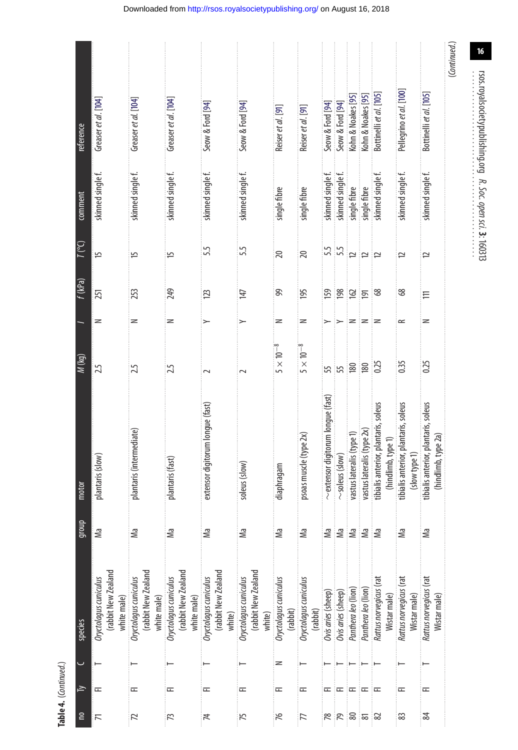**Table 4.** (*Continued*.)

| no | Ty | C | species | group | motor | *M* (kg) | *I* | *f* (kPa) | *T* (°C) | comment | reference |
|---|---|---|---|---|---|---|---|---|---|---|---|
| 71 | Fl | T | *Oryctolagus cuniculus* (rabbit New Zealand white male) | Ma | plantaris (slow) | 2.5 | N | 251 | 15 | skinned single f. | Greaser *et al.* [104] |
| 72 | Fl | T | *Oryctolagus cuniculus* (rabbit New Zealand white male) | Ma | plantaris (intermediate) | 2.5 | N | 253 | 15 | skinned single f. | Greaser *et al.* [104] |
| 73 | Fl | T | *Oryctolagus cuniculus* (rabbit New Zealand white male) | Ma | plantaris (fast) | 2.5 | N | 249 | 15 | skinned single f. | Greaser *et al.* [104] |
| 74 | Fl | T | *Oryctolagus cuniculus* (rabbit New Zealand white) | Ma | extensor digitorum longue (fast) | 2 | Y | 123 | 5.5 | skinned single f. | Seow & Ford [94] |
| 75 | Fl | T | *Oryctolagus cuniculus* (rabbit New Zealand white) | Ma | soleus (slow) | 2 | Y | 147 | 5.5 | skinned single f. | Seow & Ford [94] |
| 76 | Fl | N | *Oryctolagus cuniculus* (rabbit) | Ma | diaphragam | $5 \times 10^{-8}$ | N | 99 | 20 | single fibre | Reiser *et al.* [91] |
| 77 | Fl | T | *Oryctolagus cuniculus* (rabbit) | Ma | psoas muscle (type 2x) | $5 \times 10^{-8}$ | N | 195 | 20 | single fibre | Reiser *et al.* [91] |
| 78 | Fl | T | *Ovis aries* (sheep) | Ma | ~extensor digitorum longue (fast) | 55 | Y | 159 | 5.5 | skinned single f. | Seow & Ford [94] |
| 79 | Fl | T | *Ovis aries* (sheep) | Ma | ~soleus (slow) | 55 | Y | 198 | 5.5 | skinned single f. | Seow & Ford [94] |
| 80 | Fl | T | *Panthera leo* (lion) | Ma | vastus lateralis (type 1) | 180 | N | 162 | 12 | single fibre | Kohn & Noakes [95] |
| 81 | Fl | T | *Panthera leo* (lion) | Ma | vastus lateralis (type 2x) | 180 | N | 191 | 12 | single fibre | Kohn & Noakes [95] |
| 82 | Fl | T | *Rattus norvegicus* (rat Wistar male) | Ma | tibialis anterior, plantaris, soleus (hindlimb, type 1) | 0.25 | N | 68 | 12 | skinned single f. | Bottinelli *et al.* [105] |
| 83 | Fl | T | *Rattus norvegicus* (rat Wistar male) | Ma | tibialis anterior, plantaris, soleus (slow type 1) | 0.35 | R | 68 | 12 | skinned single f. | Pellegrino *et al.* [100] |
| 84 | Fl | T | *Rattus norvegicus* (rat Wistar male) | Ma | tibialis anterior, plantaris, soleus (hindlimb, type 2a) | 0.25 | N | 111 | 12 | skinned single f. | Bottinelli *et al.* [105] |

(*Continued*.)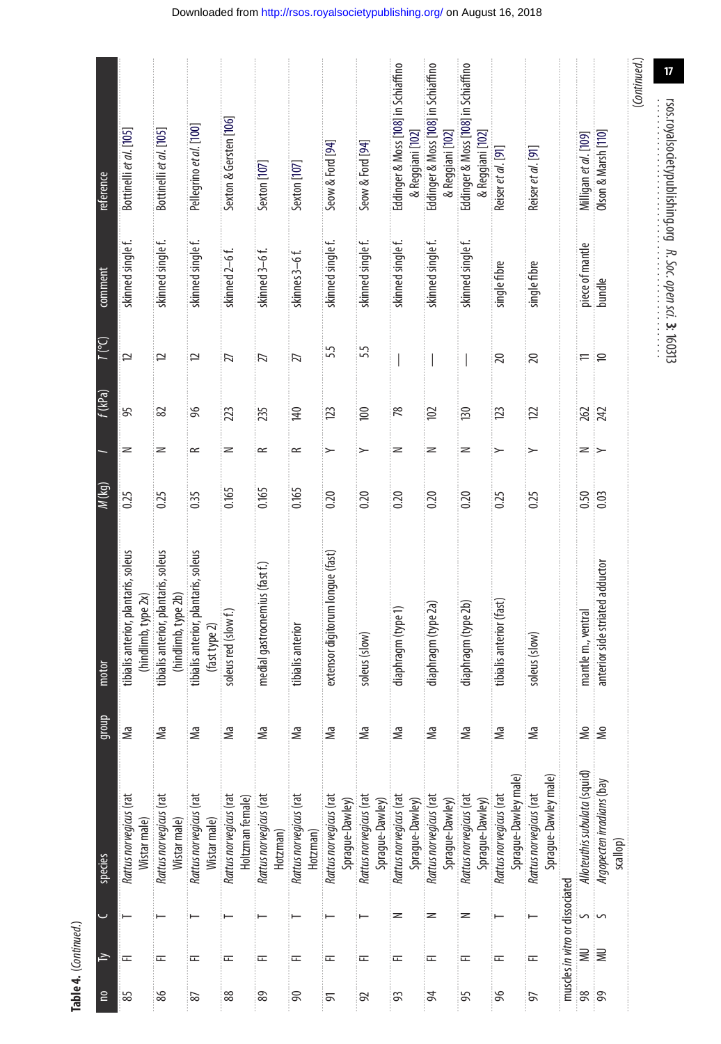**Table 4.** (*Continued*.)

| no | Ty | C | species | group | motor | M (kg) | I | f (kPa) | T (°C) | comment | reference |
|---|---|---|---|---|---|---|---|---|---|---|---|
| 85 | FI | T | *Rattus norvegicus* (rat Wistar male) | Ma | tibialis anterior, plantaris, soleus (hindlimb, type 2x) | 0.25 | N | 95 | 12 | skinned single f. | Bottinelli *et al.* [105] |
| 86 | FI | T | *Rattus norvegicus* (rat Wistar male) | Ma | tibialis anterior, plantaris, soleus (hindlimb, type 2b) | 0.25 | N | 82 | 12 | skinned single f. | Bottinelli *et al.* [105] |
| 87 | FI | T | *Rattus norvegicus* (rat Wistar male) | Ma | tibialis anterior, plantaris, soleus (fast type 2) | 0.35 | R | 96 | 12 | skinned single f. | Pellegrino *et al.* [100] |
| 88 | FI | T | *Rattus norvegicus* (rat Holtzman female) | Ma | soleus red (slow f.) | 0.165 | N | 223 | 27 | skinned 2–6 f. | Sexton & Gersten [106] |
| 89 | FI | T | *Rattus norvegicus* (rat Hotzman) | Ma | medial gastrocnemius (fast f.) | 0.165 | R | 235 | 27 | skimed 3–6 f. | Sexton [107] |
| 90 | FI | T | *Rattus norvegicus* (rat Hotzman) | Ma | tibialis anterior | 0.165 | R | 140 | 27 | skinnes 3–6 f. | Sexton [107] |
| 91 | FI | T | *Rattus norvegicus* (rat Sprague-Dawley) | Ma | extensor digitorum longue (fast) | 0.20 | Y | 123 | 5.5 | skinned single f. | Seow & Ford [94] |
| 92 | FI | T | *Rattus norvegicus* (rat Sprague-Dawley) | Ma | soleus (slow) | 0.20 | Y | 100 | 5.5 | skinned single f. | Seow & Ford [94] |
| 93 | FI | N | *Rattus norvegicus* (rat Sprague-Dawley) | Ma | diaphragm (type 1) | 0.20 | N | 78 | — | skinned single f. | Eddinger & Moss [108] in Schiaffino & Reggiani [102] |
| 94 | FI | N | *Rattus norvegicus* (rat Sprague-Dawley) | Ma | diaphragm (type 2a) | 0.20 | N | 102 | — | skinned single f. | Eddinger & Moss [108] in Schiaffino & Reggiani [102] |
| 95 | FI | N | *Rattus norvegicus* (rat Sprague-Dawley) | Ma | diaphragm (type 2b) | 0.20 | N | 130 | — | skinned single f. | Eddinger & Moss [108] in Schiaffino & Reggiani [102] |
| 96 | FI | T | *Rattus norvegicus* (rat Sprague-Dawley male) | Ma | tibialis anterior (fast) | 0.25 | Y | 123 | 20 | single fibre | Reiser *et al.* [91] |
| 97 | FI | T | *Rattus norvegicus* (rat Sprague-Dawley male) | Ma | soleus (slow) | 0.25 | Y | 122 | 20 | single fibre | Reiser *et al.* [91] |
| muscles *in vitro* or dissociated | | | | | | | | | | | |
| 98 | MU | S | *Alloteuthis subulata* (squid) | Mo | mantle m., ventral | 0.50 | N | 262 | 11 | piece of mantle | Milligan *et al.* [109] |
| 99 | MU | S | *Argopecten irradians* (bay scallop) | Mo | anterior side striated adductor | 0.03 | Y | 242 | 10 | bundle | Olson & Marsh [110] |

(*Continued*.)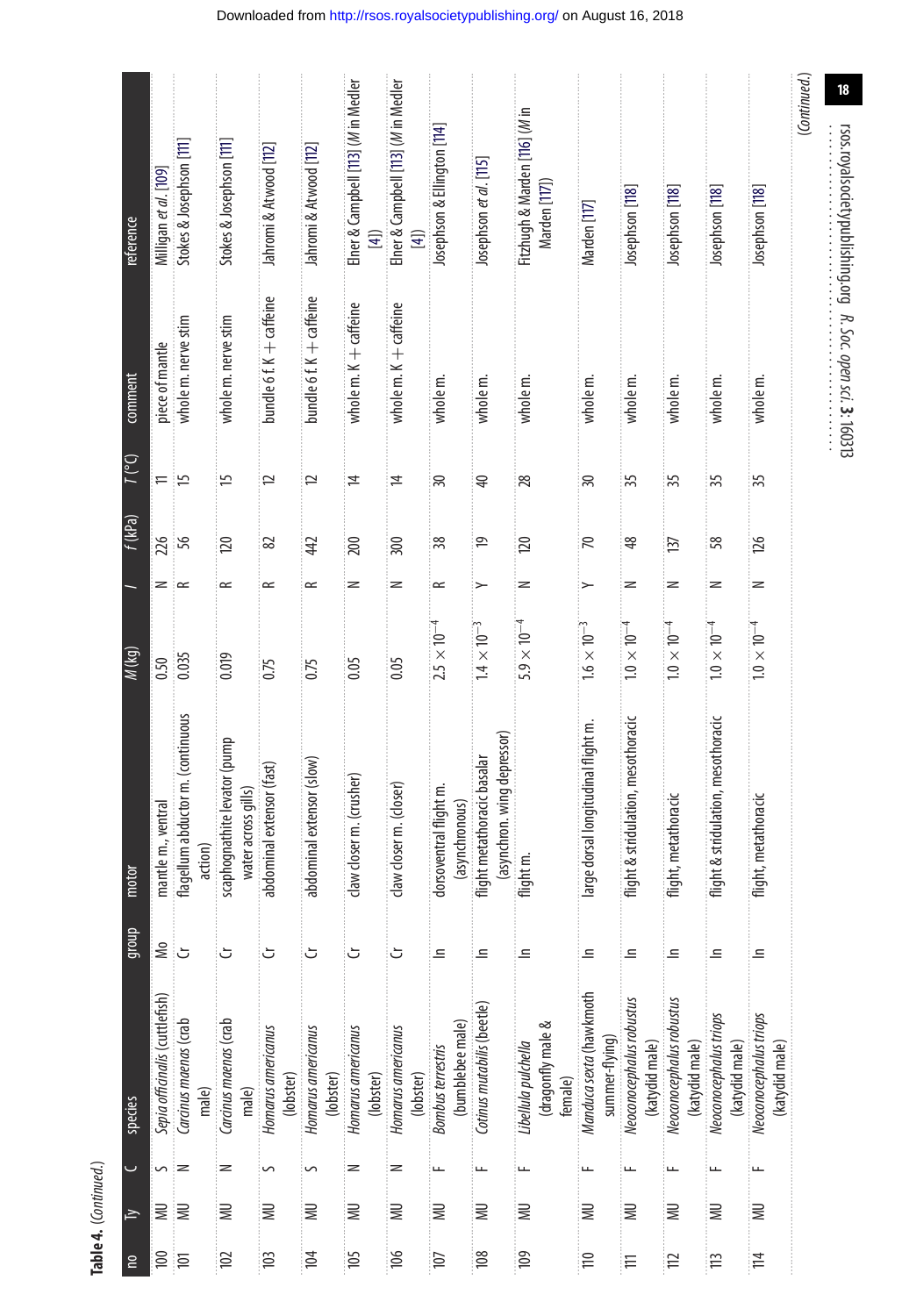**Table 4.** (*Continued*.)

| no | Ty | C | species | group | motor | *M* (kg) | *I* | *f* (kPa) | *T* (°C) | comment | reference |
|---|---|---|---|---|---|---|---|---|---|---|---|
| 100 | MU | S | *Sepia officinalis* (cuttlefish) | Mo | mantle m., ventral | 0.50 | N | 226 | 11 | piece of mantle | Milligan *et al.* [109] |
| 101 | MU | N | *Carcinus maenas* (crab male) | Cr | flagellum abductor m. (continuous action) | 0.035 | R | 56 | 15 | whole m. nerve stim | Stokes & Josephson [111] |
| 102 | MU | N | *Carcinus maenas* (crab male) | Cr | scaphognathite levator (pump water across gills) | 0.019 | R | 120 | 15 | whole m. nerve stim | Stokes & Josephson [111] |
| 103 | MU | S | *Homarus americanus* (lobster) | Cr | abdominal extensor (fast) | 0.75 | R | 82 | 12 | bundle 6 f. K + caffeine | Jahromi & Atwood [112] |
| 104 | MU | S | *Homarus americanus* (lobster) | Cr | abdominal extensor (slow) | 0.75 | R | 442 | 12 | bundle 6 f. K + caffeine | Jahromi & Atwood [112] |
| 105 | MU | N | *Homarus americanus* (lobster) | Cr | claw closer m. (crusher) | 0.05 | N | 200 | 14 | whole m. K + caffeine | Elner & Campbell [113] (*M* in Medler [4]) |
| 106 | MU | N | *Homarus americanus* (lobster) | Cr | claw closer m. (closer) | 0.05 | N | 300 | 14 | whole m. K + caffeine | Elner & Campbell [113] (*M* in Medler [4]) |
| 107 | MU | F | *Bombus terrestris* (bumblebee male) | In | dorsoventral flight m. (asynchronous) | $2.5 \times 10^{-4}$ | R | 38 | 30 | whole m. | Josephson & Ellington [114] |
| 108 | MU | F | *Cotinus mutabilis* (beetle) | In | flight metathoracic basalar (asynchron. wing depressor) | $1.4 \times 10^{-3}$ | Y | 19 | 40 | whole m. | Josephson *et al.* [115] |
| 109 | MU | F | *Libellula pulchella* (dragonfly male & female) | In | flight m. | $5.9 \times 10^{-4}$ | N | 120 | 28 | whole m. | Fitzhugh & Marden [116] (*M* in Marden [117]) |
| 110 | MU | F | *Manduca sexta* (hawkmoth summer-flying) | In | large dorsal longitudinal flight m. | $1.6 \times 10^{-3}$ | Y | 70 | 30 | whole m. | Marden [117] |
| 111 | MU | F | *Neoconocephalus robustus* (katydid male) | In | flight & stridulation, mesothoracic | $1.0 \times 10^{-4}$ | N | 48 | 35 | whole m. | Josephson [118] |
| 112 | MU | F | *Neoconocephalus robustus* (katydid male) | In | flight, metathoracic | $1.0 \times 10^{-4}$ | N | 137 | 35 | whole m. | Josephson [118] |
| 113 | MU | F | *Neoconocephalus triops* (katydid male) | In | flight & stridulation, mesothoracic | $1.0 \times 10^{-4}$ | N | 58 | 35 | whole m. | Josephson [118] |
| 114 | MU | F | *Neoconocephalus triops* (katydid male) | In | flight, metathoracic | $1.0 \times 10^{-4}$ | N | 126 | 35 | whole m. | Josephson [118] |

(*Continued*.)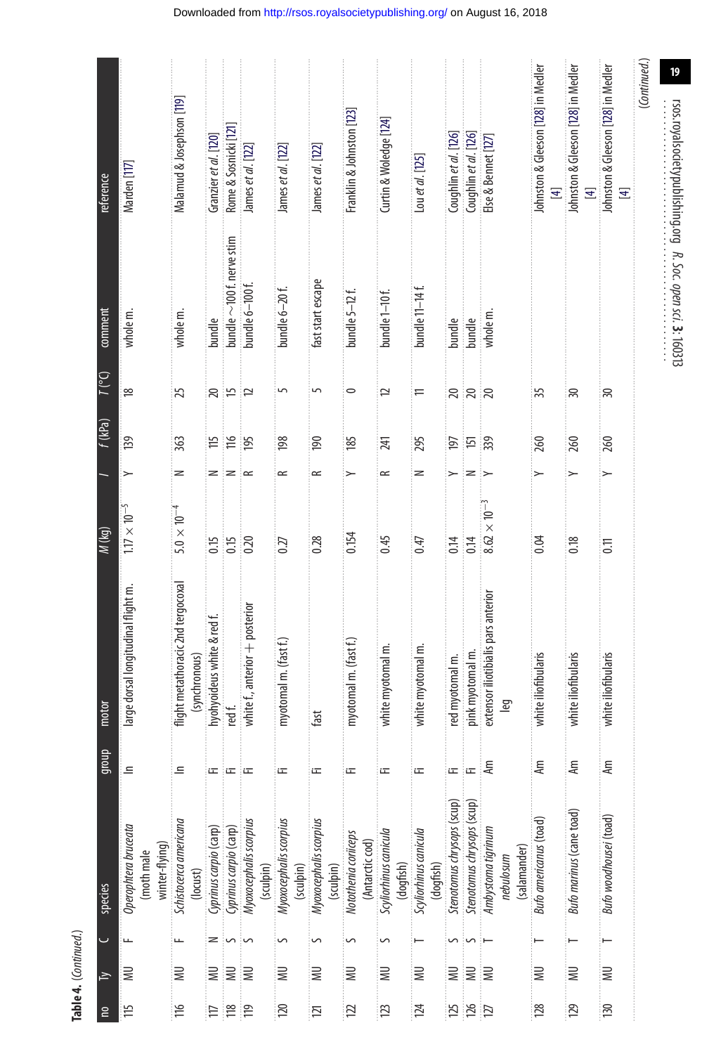**Table 4.** (*Continued*.)

| no | Ty | C | species | group | motor | $M$ (kg) | $I$ | $f$ (kPa) | $T$ (°C) | comment | reference |
|---|---|---|---|---|---|---|---|---|---|---|---|
| 115 | MU | F | *Operophtera bruceata* (moth male winter-flying) | In | large dorsal longitudinal flight m. | $1.17 \times 10^{-5}$ | Y | 139 | 18 | whole m. | Marden [117] |
| 116 | MU | F | *Schistocerca americana* (locust) | In | flight metathoracic 2nd tergocoxal (synchronous) | $5.0 \times 10^{-4}$ | N | 363 | 25 | whole m. | Malamud & Josephson [119] |
| 117 | MU | N | *Cyprinus carpio* (carp) | Fi | hyohyoideus white & red f. | 0.15 | N | 115 | 20 | bundle | Granzier *et al.* [120] |
| 118 | MU | S | *Cyprinus carpio* (carp) | Fi | red f. | 0.15 | N | 116 | 15 | bundle ~100 f. nerve stim | Rome & Sosnicki [121] |
| 119 | MU | S | *Myxocephalis scorpius* (sculpin) | Fi | white f., anterior + posterior | 0.20 | R | 195 | 12 | bundle 6–100 f. | James *et al.* [122] |
| 120 | MU | S | *Myxocephalis scorpius* (sculpin) | Fi | myotomal m. (fast f.) | 0.27 | R | 198 | 5 | bundle 6–20 f. | James *et al.* [122] |
| 121 | MU | S | *Myxocephalis scorpius* (sculpin) | Fi | fast | 0.28 | R | 190 | 5 | fast start escape | James *et al.* [122] |
| 122 | MU | S | *Notothenia coriiceps* (Antarctic cod) | Fi | myotomal m. (fast f.) | 0.154 | Y | 185 | 0 | bundle 5–12 f. | Franklin & Johnston [123] |
| 123 | MU | S | *Scyliorhinus canicula* (dogfish) | Fi | white myotomal m. | 0.45 | R | 241 | 12 | bundle 1–10 f. | Curtin & Woledge [124] |
| 124 | MU | T | *Scyliorhinus canicula* (dogfish) | Fi | white myotomal m. | 0.47 | N | 295 | 11 | bundle 11–14 f. | Lou *et al.* [125] |
| 125 | MU | S | *Stenotomus chrysops* (scup) | Fi | red myotomal m. | 0.14 | Y | 197 | 20 | bundle | Coughlin *et al.* [126] |
| 126 | MU | S | *Stenotomus chrysops* (scup) | Fi | pink myotomal m. | 0.14 | N | 151 | 20 | bundle | Coughlin *et al.* [126] |
| 127 | MU | T | *Ambystoma tigrinum nebulosum* (salamander) | Am | extensor iliotibialis pars anterior leg | $8.62 \times 10^{-3}$ | Y | 339 | 20 | whole m. | Else & Bennet [127] |
| 128 | MU | T | *Bufo americanus* (toad) | Am | white iliofibularis | 0.04 | Y | 260 | 35 | | Johnston & Gleeson [128] in Medler [4] |
| 129 | MU | T | *Bufo marinus* (cane toad) | Am | white iliofibularis | 0.18 | Y | 260 | 30 | | Johnston & Gleeson [128] in Medler [4] |
| 130 | MU | T | *Bufo woodhousei* (toad) | Am | white iliofibularis | 0.11 | Y | 260 | 30 | | Johnston & Gleeson [128] in Medler [4] |

(*Continued*.)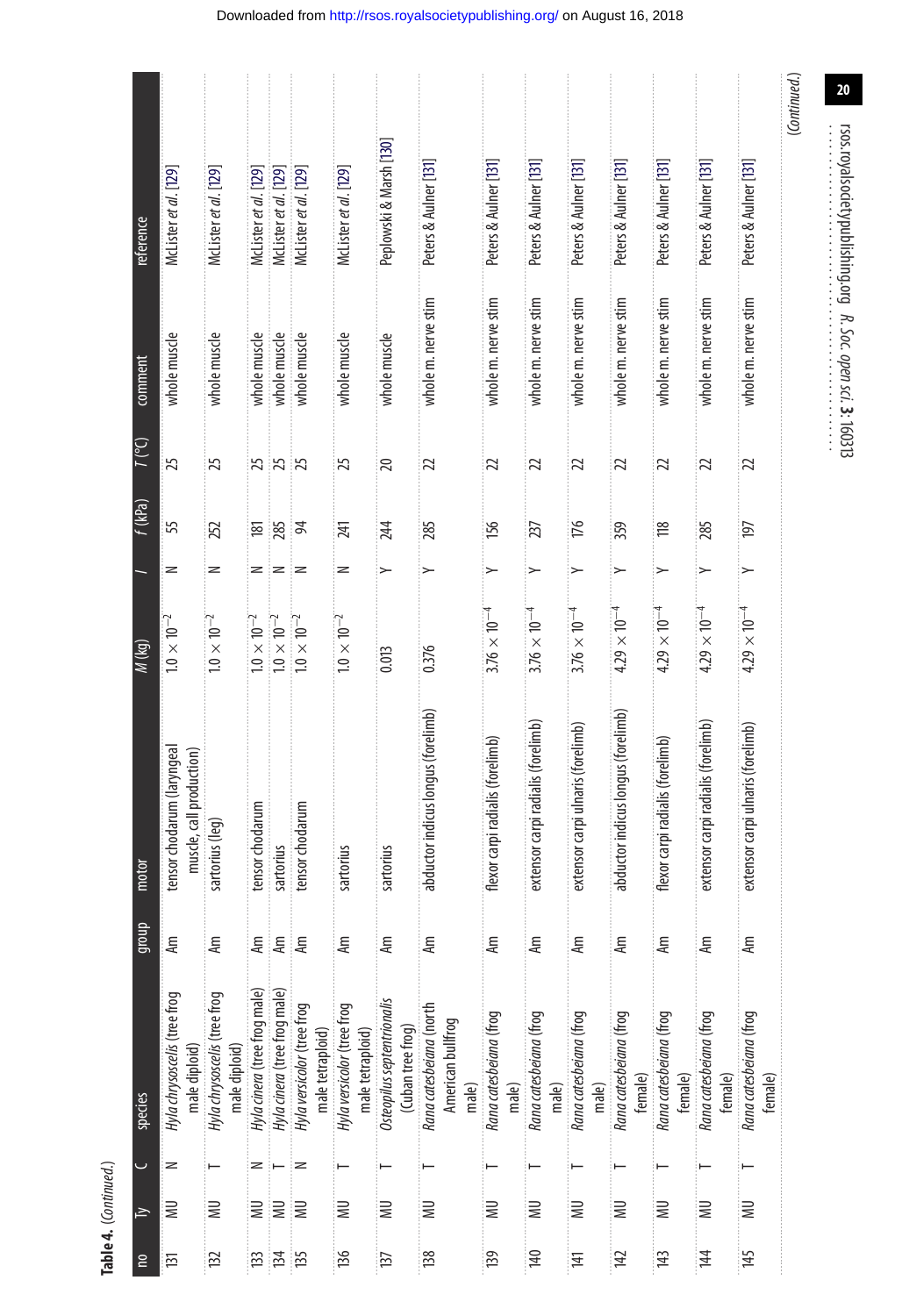**Table 4.** (*Continued*.)

| no | Ty | C | species | group | motor | $M$ (kg) | $I$ | $f$ (kPa) | $T$ (°C) | comment | reference |
|---|---|---|---|---|---|---|---|---|---|---|---|
| 131 | MU | N | *Hyla chrysoscelis* (tree frog male diploid) | Am | tensor chodarum (laryngeal muscle, call production) | $1.0 \times 10^{-2}$ | N | 55 | 25 | whole muscle | McLister *et al*. [129] |
| 132 | MU | T | *Hyla chrysoscelis* (tree frog male diploid) | Am | sartorius (leg) | $1.0 \times 10^{-2}$ | N | 252 | 25 | whole muscle | McLister *et al*. [129] |
| 133 | MU | N | *Hyla cinera* (tree frog male) | Am | tensor chodarum | $1.0 \times 10^{-2}$ | N | 181 | 25 | whole muscle | McLister *et al*. [129] |
| 134 | MU | T | *Hyla cinera* (tree frog male) | Am | sartorius | $1.0 \times 10^{-2}$ | N | 285 | 25 | whole muscle | McLister *et al*. [129] |
| 135 | MU | N | *Hyla versicolor* (tree frog male tetraploid) | Am | tensor chodarum | $1.0 \times 10^{-2}$ | N | 94 | 25 | whole muscle | McLister *et al*. [129] |
| 136 | MU | T | *Hyla versicolor* (tree frog male tetraploid) | Am | sartorius | $1.0 \times 10^{-2}$ | N | 241 | 25 | whole muscle | McLister *et al*. [129] |
| 137 | MU | T | *Osteopilus septentrionalis* (Cuban tree frog) | Am | sartorius | 0.013 | Y | 244 | 20 | whole muscle | Peplowski & Marsh [130] |
| 138 | MU | T | *Rana catesbeiana* (north American bullfrog male) | Am | abductor indicus longus (forelimb) | 0.376 | Y | 285 | 22 | whole m. nerve stim | Peters & Aulner [131] |
| 139 | MU | T | *Rana catesbeiana* (frog male) | Am | flexor carpi radialis (forelimb) | $3.76 \times 10^{-4}$ | Y | 156 | 22 | whole m. nerve stim | Peters & Aulner [131] |
| 140 | MU | T | *Rana catesbeiana* (frog male) | Am | extensor carpi radialis (forelimb) | $3.76 \times 10^{-4}$ | Y | 237 | 22 | whole m. nerve stim | Peters & Aulner [131] |
| 141 | MU | T | *Rana catesbeiana* (frog male) | Am | extensor carpi ulnaris (forelimb) | $3.76 \times 10^{-4}$ | Y | 176 | 22 | whole m. nerve stim | Peters & Aulner [131] |
| 142 | MU | T | *Rana catesbeiana* (frog female) | Am | abductor indicus longus (forelimb) | $4.29 \times 10^{-4}$ | Y | 359 | 22 | whole m. nerve stim | Peters & Aulner [131] |
| 143 | MU | T | *Rana catesbeiana* (frog female) | Am | flexor carpi radialis (forelimb) | $4.29 \times 10^{-4}$ | Y | 118 | 22 | whole m. nerve stim | Peters & Aulner [131] |
| 144 | MU | T | *Rana catesbeiana* (frog female) | Am | extensor carpi radialis (forelimb) | $4.29 \times 10^{-4}$ | Y | 285 | 22 | whole m. nerve stim | Peters & Aulner [131] |
| 145 | MU | T | *Rana catesbeiana* (frog female) | Am | extensor carpi ulnaris (forelimb) | $4.29 \times 10^{-4}$ | Y | 197 | 22 | whole m. nerve stim | Peters & Aulner [131] |

(*Continued*.)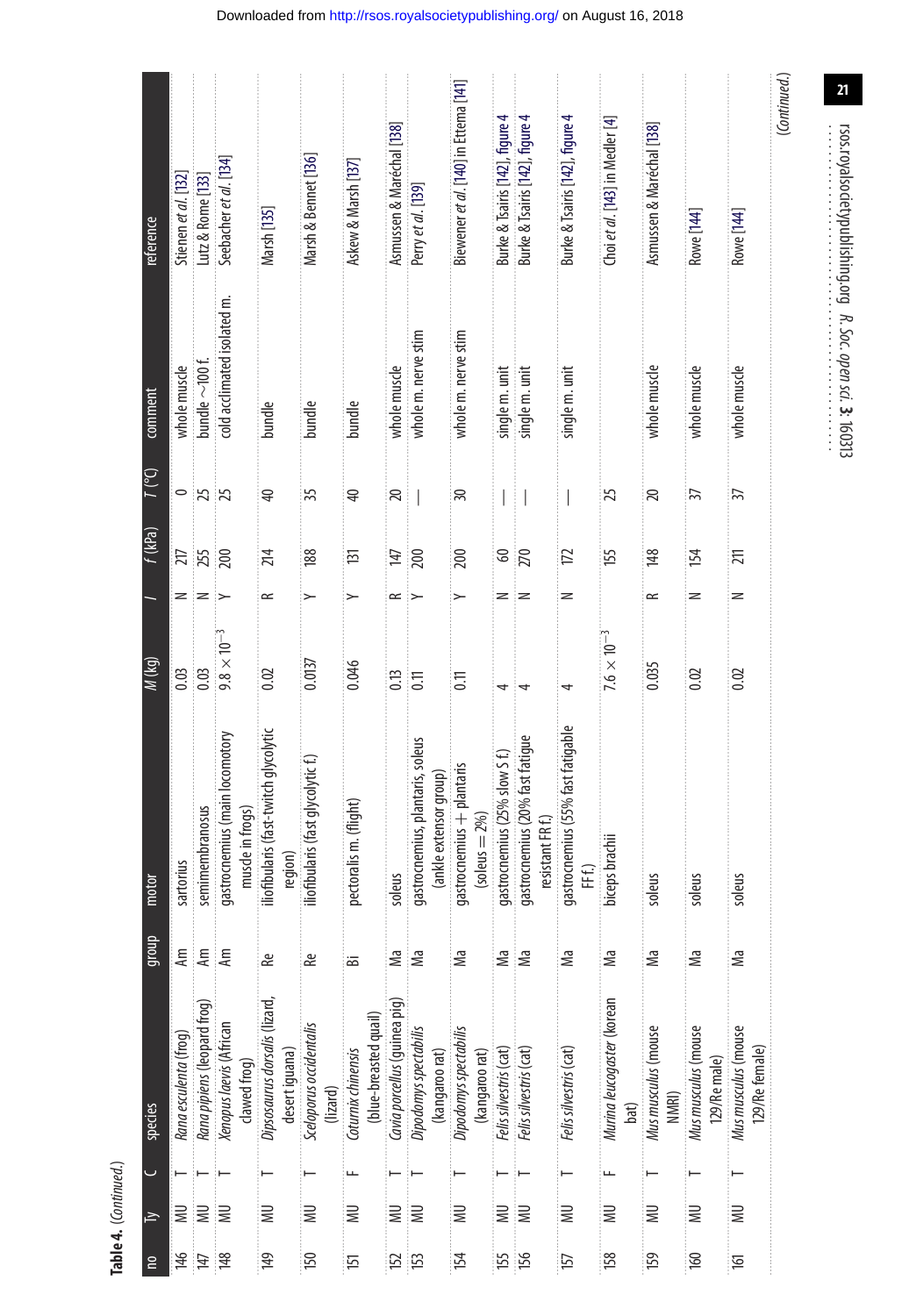**Table 4.** (*Continued*.)

| no | Ty | C | species | group | motor | *M* (kg) | *I* | *f* (kPa) | *T* (°C) | comment | reference |
|---|---|---|---|---|---|---|---|---|---|---|---|
| 146 | MU | T | *Rana esculenta* (frog) | Am | sartorius | 0.03 | N | 217 | 0 | whole muscle | Stienen *et al.* [132] |
| 147 | MU | T | *Rana pipiens* (leopard frog) | Am | semimembranosus | 0.03 | N | 255 | 25 | bundle ∼100 f. | Lutz & Rome [133] |
| 148 | MU | T | *Xenopus laevis* (African clawed frog) | Am | gastrocnemius (main locomotory muscle in frogs) | $9.8 \times 10^{-3}$ | Y | 200 | 25 | cold acclimated isolated m. | Seebacher *et al.* [134] |
| 149 | MU | T | *Dipsosaurus dorsalis* (lizard, desert iguana) | Re | iliofibularis (fast-twitch glycolytic region) | 0.02 | R | 214 | 40 | bundle | Marsh [135] |
| 150 | MU | T | *Sceloporus occidentalis* (lizard) | Re | iliofibularis (fast glycolytic f.) | 0.0137 | Y | 188 | 35 | bundle | Marsh & Bennet [136] |
| 151 | MU | F | *Coturnix chinensis* (blue-breasted quail) | Bi | pectoralis m. (flight) | 0.046 | Y | 131 | 40 | bundle | Askew & Marsh [137] |
| 152 | MU | T | *Cavia porcellus* (guinea pig) | Ma | soleus | 0.13 | R | 147 | 20 | whole muscle | Asmussen & Maréchal [138] |
| 153 | MU | T | *Dipodomys spectabilis* (kangaroo rat) | Ma | gastrocnemius, plantaris, soleus (ankle extensor group) | 0.11 | Y | 200 | — | whole m. nerve stim | Perry *et al.* [139] |
| 154 | MU | T | *Dipodomys spectabilis* (kangaroo rat) | Ma | gastrocnemius + plantaris (soleus = 2%) | 0.11 | Y | 200 | 30 | whole m. nerve stim | Biewener *et al.* [140] in Ettema [141] |
| 155 | MU | T | *Felis silvestris* (cat) | Ma | gastrocnemius (25% slow S f.) | 4 | N | 60 | — | single m. unit | Burke & Tsairis [142], figure 4 |
| 156 | MU | T | *Felis silvestris* (cat) | Ma | gastrocnemius (20% fast fatigue resistant FR f.) | 4 | N | 270 | — | single m. unit | Burke & Tsairis [142], figure 4 |
| 157 | MU | T | *Felis silvestris* (cat) | Ma | gastrocnemius (55% fast fatigable FF f.) | 4 | N | 172 | — | single m. unit | Burke & Tsairis [142], figure 4 |
| 158 | MU | F | *Murina leucogaster* (korean bat) | Ma | biceps brachii | $7.6 \times 10^{-3}$ | | 155 | 25 | | Choi *et al.* [143] in Medler [4] |
| 159 | MU | T | *Mus musculus* (mouse NMRI) | Ma | soleus | 0.035 | R | 148 | 20 | whole muscle | Asmussen & Maréchal [138] |
| 160 | MU | T | *Mus musculus* (mouse 129/Re male) | Ma | soleus | 0.02 | N | 154 | 37 | whole muscle | Rowe [144] |
| 161 | MU | T | *Mus musculus* (mouse 129/Re female) | Ma | soleus | 0.02 | N | 211 | 37 | whole muscle | Rowe [144] |

(*Continued*.)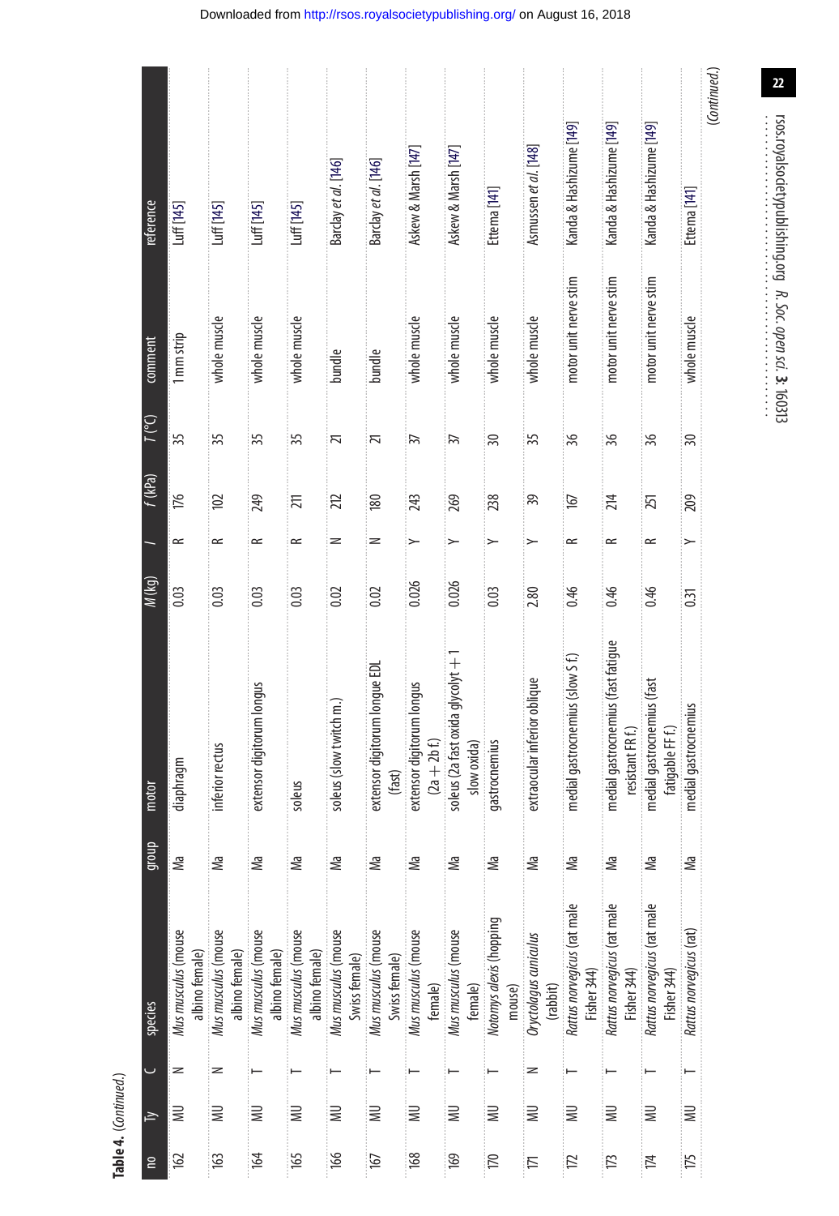**Table 4.** (*Continued*.)

| no | Ty | C | species | group | motor | M (kg) | I | f (kPa) | T (°C) | comment | reference |
|---|---|---|---|---|---|---|---|---|---|---|---|
| 162 | MU | N | *Mus musculus* (mouse albino female) | Ma | diaphragm | 0.03 | R | 176 | 35 | 1 mm strip | Luff [145] |
| 163 | MU | N | *Mus musculus* (mouse albino female) | Ma | inferior rectus | 0.03 | R | 102 | 35 | whole muscle | Luff [145] |
| 164 | MU | T | *Mus musculus* (mouse albino female) | Ma | extensor digitorum longus | 0.03 | R | 249 | 35 | whole muscle | Luff [145] |
| 165 | MU | T | *Mus musculus* (mouse albino female) | Ma | soleus | 0.03 | R | 211 | 35 | whole muscle | Luff [145] |
| 166 | MU | T | *Mus musculus* (mouse Swiss female) | Ma | soleus (slow twitch m.) | 0.02 | N | 212 | 21 | bundle | Barclay *et al.* [146] |
| 167 | MU | T | *Mus musculus* (mouse Swiss female) | Ma | extensor digitorum longue EDL (fast) | 0.02 | N | 180 | 21 | bundle | Barclay *et al.* [146] |
| 168 | MU | T | *Mus musculus* (mouse female) | Ma | extensor digitorum longus (2a + 2b f.) | 0.026 | Y | 243 | 37 | whole muscle | Askew & Marsh [147] |
| 169 | MU | T | *Mus musculus* (mouse female) | Ma | soleus (2a fast oxida glycolyt + 1 slow oxida) | 0.026 | Y | 269 | 37 | whole muscle | Askew & Marsh [147] |
| 170 | MU | T | *Notomys alexis* (hopping mouse) | Ma | gastrocnemius | 0.03 | Y | 238 | 30 | whole muscle | Ettema [141] |
| 171 | MU | N | *Oryctolagus cuniculus* (rabbit) | Ma | extraocular inferior oblique | 2.80 | Y | 39 | 35 | whole muscle | Asmussen *et al.* [148] |
| 172 | MU | T | *Rattus norvegicus* (rat male Fisher 344) | Ma | medial gastrocnemius (slow S f.) | 0.46 | R | 167 | 36 | motor unit nerve stim | Kanda & Hashizume [149] |
| 173 | MU | T | *Rattus norvegicus* (rat male Fisher 344) | Ma | medial gastrocnemius (fast fatigue resistant FR f.) | 0.46 | R | 214 | 36 | motor unit nerve stim | Kanda & Hashizume [149] |
| 174 | MU | T | *Rattus norvegicus* (rat male Fisher 344) | Ma | medial gastrocnemius (fast fatigable FF f.) | 0.46 | R | 251 | 36 | motor unit nerve stim | Kanda & Hashizume [149] |
| 175 | MU | T | *Rattus norvegicus* (rat) | Ma | medial gastrocnemius | 0.31 | Y | 209 | 30 | whole muscle | Ettema [141] |

(*Continued*.)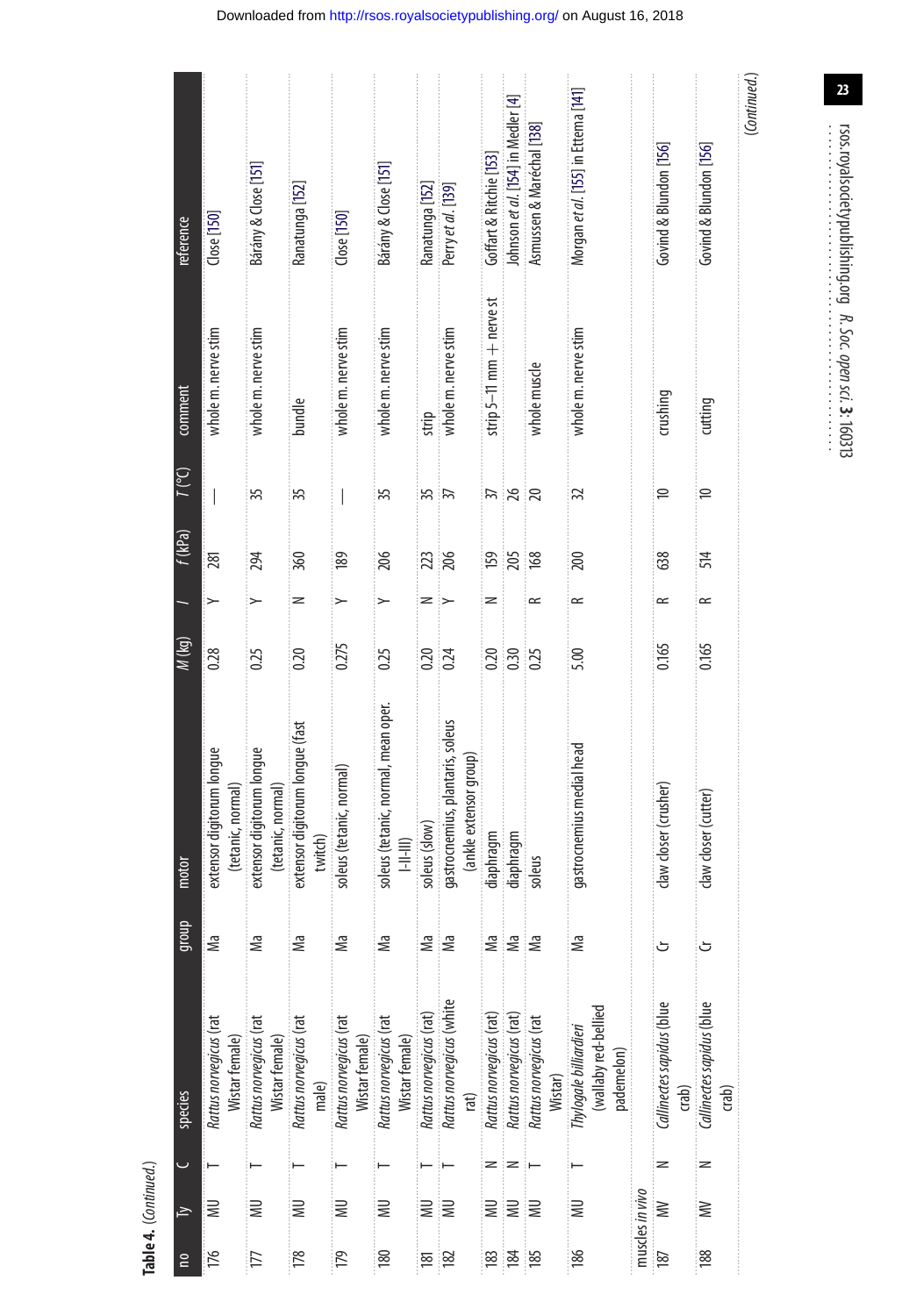**Table 4.** (*Continued*.)

| no | Ty | C | species | group | motor | *M* (kg) | *I* | *f* (kPa) | *T* (°C) | comment | reference |
|---|---|---|---|---|---|---|---|---|---|---|---|
| 176 | MU | T | *Rattus norvegicus* (rat Wistar female) | Ma | extensor digitorum longue (tetanic, normal) | 0.28 | Y | 281 | — | whole m. nerve stim | Close [150] |
| 177 | MU | T | *Rattus norvegicus* (rat Wistar female) | Ma | extensor digitorum longue (tetanic, normal) | 0.25 | Y | 294 | 35 | whole m. nerve stim | Bárány & Close [151] |
| 178 | MU | T | *Rattus norvegicus* (rat male) | Ma | extensor digitorum longue (fast twitch) | 0.20 | N | 360 | 35 | bundle | Ranatunga [152] |
| 179 | MU | T | *Rattus norvegicus* (rat Wistar female) | Ma | soleus (tetanic, normal) | 0.275 | Y | 189 | — | whole m. nerve stim | Close [150] |
| 180 | MU | T | *Rattus norvegicus* (rat Wistar female) | Ma | soleus (tetanic, normal, mean oper. I-II-III) | 0.25 | Y | 206 | 35 | whole m. nerve stim | Bárány & Close [151] |
| 181 | MU | T | *Rattus norvegicus* (rat) | Ma | soleus (slow) | 0.20 | N | 223 | 35 | strip | Ranatunga [152] |
| 182 | MU | T | *Rattus norvegicus* (white rat) | Ma | gastrocnemius, plantaris, soleus (ankle extensor group) | 0.24 | Y | 206 | 37 | whole m. nerve stim | Perry *et al.* [139] |
| 183 | MU | N | *Rattus norvegicus* (rat) | Ma | diaphragm | 0.20 | N | 159 | 37 | strip 5–11 mm + nerve st | Goffart & Ritchie [153] |
| 184 | MU | N | *Rattus norvegicus* (rat) | Ma | diaphragm | 0.30 | | 205 | 26 | | Johnson *et al.* [154] in Medler [4] |
| 185 | MU | T | *Rattus norvegicus* (rat Wistar) | Ma | soleus | 0.25 | R | 168 | 20 | whole muscle | Asmussen & Maréchal [138] |
| 186 | MU | T | *Thylogale billiardieri* (wallaby red-bellied pademelon) | Ma | gastrocnemius medial head | 5.00 | R | 200 | 32 | whole m. nerve stim | Morgan *et al.* [155] in Ettema [141] |
| muscles *in vivo* | | | | | | | | | | | |
| 187 | MV | N | *Callinectes sapidus* (blue crab) | Cr | claw closer (crusher) | 0.165 | R | 638 | 10 | crushing | Govind & Blundon [156] |
| 188 | MV | N | *Callinectes sapidus* (blue crab) | Cr | claw closer (cutter) | 0.165 | R | 514 | 10 | cutting | Govind & Blundon [156] |

(*Continued*.)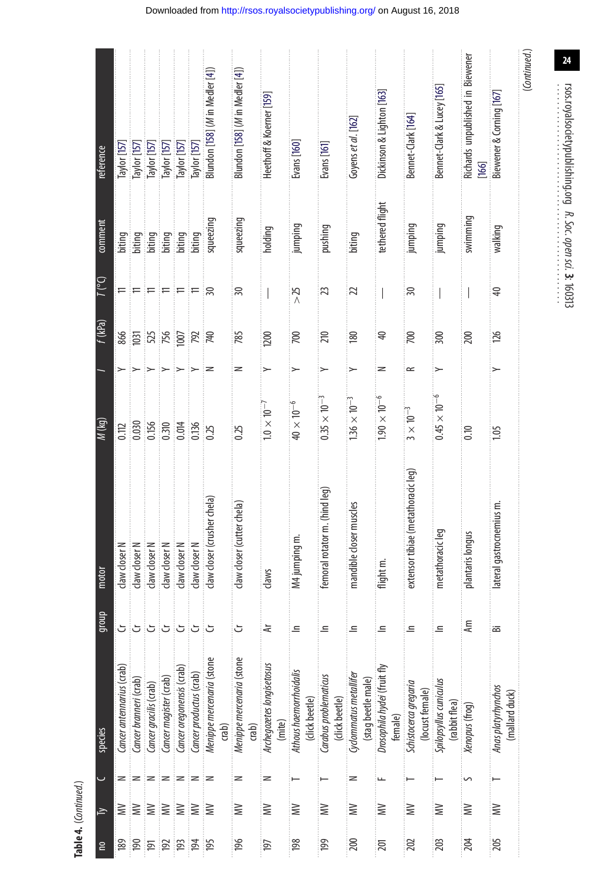**Table 4.** (*Continued.*)

| no | Ty | C | species | group | motor | *M* (kg) | *I* | *f* (kPa) | *T* (°C) | comment | reference |
|---|---|---|---|---|---|---|---|---|---|---|---|
| 189 | MV | N | *Cancer antennarius* (crab) | Cr | claw closer N | 0.112 | Y | 866 | 11 | biting | Taylor [157] |
| 190 | MV | N | *Cancer branneri* (crab) | Cr | claw closer N | 0.030 | Y | 1031 | 11 | biting | Taylor [157] |
| 191 | MV | N | *Cancer gracilis* (crab) | Cr | claw closer N | 0.156 | Y | 525 | 11 | biting | Taylor [157] |
| 192 | MV | N | *Cancer magister* (crab) | Cr | claw closer N | 0.310 | Y | 756 | 11 | biting | Taylor [157] |
| 193 | MV | N | *Cancer oregonensis* (crab) | Cr | claw closer N | 0.014 | Y | 1007 | 11 | biting | Taylor [157] |
| 194 | MV | N | *Cancer productus* (crab) | Cr | claw closer N | 0.136 | Y | 792 | 11 | biting | Taylor [157] |
| 195 | MV | N | *Menippe mercenaria* (stone crab) | Cr | claw closer (crusher chela) | 0.25 | N | 740 | 30 | squeezing | Blundon [158] (*M* in Medler [4]) |
| 196 | MV | N | *Menippe mercenaria* (stone crab) | Cr | claw closer (cutter chela) | 0.25 | N | 785 | 30 | squeezing | Blundon [158] (*M* in Medler [4]) |
| 197 | MV | N | *Archegozetes longisetosus* (mite) | Ar | claws | $1.0 \times 10^{-7}$ | Y | 1200 | — | holding | Heethoff & Koerner [159] |
| 198 | MV | T | *Athous haemorrhoidalis* (click beetle) | In | M4 jumping m. | $40 \times 10^{-6}$ | Y | 700 | >25 | jumping | Evans [160] |
| 199 | MV | T | *Carabus problematicus* (click beetle) | In | femoral rotator m. (hind leg) | $0.35 \times 10^{-3}$ | Y | 210 | 23 | pushing | Evans [161] |
| 200 | MV | N | *Cyclommatus metallifer* (stag beetle male) | In | mandible closer muscles | $1.36 \times 10^{-3}$ | Y | 180 | 22 | biting | Goyens *et al.* [162] |
| 201 | MV | F | *Drosophila hydei* (fruit fly female) | In | flight m. | $1.90 \times 10^{-6}$ | N | 40 | — | tethered flight | Dickinson & Lighton [163] |
| 202 | MV | T | *Schistocerca gregaria* (locust female) | In | extensor tibiae (metathoracic leg) | $3 \times 10^{-3}$ | R | 700 | 30 | jumping | Bennet-Clark [164] |
| 203 | MV | T | *Spilopsyllus cuniculus* (rabbit flea) | In | metathoracic leg | $0.45 \times 10^{-6}$ | Y | 300 | — | jumping | Bennet-Clark & Lucey [165] |
| 204 | MV | S | *Xenopus* (frog) | Am | plantaris longus | 0.10 | | 200 | — | swimming | Richards unpublished in Biewener [166] |
| 205 | MV | T | *Anas platyrhynchos* (mallard duck) | Bi | lateral gastrocnemius m. | 1.05 | Y | 126 | 40 | walking | Biewener & Corning [167] |

(*Continued.*)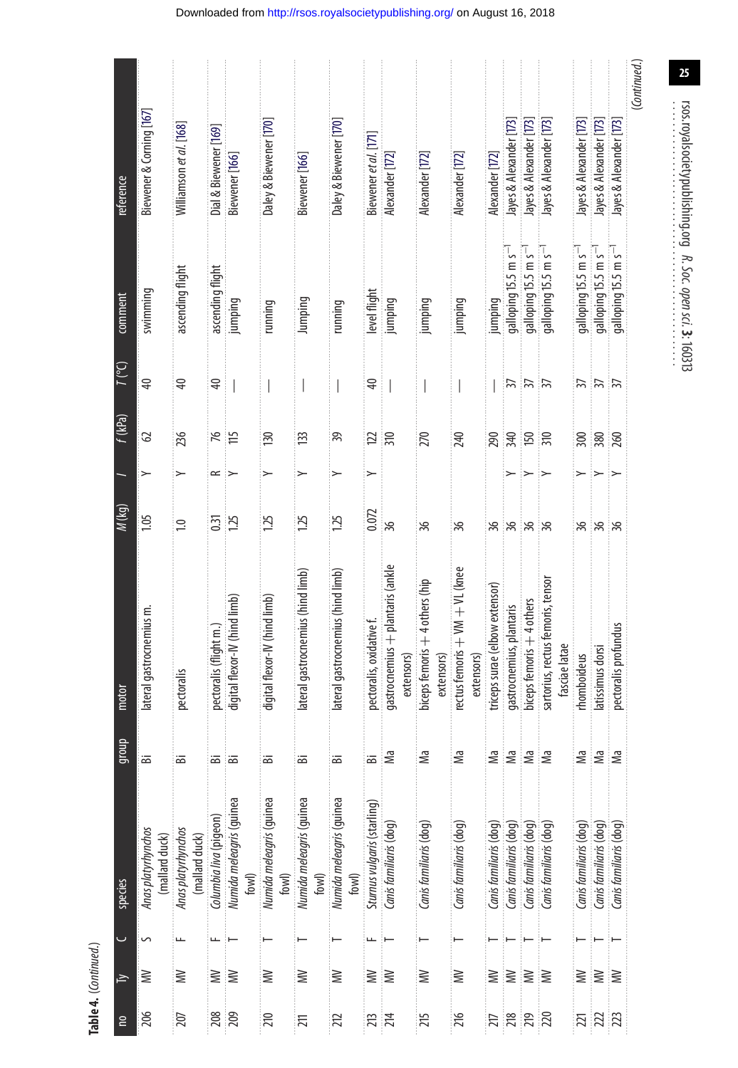**Table 4.** (*Continued.*)

| no | Ty | C | species | group | motor | *M* (kg) | *I* | *f* (kPa) | *T* (°C) | comment | reference |
|---|---|---|---|---|---|---|---|---|---|---|---|
| 206 | MV | S | *Anas platyrhynchos* (mallard duck) | Bi | lateral gastrocnemius m. | 1.05 | Y | 62 | 40 | swimming | Biewener & Corning [167] |
| 207 | MV | F | *Anas platyrhynchos* (mallard duck) | Bi | pectoralis | 1.0 | Y | 236 | 40 | ascending flight | Williamson *et al.* [168] |
| 208 | MV | F | *Columbia liva* (pigeon) | Bi | pectoralis (flight m.) | 0.31 | R | 76 | 40 | ascending flight | Dial & Biewener [169] |
| 209 | MV | T | *Numida meleagris* (guinea fowl) | Bi | digital flexor-IV (hind limb) | 1.25 | Y | 115 | — | jumping | Biewener [166] |
| 210 | MV | T | *Numida meleagris* (guinea fowl) | Bi | digital flexor-IV (hind limb) | 1.25 | Y | 130 | — | running | Daley & Biewener [170] |
| 211 | MV | T | *Numida meleagris* (guinea fowl) | Bi | lateral gastrocnemius (hind limb) | 1.25 | Y | 133 | — | Jumping | Biewener [166] |
| 212 | MV | T | *Numida meleagris* (guinea fowl) | Bi | lateral gastrocnemius (hind limb) | 1.25 | Y | 39 | — | running | Daley & Biewener [170] |
| 213 | MV | F | *Sturnus vulgaris* (starling) | Bi | pectoralis, oxidative f. | 0.072 | Y | 122 | 40 | level flight | Biewener *et al.* [171] |
| 214 | MV | T | *Canis familiaris* (dog) | Ma | gastrocnemius + plantaris (ankle extensors) | 36 | | 310 | — | jumping | Alexander [172] |
| 215 | MV | T | *Canis familiaris* (dog) | Ma | biceps femoris + 4 others (hip extensors) | 36 | | 270 | — | jumping | Alexander [172] |
| 216 | MV | T | *Canis familiaris* (dog) | Ma | rectus femoris + VM + VL (knee extensors) | 36 | | 240 | — | jumping | Alexander [172] |
| 217 | MV | T | *Canis familiaris* (dog) | Ma | triceps surae (elbow extensor) | 36 | | 290 | — | jumping | Alexander [172] |
| 218 | MV | T | *Canis familiaris* (dog) | Ma | gastrocnemius, plantaris | 36 | Y | 340 | 37 | galloping 15.5 m s$^{-1}$ | Jayes & Alexander [173] |
| 219 | MV | T | *Canis familiaris* (dog) | Ma | biceps femoris + 4 others | 36 | Y | 150 | 37 | galloping 15.5 m s$^{-1}$ | Jayes & Alexander [173] |
| 220 | MV | T | *Canis familiaris* (dog) | Ma | sartorius, rectus femoris, tensor fasciae latae | 36 | Y | 310 | 37 | galloping 15.5 m s$^{-1}$ | Jayes & Alexander [173] |
| 221 | MV | T | *Canis familiaris* (dog) | Ma | rhomboideus | 36 | Y | 300 | 37 | galloping 15.5 m s$^{-1}$ | Jayes & Alexander [173] |
| 222 | MV | T | *Canis familiaris* (dog) | Ma | latissimus dorsi | 36 | Y | 380 | 37 | galloping 15.5 m s$^{-1}$ | Jayes & Alexander [173] |
| 223 | MV | T | *Canis familiaris* (dog) | Ma | pectoralis profundus | 36 | Y | 260 | 37 | galloping 15.5 m s$^{-1}$ | Jayes & Alexander [173] |

(*Continued.*)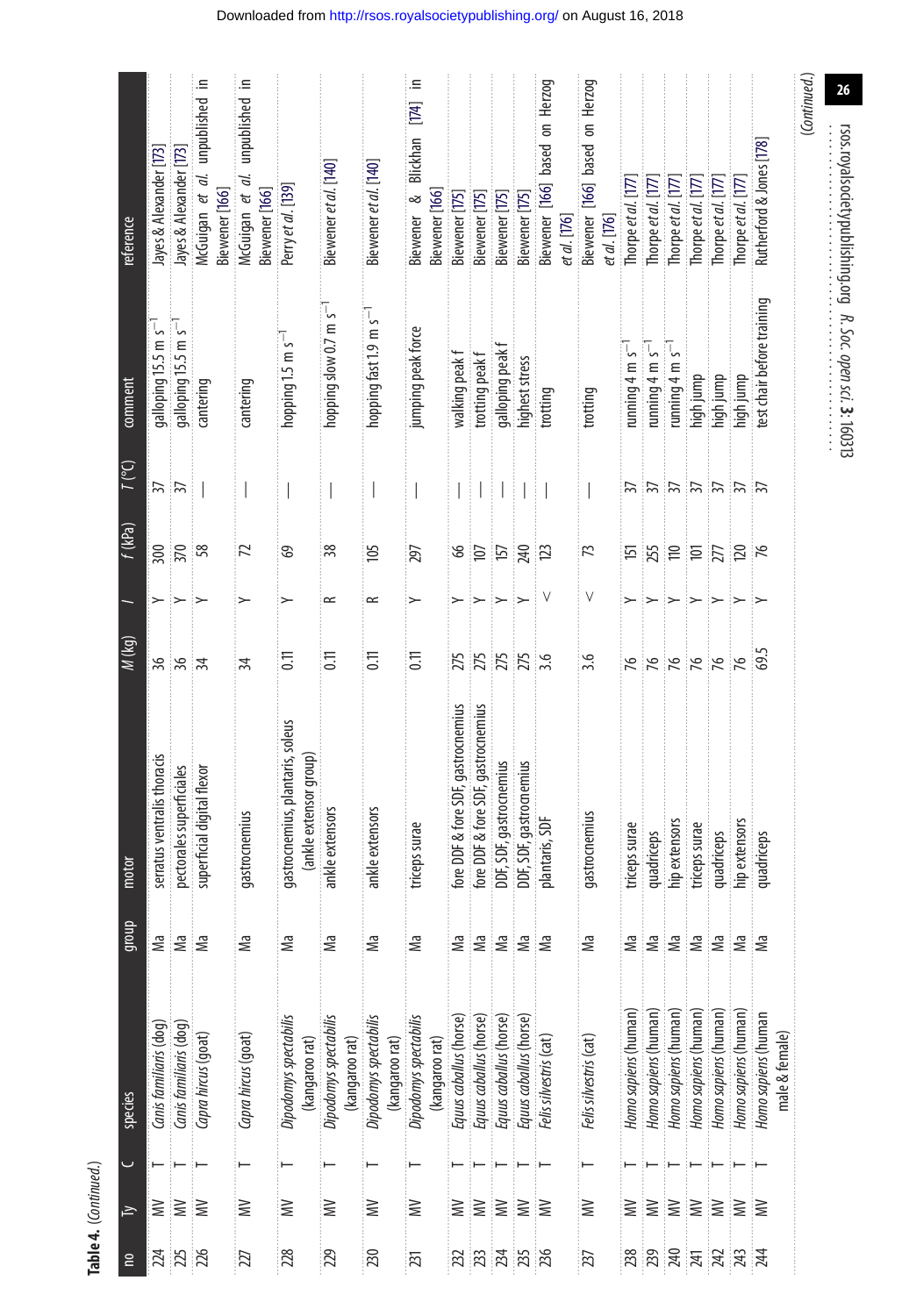**Table 4.** (*Continued.*)

| no | Ty | C | species | group | motor | *M* (kg) | *I* | *f* (kPa) | *T* (°C) | comment | reference |
|---|---|---|---|---|---|---|---|---|---|---|---|
| 224 | MV | T | *Canis familiaris* (dog) | Ma | serratus ventralis thoracis | 36 | Y | 300 | 37 | galloping 15.5 m s$^{-1}$ | Jayes & Alexander [173] |
| 225 | MV | T | *Canis familiaris* (dog) | Ma | pectorales superficiales | 36 | Y | 370 | 37 | galloping 15.5 m s$^{-1}$ | Jayes & Alexander [173] |
| 226 | MV | T | *Capra hircus* (goat) | Ma | superficial digital flexor | 34 | Y | 58 | — | cantering | McGuigan *et al.* unpublished in Biewener [166] |
| 227 | MV | T | *Capra hircus* (goat) | Ma | gastrocnemius | 34 | Y | 72 | — | cantering | McGuigan *et al.* unpublished in Biewener [166] |
| 228 | MV | T | *Dipodomys spectabilis* (kangaroo rat) | Ma | gastrocnemius, plantaris, soleus (ankle extensor group) | 0.11 | Y | 69 | — | hopping 1.5 m s$^{-1}$ | Perry *et al.* [139] |
| 229 | MV | T | *Dipodomys spectabilis* (kangaroo rat) | Ma | ankle extensors | 0.11 | R | 38 | — | hopping slow 0.7 m s$^{-1}$ | Biewener *et al.* [140] |
| 230 | MV | T | *Dipodomys spectabilis* (kangaroo rat) | Ma | ankle extensors | 0.11 | R | 105 | — | hopping fast 1.9 m s$^{-1}$ | Biewener *et al.* [140] |
| 231 | MV | T | *Dipodomys spectabilis* (kangaroo rat) | Ma | triceps surae | 0.11 | Y | 297 | — | jumping peak force | Biewener & Blickhan [174] in Biewener [166] |
| 232 | MV | T | *Equus caballus* (horse) | Ma | fore DDF & fore SDF, gastrocnemius | 275 | Y | 66 | — | walking peak f | Biewener [175] |
| 233 | MV | T | *Equus caballus* (horse) | Ma | fore DDF & fore SDF, gastrocnemius | 275 | Y | 107 | — | trotting peak f | Biewener [175] |
| 234 | MV | T | *Equus caballus* (horse) | Ma | DDF, SDF, gastrocnemius | 275 | Y | 157 | — | galloping peak f | Biewener [175] |
| 235 | MV | T | *Equus caballus* (horse) | Ma | DDF, SDF, gastrocnemius | 275 | Y | 240 | — | highest stress | Biewener [175] |
| 236 | MV | T | *Felis silvestris* (cat) | Ma | plantaris, SDF | 3.6 | V | 123 | — | trotting | Biewener [166] based on Herzog *et al.* [176] |
| 237 | MV | T | *Felis silvestris* (cat) | Ma | gastrocnemius | 3.6 | V | 73 | — | trotting | Biewener [166] based on Herzog *et al.* [176] |
| 238 | MV | T | *Homo sapiens* (human) | Ma | triceps surae | 76 | Y | 151 | 37 | running 4 m s$^{-1}$ | Thorpe *et al.* [177] |
| 239 | MV | T | *Homo sapiens* (human) | Ma | quadriceps | 76 | Y | 255 | 37 | running 4 m s$^{-1}$ | Thorpe *et al.* [177] |
| 240 | MV | T | *Homo sapiens* (human) | Ma | hip extensors | 76 | Y | 110 | 37 | running 4 m s$^{-1}$ | Thorpe *et al.* [177] |
| 241 | MV | T | *Homo sapiens* (human) | Ma | triceps surae | 76 | Y | 101 | 37 | high jump | Thorpe *et al.* [177] |
| 242 | MV | T | *Homo sapiens* (human) | Ma | quadriceps | 76 | Y | 277 | 37 | high jump | Thorpe *et al.* [177] |
| 243 | MV | T | *Homo sapiens* (human) | Ma | hip extensors | 76 | Y | 120 | 37 | high jump | Thorpe *et al.* [177] |
| 244 | MV | T | *Homo sapiens* (human male & female) | Ma | quadriceps | 69.5 | Y | 76 | 37 | test chair before training | Rutherford & Jones [178] |

(*Continued.*)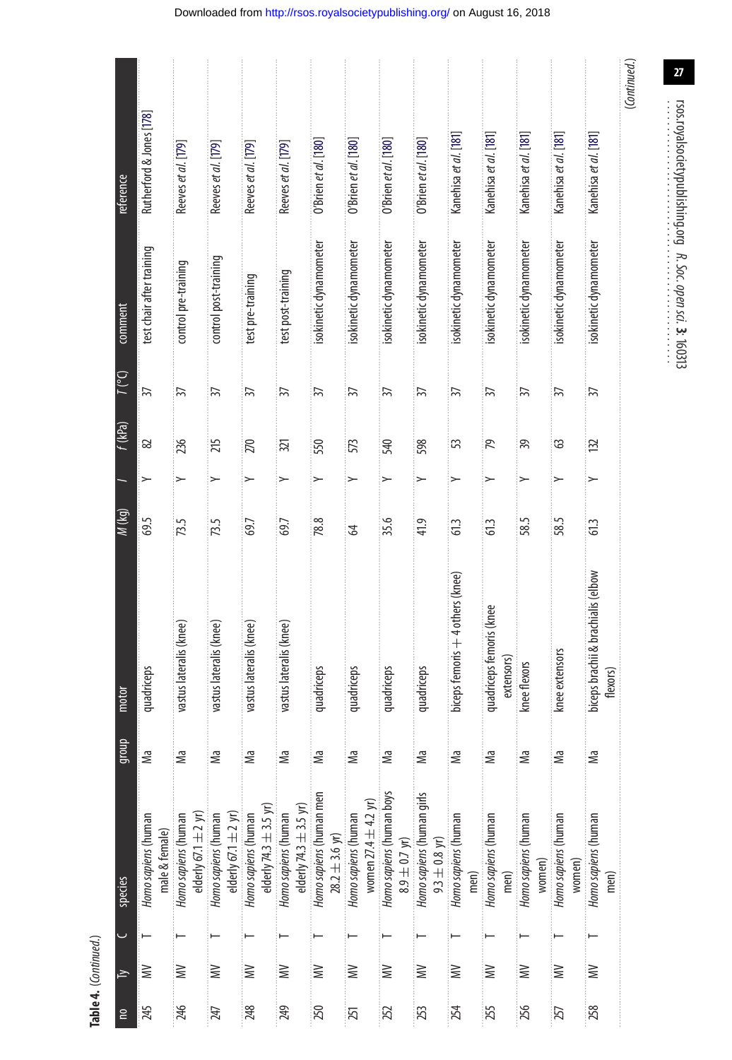**Table 4.** (*Continued*.)

| no | Ty | C | species | group | motor | M (kg) | I | f (kPa) | T (°C) | comment | reference |
|---|---|---|---|---|---|---|---|---|---|---|---|
| 245 | MV | T | *Homo sapiens* (human male & female) | Ma | quadriceps | 69.5 | Y | 82 | 37 | test chair after training | Rutherford & Jones [178] |
| 246 | MV | T | *Homo sapiens* (human elderly 67.1 ± 2 yr) | Ma | vastus lateralis (knee) | 73.5 | Y | 236 | 37 | control pre-training | Reeves *et al.* [179] |
| 247 | MV | T | *Homo sapiens* (human elderly 67.1 ± 2 yr) | Ma | vastus lateralis (knee) | 73.5 | Y | 215 | 37 | control post-training | Reeves *et al.* [179] |
| 248 | MV | T | *Homo sapiens* (human elderly 74.3 ± 3.5 yr) | Ma | vastus lateralis (knee) | 69.7 | Y | 270 | 37 | test pre-training | Reeves *et al.* [179] |
| 249 | MV | T | *Homo sapiens* (human elderly 74.3 ± 3.5 yr) | Ma | vastus lateralis (knee) | 69.7 | Y | 321 | 37 | test post-training | Reeves *et al.* [179] |
| 250 | MV | T | *Homo sapiens* (human men 28.2 ± 3.6 yr) | Ma | quadriceps | 78.8 | Y | 550 | 37 | isokinetic dynamometer | O'Brien *et al.* [180] |
| 251 | MV | T | *Homo sapiens* (human women 27.4 ± 4.2 yr) | Ma | quadriceps | 64 | Y | 573 | 37 | isokinetic dynamometer | O'Brien *et al.* [180] |
| 252 | MV | T | *Homo sapiens* (human boys 8.9 ± 0.7 yr) | Ma | quadriceps | 35.6 | Y | 540 | 37 | isokinetic dynamometer | O'Brien *et al.* [180] |
| 253 | MV | T | *Homo sapiens* (human girls 9.3 ± 0.8 yr) | Ma | quadriceps | 41.9 | Y | 598 | 37 | isokinetic dynamometer | O'Brien *et al.* [180] |
| 254 | MV | T | *Homo sapiens* (human men) | Ma | biceps femoris + 4 others (knee) | 61.3 | Y | 53 | 37 | isokinetic dynamometer | Kanehisa *et al.* [181] |
| 255 | MV | T | *Homo sapiens* (human men) | Ma | quadriceps femoris (knee extensors) | 61.3 | Y | 79 | 37 | isokinetic dynamometer | Kanehisa *et al.* [181] |
| 256 | MV | T | *Homo sapiens* (human women) | Ma | knee flexors | 58.5 | Y | 39 | 37 | isokinetic dynamometer | Kanehisa *et al.* [181] |
| 257 | MV | T | *Homo sapiens* (human women) | Ma | knee extensors | 58.5 | Y | 63 | 37 | isokinetic dynamometer | Kanehisa *et al.* [181] |
| 258 | MV | T | *Homo sapiens* (human men) | Ma | biceps brachii & brachialis (elbow flexors) | 61.3 | Y | 132 | 37 | isokinetic dynamometer | Kanehisa *et al.* [181] |

(*Continued*.)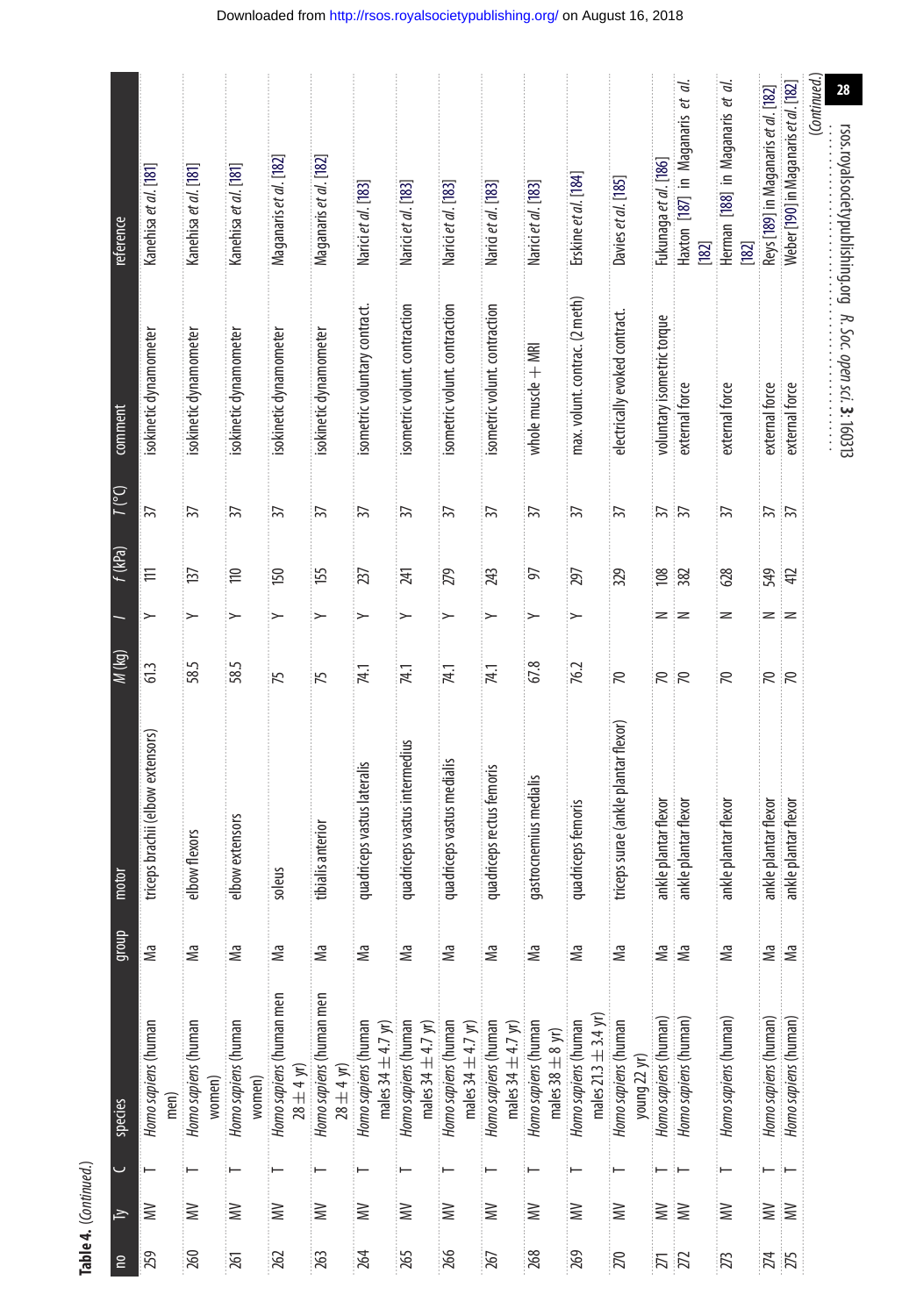**Table 4.** (*Continued*.)

| no | Ty | C | species | group | motor | M (kg) | I | f (kPa) | T (°C) | comment | reference |
|---|---|---|---|---|---|---|---|---|---|---|---|
| 259 | MV | T | *Homo sapiens* (human men) | Ma | triceps brachii (elbow extensors) | 61.3 | Y | 111 | 37 | isokinetic dynamometer | Kanehisa *et al.* [181] |
| 260 | MV | T | *Homo sapiens* (human women) | Ma | elbow flexors | 58.5 | Y | 137 | 37 | isokinetic dynamometer | Kanehisa *et al.* [181] |
| 261 | MV | T | *Homo sapiens* (human women) | Ma | elbow extensors | 58.5 | Y | 110 | 37 | isokinetic dynamometer | Kanehisa *et al.* [181] |
| 262 | MV | T | *Homo sapiens* (human men 28 ± 4 yr) | Ma | soleus | 75 | Y | 150 | 37 | isokinetic dynamometer | Maganaris *et al.* [182] |
| 263 | MV | T | *Homo sapiens* (human men 28 ± 4 yr) | Ma | tibialis anterior | 75 | Y | 155 | 37 | isokinetic dynamometer | Maganaris *et al.* [182] |
| 264 | MV | T | *Homo sapiens* (human males 34 ± 4.7 yr) | Ma | quadriceps vastus lateralis | 74.1 | Y | 237 | 37 | isometric voluntary contract. | Narici *et al.* [183] |
| 265 | MV | T | *Homo sapiens* (human males 34 ± 4.7 yr) | Ma | quadriceps vastus intermedius | 74.1 | Y | 241 | 37 | isometric volunt. contraction | Narici *et al.* [183] |
| 266 | MV | T | *Homo sapiens* (human males 34 ± 4.7 yr) | Ma | quadriceps vastus medialis | 74.1 | Y | 279 | 37 | isometric volunt. contraction | Narici *et al.* [183] |
| 267 | MV | T | *Homo sapiens* (human males 34 ± 4.7 yr) | Ma | quadriceps rectus femoris | 74.1 | Y | 243 | 37 | isometric volunt. contraction | Narici *et al.* [183] |
| 268 | MV | T | *Homo sapiens* (human males 38 ± 8 yr) | Ma | gastrocnemius medialis | 67.8 | Y | 97 | 37 | whole muscle + MRI | Narici *et al.* [183] |
| 269 | MV | T | *Homo sapiens* (human males 21.3 ± 3.4 yr) | Ma | quadriceps femoris | 76.2 | Y | 297 | 37 | max. volunt. contrac. (2 meth) | Erskine *et al.* [184] |
| 270 | MV | T | *Homo sapiens* (human young 22 yr) | Ma | triceps surae (ankle plantar flexor) | 70 | | 329 | 37 | electrically evoked contract. | Davies *et al.* [185] |
| 271 | MV | T | *Homo sapiens* (human) | Ma | ankle plantar flexor | 70 | N | 108 | 37 | voluntary isometric torque | Fukunaga *et al.* [186] |
| 272 | MV | T | *Homo sapiens* (human) | Ma | ankle plantar flexor | 70 | N | 382 | 37 | external force | Haxton [187] in Maganaris *et al.* [182] |
| 273 | MV | T | *Homo sapiens* (human) | Ma | ankle plantar flexor | 70 | N | 628 | 37 | external force | Herman [188] in Maganaris *et al.* [182] |
| 274 | MV | T | *Homo sapiens* (human) | Ma | ankle plantar flexor | 70 | N | 549 | 37 | external force | Reys [189] in Maganaris *et al.* [182] |
| 275 | MV | T | *Homo sapiens* (human) | Ma | ankle plantar flexor | 70 | N | 412 | 37 | external force | Weber [190] in Maganaris *et al.* [182] |

(*Continued*.)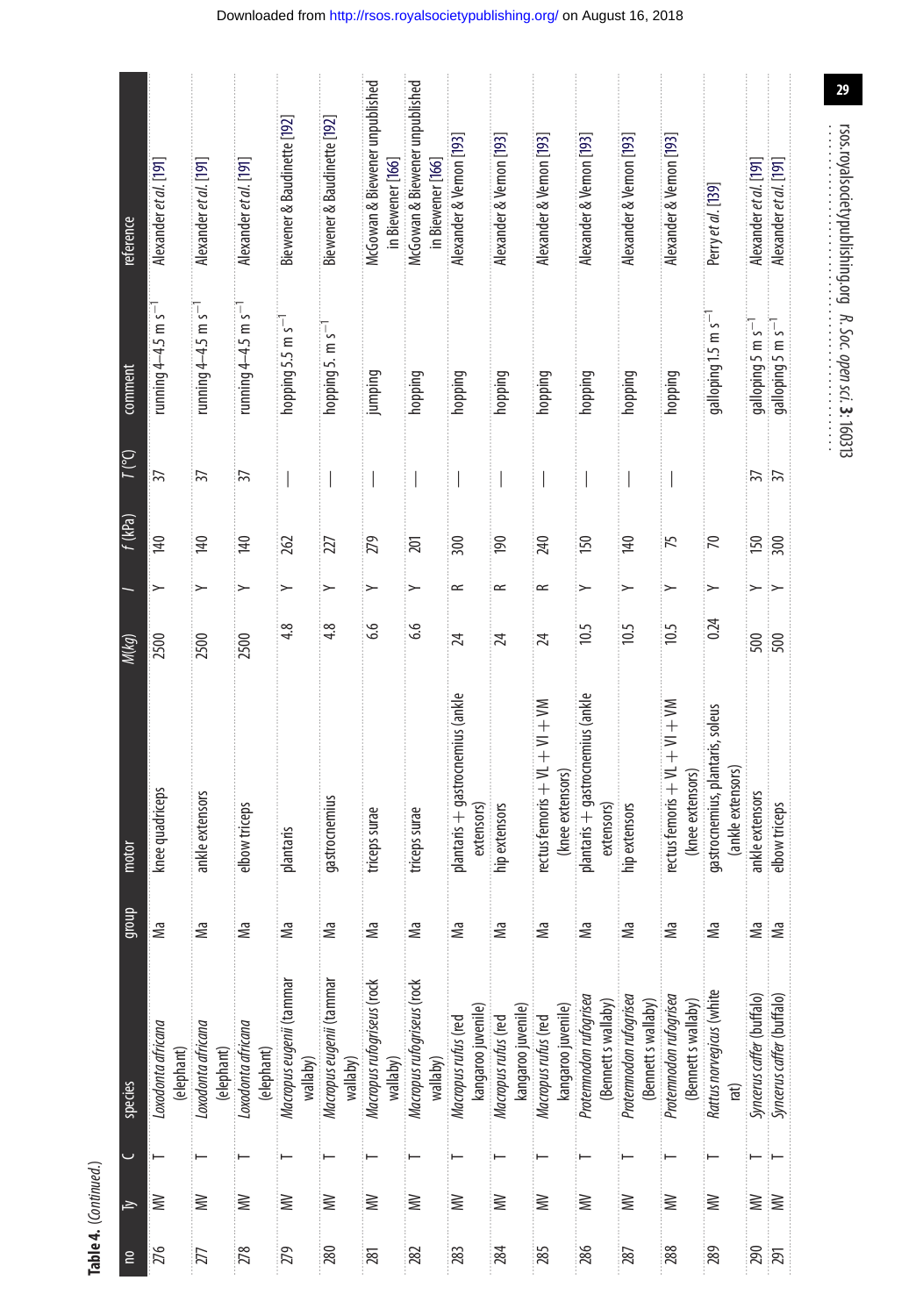**Table 4.** (*Continued*.)

| no | Ty | C | species | group | motor | *M*(kg) | *I* | *f* (kPa) | *T* (°C) | comment | reference |
|---|---|---|---|---|---|---|---|---|---|---|---|
| 276 | MV | T | *Loxodonta africana* (elephant) | Ma | knee quadriceps | 2500 | Y | 140 | 37 | running 4–4.5 m s$^{-1}$ | Alexander *et al.* [191] |
| 277 | MV | T | *Loxodonta africana* (elephant) | Ma | ankle extensors | 2500 | Y | 140 | 37 | running 4–4.5 m s$^{-1}$ | Alexander *et al.* [191] |
| 278 | MV | T | *Loxodonta africana* (elephant) | Ma | elbow triceps | 2500 | Y | 140 | 37 | running 4–4.5 m s$^{-1}$ | Alexander *et al.* [191] |
| 279 | MV | T | *Macropus eugenii* (tammar wallaby) | Ma | plantaris | 4.8 | Y | 262 | — | hopping 5.5 m s$^{-1}$ | Biewener & Baudinette [192] |
| 280 | MV | T | *Macropus eugenii* (tammar wallaby) | Ma | gastrocnemius | 4.8 | Y | 227 | — | hopping 5. m s$^{-1}$ | Biewener & Baudinette [192] |
| 281 | MV | T | *Macropus rufogriseus* (rock wallaby) | Ma | triceps surae | 6.6 | Y | 279 | — | jumping | McGowan & Biewener unpublished in Biewener [166] |
| 282 | MV | T | *Macropus rufogriseus* (rock wallaby) | Ma | triceps surae | 6.6 | Y | 201 | — | hopping | McGowan & Biewener unpublished in Biewener [166] |
| 283 | MV | T | *Macropus rufus* (red kangaroo juvenile) | Ma | plantaris + gastrocnemius (ankle extensors) | 24 | R | 300 | — | hopping | Alexander & Vernon [193] |
| 284 | MV | T | *Macropus rufus* (red kangaroo juvenile) | Ma | hip extensors | 24 | R | 190 | — | hopping | Alexander & Vernon [193] |
| 285 | MV | T | *Macropus rufus* (red kangaroo juvenile) | Ma | rectus femoris + VL + VI + VM (knee extensors) | 24 | R | 240 | — | hopping | Alexander & Vernon [193] |
| 286 | MV | T | *Protemnodon rufogrisea* (Bennett's wallaby) | Ma | plantaris + gastrocnemius (ankle extensors) | 10.5 | Y | 150 | — | hopping | Alexander & Vernon [193] |
| 287 | MV | T | *Protemnodon rufogrisea* (Bennett's wallaby) | Ma | hip extensors | 10.5 | Y | 140 | — | hopping | Alexander & Vernon [193] |
| 288 | MV | T | *Protemnodon rufogrisea* (Bennett's wallaby) | Ma | rectus femoris + VL + VI + VM (knee extensors) | 10.5 | Y | 75 | — | hopping | Alexander & Vernon [193] |
| 289 | MV | T | *Rattus norvegicus* (white rat) | Ma | gastrocnemius, plantaris, soleus (ankle extensors) | 0.24 | Y | 70 | | galloping 1.5 m s$^{-1}$ | Perry *et al.* [139] |
| 290 | MV | T | *Syncerus caffer* (buffalo) | Ma | ankle extensors | 500 | Y | 150 | 37 | galloping 5 m s$^{-1}$ | Alexander *et al.* [191] |
| 291 | MV | T | *Syncerus caffer* (buffalo) | Ma | elbow triceps | 500 | Y | 300 | 37 | galloping 5 m s$^{-1}$ | Alexander *et al.* [191] |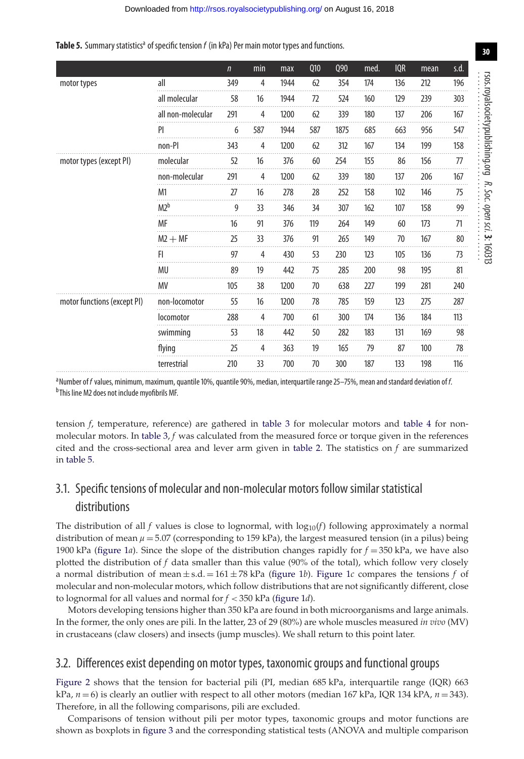**Table 5.** Summary statistics[a] of specific tension $f$ (in kPa) Per main motor types and functions.

| | | $n$ | min | max | Q10 | Q90 | med. | IQR | mean | s.d. |
|---|---|---|---|---|---|---|---|---|---|---|
| motor types | all | 349 | 4 | 1944 | 62 | 354 | 174 | 136 | 212 | 196 |
| | all molecular | 58 | 16 | 1944 | 72 | 524 | 160 | 129 | 239 | 303 |
| | all non-molecular | 291 | 4 | 1200 | 62 | 339 | 180 | 137 | 206 | 167 |
| | PI | 6 | 587 | 1944 | 587 | 1875 | 685 | 663 | 956 | 547 |
| | non-PI | 343 | 4 | 1200 | 62 | 312 | 167 | 134 | 199 | 158 |
| motor types (except PI) | molecular | 52 | 16 | 376 | 60 | 254 | 155 | 86 | 156 | 77 |
| | non-molecular | 291 | 4 | 1200 | 62 | 339 | 180 | 137 | 206 | 167 |
| | M1 | 27 | 16 | 278 | 28 | 252 | 158 | 102 | 146 | 75 |
| | M2[b] | 9 | 33 | 346 | 34 | 307 | 162 | 107 | 158 | 99 |
| | MF | 16 | 91 | 376 | 119 | 264 | 149 | 60 | 173 | 71 |
| | M2 + MF | 25 | 33 | 376 | 91 | 265 | 149 | 70 | 167 | 80 |
| | FI | 97 | 4 | 430 | 53 | 230 | 123 | 105 | 136 | 73 |
| | MU | 89 | 19 | 442 | 75 | 285 | 200 | 98 | 195 | 81 |
| | MV | 105 | 38 | 1200 | 70 | 638 | 227 | 199 | 281 | 240 |
| motor functions (except PI) | non-locomotor | 55 | 16 | 1200 | 78 | 785 | 159 | 123 | 275 | 287 |
| | locomotor | 288 | 4 | 700 | 61 | 300 | 174 | 136 | 184 | 113 |
| | swimming | 53 | 18 | 442 | 50 | 282 | 183 | 131 | 169 | 98 |
| | flying | 25 | 4 | 363 | 19 | 165 | 79 | 87 | 100 | 78 |
| | terrestrial | 210 | 33 | 700 | 70 | 300 | 187 | 133 | 198 | 116 |

[a] Number of $f$ values, minimum, maximum, quantile 10%, quantile 90%, median, interquartile range 25–75%, mean and standard deviation of $f$.
[b] This line M2 does not include myofibrils MF.

tension $f$, temperature, reference) are gathered in table 3 for molecular motors and table 4 for non-molecular motors. In table 3, $f$ was calculated from the measured force or torque given in the references cited and the cross-sectional area and lever arm given in table 2. The statistics on $f$ are summarized in table 5.

## 3.1. Specific tensions of molecular and non-molecular motors follow similar statistical distributions

The distribution of all $f$ values is close to lognormal, with $\log_{10}(f)$ following approximately a normal distribution of mean $\mu = 5.07$ (corresponding to 159 kPa), the largest measured tension (in a pilus) being 1900 kPa (figure 1*a*). Since the slope of the distribution changes rapidly for $f = 350$ kPa, we have also plotted the distribution of $f$ data smaller than this value (90% of the total), which follow very closely a normal distribution of mean ± s.d. = 161 ± 78 kPa (figure 1*b*). Figure 1*c* compares the tensions $f$ of molecular and non-molecular motors, which follow distributions that are not significantly different, close to lognormal for all values and normal for $f < 350$ kPa (figure 1*d*).

Motors developing tensions higher than 350 kPa are found in both microorganisms and large animals. In the former, the only ones are pili. In the latter, 23 of 29 (80%) are whole muscles measured *in vivo* (MV) in crustaceans (claw closers) and insects (jump muscles). We shall return to this point later.

## 3.2. Differences exist depending on motor types, taxonomic groups and functional groups

Figure 2 shows that the tension for bacterial pili (PI, median 685 kPa, interquartile range (IQR) 663 kPa, $n = 6$) is clearly an outlier with respect to all other motors (median 167 kPa, IQR 134 kPa, $n = 343$). Therefore, in all the following comparisons, pili are excluded.

Comparisons of tension without pili per motor types, taxonomic groups and motor functions are shown as boxplots in figure 3 and the corresponding statistical tests (ANOVA and multiple comparison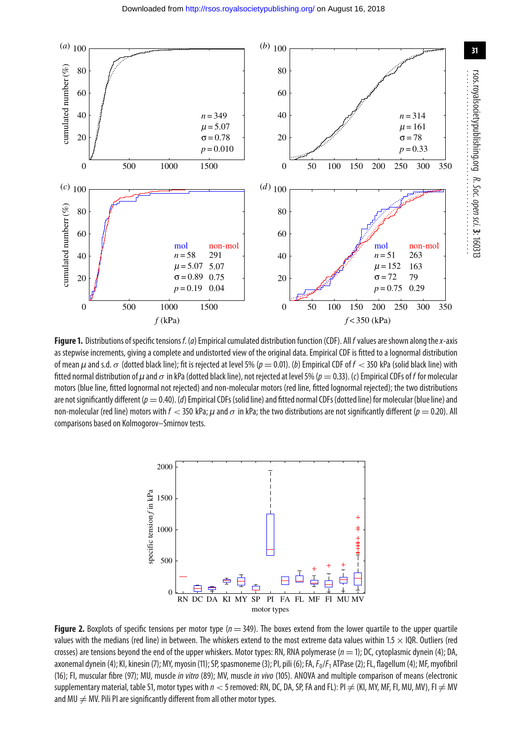**Figure 1.** Distributions of specific tensions $f$. (*a*) Empirical cumulated distribution function (CDF). All $f$ values are shown along the $x$-axis as stepwise increments, giving a complete and undistorted view of the original data. Empirical CDF is fitted to a lognormal distribution of mean $\mu$ and s.d. $\sigma$ (dotted black line); fit is rejected at level 5% ($p = 0.01$). (*b*) Empirical CDF of $f < 350$ kPa (solid black line) with fitted normal distribution of $\mu$ and $\sigma$ in kPa (dotted black line), not rejected at level 5% ($p = 0.33$). (*c*) Empirical CDFs of $f$ for molecular motors (blue line, fitted lognormal not rejected) and non-molecular motors (red line, fitted lognormal rejected); the two distributions are not significantly different ($p = 0.40$). (*d*) Empirical CDFs (solid line) and fitted normal CDFs (dotted line) for molecular (blue line) and non-molecular (red line) motors with $f < 350$ kPa; $\mu$ and $\sigma$ in kPa; the two distributions are not significantly different ($p = 0.20$). All comparisons based on Kolmogorov–Smirnov tests.

**Figure 2.** Boxplots of specific tensions per motor type ($n = 349$). The boxes extend from the lower quartile to the upper quartile values with the medians (red line) in between. The whiskers extend to the most extreme data values within $1.5 \times$ IQR. Outliers (red crosses) are tensions beyond the end of the upper whiskers. Motor types: RN, RNA polymerase ($n = 1$); DC, cytoplasmic dynein (4); DA, axonemal dynein (4); KI, kinesin (7); MY, myosin (11); SP, spasmoneme (3); PI, pili (6); FA, $F_0/F_1$ ATPase (2); FL, flagellum (4); MF, myofibril (16); FI, muscular fibre (97); MU, muscle *in vitro* (89); MV, muscle *in vivo* (105). ANOVA and multiple comparison of means (electronic supplementary material, table S1, motor types with $n < 5$ removed: RN, DC, DA, SP, FA and FL): PI $\neq$ (KI, MY, MF, FI, MU, MV), FI $\neq$ MV and MU $\neq$ MV. Pili PI are significantly different from all other motor types.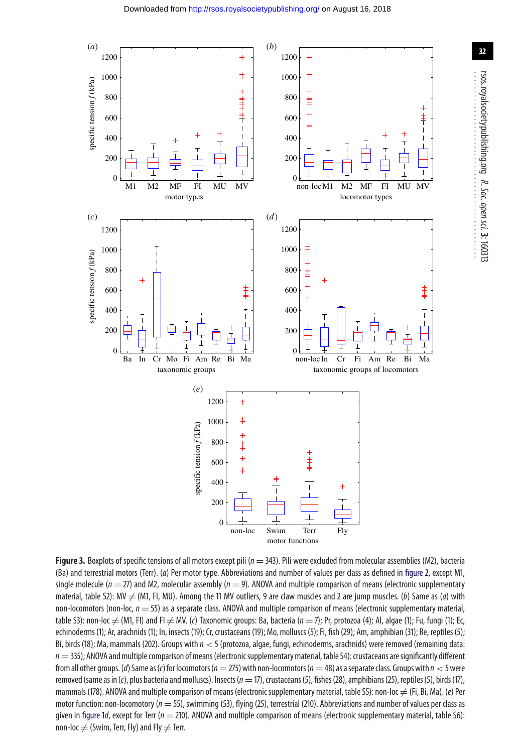**Figure 3.** Boxplots of specific tensions of all motors except pili ($n = 343$). Pili were excluded from molecular assemblies (M2), bacteria (Ba) and terrestrial motors (Terr). (*a*) Per motor type. Abbreviations and number of values per class as defined in figure 2, except M1, single molecule ($n = 27$) and M2, molecular assembly ($n = 9$). ANOVA and multiple comparison of means (electronic supplementary material, table S2): MV ≠ (M1, FI, MU). Among the 11 MV outliers, 9 are claw muscles and 2 are jump muscles. (*b*) Same as (*a*) with non-locomotors (non-loc, $n = 55$) as a separate class. ANOVA and multiple comparison of means (electronic supplementary material, table S3): non-loc ≠ (M1, FI) and FI ≠ MV. (*c*) Taxonomic groups: Ba, bacteria ($n = 7$); Pr, protozoa (4); Al, algae (1); Fu, fungi (1); Ec, echinoderms (1); Ar, arachnids (1); In, insects (19); Cr, crustaceans (19); Mo, molluscs (5); Fi, fish (29); Am, amphibian (31); Re, reptiles (5); Bi, birds (18); Ma, mammals (202). Groups with $n < 5$ (protozoa, algae, fungi, echinoderms, arachnids) were removed (remaining data: $n = 335$); ANOVA and multiple comparison of means (electronic supplementary material, table S4): crustaceans are significantly different from all other groups. (*d*) Same as (*c*) for locomotors ($n = 275$) with non-locomotors ($n = 48$) as a separate class. Groups with $n < 5$ were removed (same as in (*c*), plus bacteria and molluscs). Insects ($n = 17$), crustaceans (5), fishes (28), amphibians (25), reptiles (5), birds (17), mammals (178). ANOVA and multiple comparison of means (electronic supplementary material, table S5): non-loc ≠ (Fi, Bi, Ma). (*e*) Per motor function: non-locomotory ($n = 55$), swimming (53), flying (25), terrestrial (210). Abbreviations and number of values per class as given in figure 1*d*, except for Terr ($n = 210$). ANOVA and multiple comparison of means (electronic supplementary material, table S6): non-loc ≠ (Swim, Terr, Fly) and Fly ≠ Terr.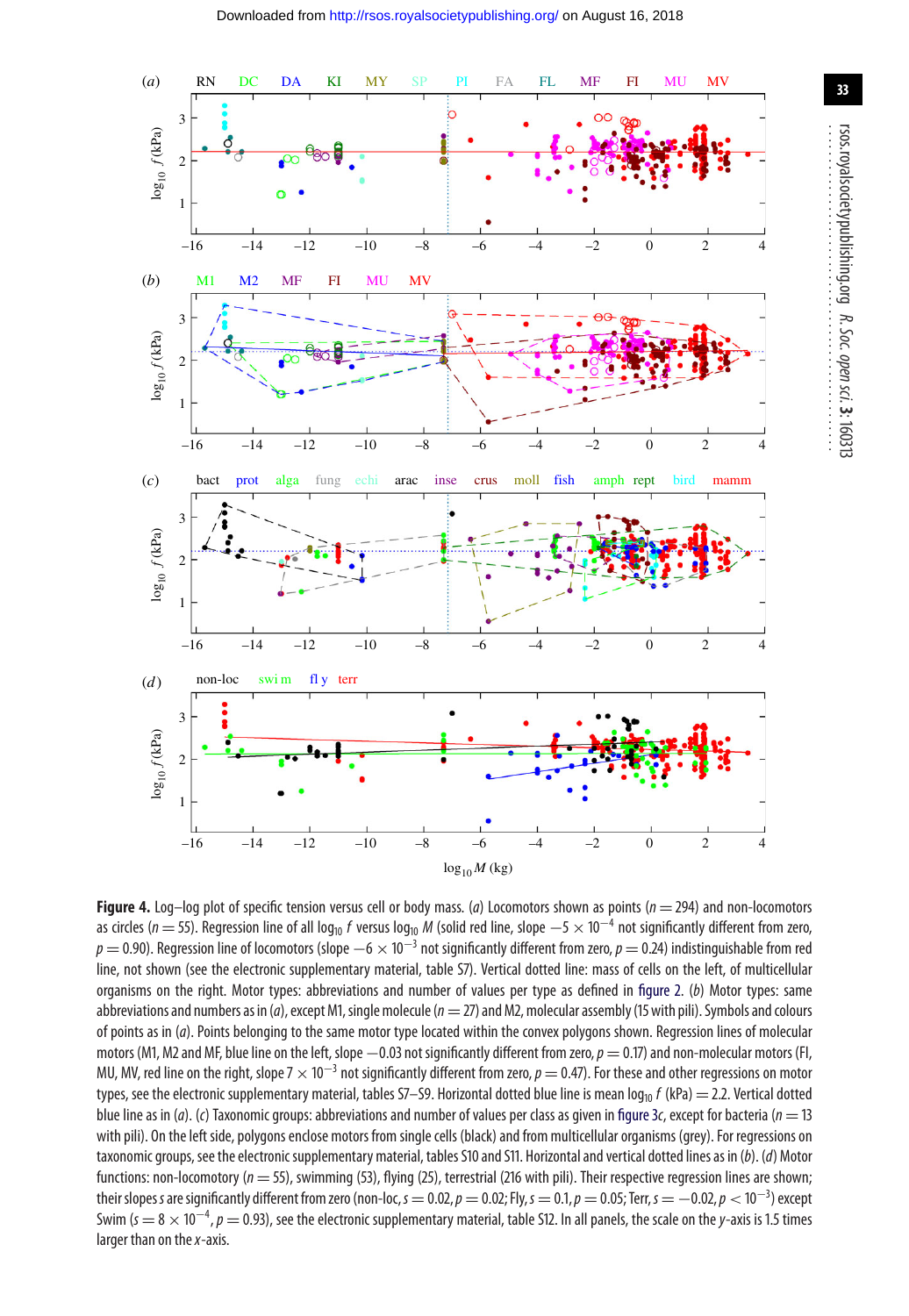**Figure 4.** Log–log plot of specific tension versus cell or body mass. (*a*) Locomotors shown as points ($n = 294$) and non-locomotors as circles ($n = 55$). Regression line of all $\log_{10} f$ versus $\log_{10} M$ (solid red line, slope $-5 \times 10^{-4}$ not significantly different from zero, $p = 0.90$). Regression line of locomotors (slope $-6 \times 10^{-3}$ not significantly different from zero, $p = 0.24$) indistinguishable from red line, not shown (see the electronic supplementary material, table S7). Vertical dotted line: mass of cells on the left, of multicellular organisms on the right. Motor types: abbreviations and number of values per type as defined in figure 2. (*b*) Motor types: same abbreviations and numbers as in (*a*), except M1, single molecule ($n = 27$) and M2, molecular assembly (15 with pili). Symbols and colours of points as in (*a*). Points belonging to the same motor type located within the convex polygons shown. Regression lines of molecular motors (M1, M2 and MF, blue line on the left, slope $-0.03$ not significantly different from zero, $p = 0.17$) and non-molecular motors (FI, MU, MV, red line on the right, slope $7 \times 10^{-3}$ not significantly different from zero, $p = 0.47$). For these and other regressions on motor types, see the electronic supplementary material, tables S7–S9. Horizontal dotted blue line is mean $\log_{10} f$ (kPa) $= 2.2$. Vertical dotted blue line as in (*a*). (*c*) Taxonomic groups: abbreviations and number of values per class as given in figure 3*c*, except for bacteria ($n = 13$ with pili). On the left side, polygons enclose motors from single cells (black) and from multicellular organisms (grey). For regressions on taxonomic groups, see the electronic supplementary material, tables S10 and S11. Horizontal and vertical dotted lines as in (*b*). (*d*) Motor functions: non-locomotory ($n = 55$), swimming (53), flying (25), terrestrial (216 with pili). Their respective regression lines are shown; their slopes $s$ are significantly different from zero (non-loc, $s = 0.02$, $p = 0.02$; Fly, $s = 0.1$, $p = 0.05$; Terr, $s = -0.02$, $p < 10^{-3}$) except Swim ($s = 8 \times 10^{-4}$, $p = 0.93$), see the electronic supplementary material, table S12. In all panels, the scale on the $y$-axis is 1.5 times larger than on the $x$-axis.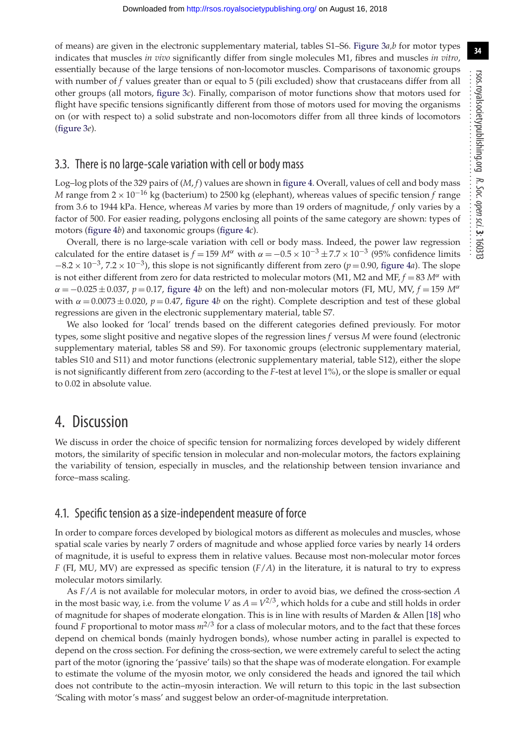of means) are given in the electronic supplementary material, tables S1–S6. Figure 3*a*,*b* for motor types indicates that muscles *in vivo* significantly differ from single molecules M1, fibres and muscles *in vitro*, essentially because of the large tensions of non-locomotor muscles. Comparisons of taxonomic groups with number of $f$ values greater than or equal to 5 (pili excluded) show that crustaceans differ from all other groups (all motors, figure 3*c*). Finally, comparison of motor functions show that motors used for flight have specific tensions significantly different from those of motors used for moving the organisms on (or with respect to) a solid substrate and non-locomotors differ from all three kinds of locomotors (figure 3*e*).

## 3.3. There is no large-scale variation with cell or body mass

Log–log plots of the 329 pairs of $(M, f)$ values are shown in figure 4. Overall, values of cell and body mass $M$ range from $2 \times 10^{-16}$ kg (bacterium) to 2500 kg (elephant), whereas values of specific tension $f$ range from 3.6 to 1944 kPa. Hence, whereas $M$ varies by more than 19 orders of magnitude, $f$ only varies by a factor of 500. For easier reading, polygons enclosing all points of the same category are shown: types of motors (figure 4*b*) and taxonomic groups (figure 4*c*).

Overall, there is no large-scale variation with cell or body mass. Indeed, the power law regression calculated for the entire dataset is $f = 159\ M^{\alpha}$ with $\alpha = -0.5 \times 10^{-3} \pm 7.7 \times 10^{-3}$ (95% confidence limits $-8.2 \times 10^{-3}$, $7.2 \times 10^{-3}$), this slope is not significantly different from zero ($p = 0.90$, figure 4*a*). The slope is not either different from zero for data restricted to molecular motors (M1, M2 and MF, $f = 83\ M^{\alpha}$ with $\alpha = -0.025 \pm 0.037$, $p = 0.17$, figure 4*b* on the left) and non-molecular motors (FI, MU, MV, $f = 159\ M^{\alpha}$ with $\alpha = 0.0073 \pm 0.020$, $p = 0.47$, figure 4*b* on the right). Complete description and test of these global regressions are given in the electronic supplementary material, table S7.

We also looked for 'local' trends based on the different categories defined previously. For motor types, some slight positive and negative slopes of the regression lines $f$ versus $M$ were found (electronic supplementary material, tables S8 and S9). For taxonomic groups (electronic supplementary material, tables S10 and S11) and motor functions (electronic supplementary material, table S12), either the slope is not significantly different from zero (according to the $F$-test at level 1%), or the slope is smaller or equal to 0.02 in absolute value.

# 4. Discussion

We discuss in order the choice of specific tension for normalizing forces developed by widely different motors, the similarity of specific tension in molecular and non-molecular motors, the factors explaining the variability of tension, especially in muscles, and the relationship between tension invariance and force–mass scaling.

## 4.1. Specific tension as a size-independent measure of force

In order to compare forces developed by biological motors as different as molecules and muscles, whose spatial scale varies by nearly 7 orders of magnitude and whose applied force varies by nearly 14 orders of magnitude, it is useful to express them in relative values. Because most non-molecular motor forces $F$ (FI, MU, MV) are expressed as specific tension ($F/A$) in the literature, it is natural to try to express molecular motors similarly.

As $F/A$ is not available for molecular motors, in order to avoid bias, we defined the cross-section $A$ in the most basic way, i.e. from the volume $V$ as $A = V^{2/3}$, which holds for a cube and still holds in order of magnitude for shapes of moderate elongation. This is in line with results of Marden & Allen [18] who found $F$ proportional to motor mass $m^{2/3}$ for a class of molecular motors, and to the fact that these forces depend on chemical bonds (mainly hydrogen bonds), whose number acting in parallel is expected to depend on the cross section. For defining the cross-section, we were extremely careful to select the acting part of the motor (ignoring the 'passive' tails) so that the shape was of moderate elongation. For example to estimate the volume of the myosin motor, we only considered the heads and ignored the tail which does not contribute to the actin–myosin interaction. We will return to this topic in the last subsection 'Scaling with motor's mass' and suggest below an order-of-magnitude interpretation.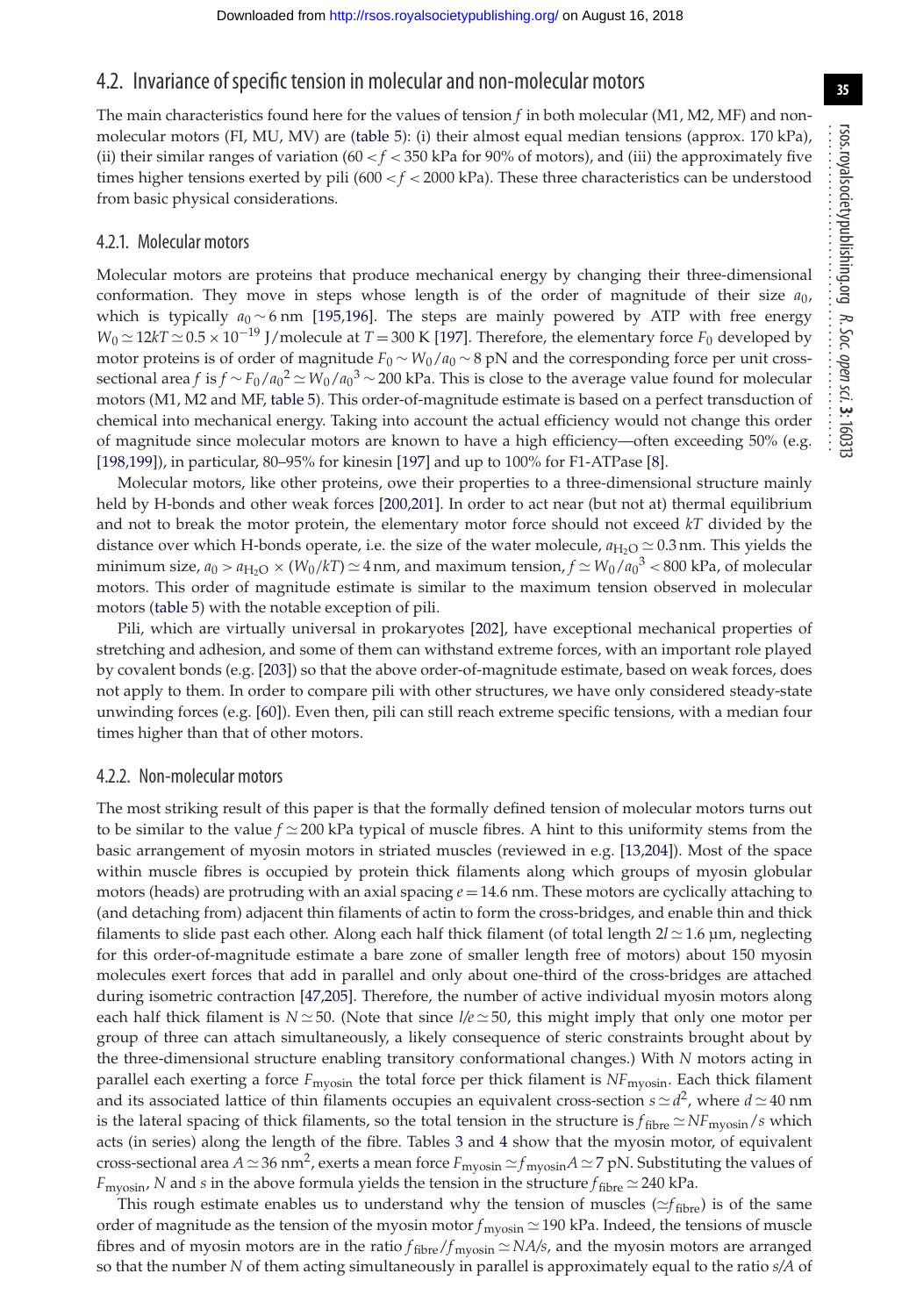## 4.2. Invariance of specific tension in molecular and non-molecular motors

The main characteristics found here for the values of tension $f$ in both molecular (M1, M2, MF) and non-molecular motors (FI, MU, MV) are (table 5): (i) their almost equal median tensions (approx. 170 kPa), (ii) their similar ranges of variation ($60 < f < 350$ kPa for 90% of motors), and (iii) the approximately five times higher tensions exerted by pili ($600 < f < 2000$ kPa). These three characteristics can be understood from basic physical considerations.

### 4.2.1. Molecular motors

Molecular motors are proteins that produce mechanical energy by changing their three-dimensional conformation. They move in steps whose length is of the order of magnitude of their size $a_0$, which is typically $a_0 \sim 6$ nm [195,196]. The steps are mainly powered by ATP with free energy $W_0 \simeq 12kT \simeq 0.5 \times 10^{-19}$ J/molecule at $T = 300$ K [197]. Therefore, the elementary force $F_0$ developed by motor proteins is of order of magnitude $F_0 \sim W_0/a_0 \sim 8$ pN and the corresponding force per unit cross-sectional area $f$ is $f \sim F_0/a_0^2 \simeq W_0/a_0^3 \sim 200$ kPa. This is close to the average value found for molecular motors (M1, M2 and MF, table 5). This order-of-magnitude estimate is based on a perfect transduction of chemical into mechanical energy. Taking into account the actual efficiency would not change this order of magnitude since molecular motors are known to have a high efficiency—often exceeding 50% (e.g. [198,199]), in particular, 80–95% for kinesin [197] and up to 100% for F1-ATPase [8].

Molecular motors, like other proteins, owe their properties to a three-dimensional structure mainly held by H-bonds and other weak forces [200,201]. In order to act near (but not at) thermal equilibrium and not to break the motor protein, the elementary motor force should not exceed $kT$ divided by the distance over which H-bonds operate, i.e. the size of the water molecule, $a_{H_2O} \simeq 0.3$ nm. This yields the minimum size, $a_0 > a_{H_2O} \times (W_0/kT) \simeq 4$ nm, and maximum tension, $f \simeq W_0/a_0^3 < 800$ kPa, of molecular motors. This order of magnitude estimate is similar to the maximum tension observed in molecular motors (table 5) with the notable exception of pili.

Pili, which are virtually universal in prokaryotes [202], have exceptional mechanical properties of stretching and adhesion, and some of them can withstand extreme forces, with an important role played by covalent bonds (e.g. [203]) so that the above order-of-magnitude estimate, based on weak forces, does not apply to them. In order to compare pili with other structures, we have only considered steady-state unwinding forces (e.g. [60]). Even then, pili can still reach extreme specific tensions, with a median four times higher than that of other motors.

### 4.2.2. Non-molecular motors

The most striking result of this paper is that the formally defined tension of molecular motors turns out to be similar to the value $f \simeq 200$ kPa typical of muscle fibres. A hint to this uniformity stems from the basic arrangement of myosin motors in striated muscles (reviewed in e.g. [13,204]). Most of the space within muscle fibres is occupied by protein thick filaments along which groups of myosin globular motors (heads) are protruding with an axial spacing $e = 14.6$ nm. These motors are cyclically attaching to (and detaching from) adjacent thin filaments of actin to form the cross-bridges, and enable thin and thick filaments to slide past each other. Along each half thick filament (of total length $2l \simeq 1.6$ µm, neglecting for this order-of-magnitude estimate a bare zone of smaller length free of motors) about 150 myosin molecules exert forces that add in parallel and only about one-third of the cross-bridges are attached during isometric contraction [47,205]. Therefore, the number of active individual myosin motors along each half thick filament is $N \simeq 50$. (Note that since $l/e \simeq 50$, this might imply that only one motor per group of three can attach simultaneously, a likely consequence of steric constraints brought about by the three-dimensional structure enabling transitory conformational changes.) With $N$ motors acting in parallel each exerting a force $F_{\text{myosin}}$ the total force per thick filament is $NF_{\text{myosin}}$. Each thick filament and its associated lattice of thin filaments occupies an equivalent cross-section $s \simeq d^2$, where $d \simeq 40$ nm is the lateral spacing of thick filaments, so the total tension in the structure is $f_{\text{fibre}} \simeq NF_{\text{myosin}}/s$ which acts (in series) along the length of the fibre. Tables 3 and 4 show that the myosin motor, of equivalent cross-sectional area $A \simeq 36$ nm$^2$, exerts a mean force $F_{\text{myosin}} \simeq f_{\text{myosin}}A \simeq 7$ pN. Substituting the values of $F_{\text{myosin}}$, $N$ and $s$ in the above formula yields the tension in the structure $f_{\text{fibre}} \simeq 240$ kPa.

This rough estimate enables us to understand why the tension of muscles ($\simeq f_{\text{fibre}}$) is of the same order of magnitude as the tension of the myosin motor $f_{\text{myosin}} \simeq 190$ kPa. Indeed, the tensions of muscle fibres and of myosin motors are in the ratio $f_{\text{fibre}}/f_{\text{myosin}} \simeq NA/s$, and the myosin motors are arranged so that the number $N$ of them acting simultaneously in parallel is approximately equal to the ratio $s/A$ of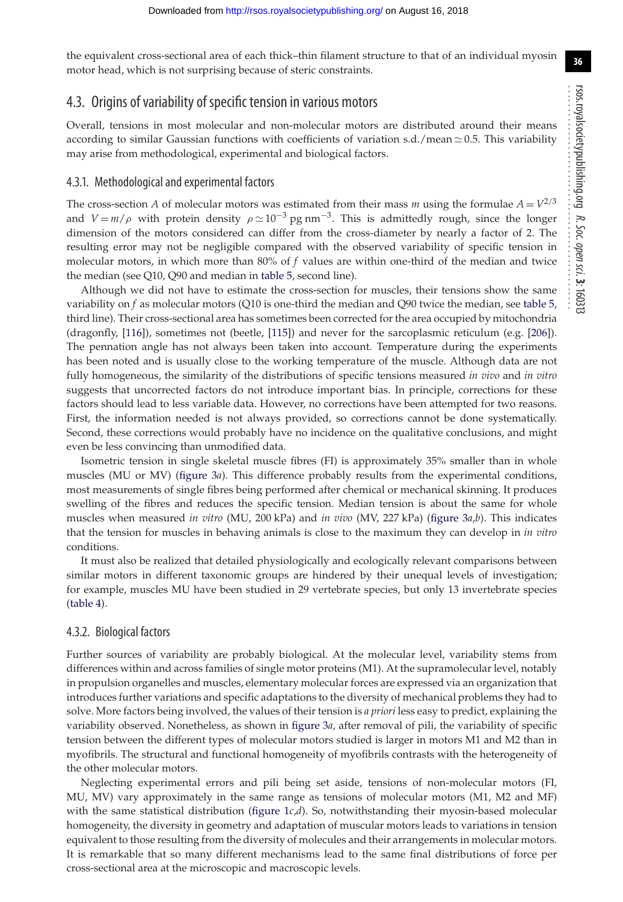the equivalent cross-sectional area of each thick–thin filament structure to that of an individual myosin motor head, which is not surprising because of steric constraints.

## 4.3. Origins of variability of specific tension in various motors

Overall, tensions in most molecular and non-molecular motors are distributed around their means according to similar Gaussian functions with coefficients of variation s.d./mean ≃ 0.5. This variability may arise from methodological, experimental and biological factors.

### 4.3.1. Methodological and experimental factors

The cross-section $A$ of molecular motors was estimated from their mass $m$ using the formulae $A = V^{2/3}$ and $V = m/\rho$ with protein density $\rho \simeq 10^{-3}$ pg nm$^{-3}$. This is admittedly rough, since the longer dimension of the motors considered can differ from the cross-diameter by nearly a factor of 2. The resulting error may not be negligible compared with the observed variability of specific tension in molecular motors, in which more than 80% of $f$ values are within one-third of the median and twice the median (see Q10, Q90 and median in table 5, second line).

Although we did not have to estimate the cross-section for muscles, their tensions show the same variability on $f$ as molecular motors (Q10 is one-third the median and Q90 twice the median, see table 5, third line). Their cross-sectional area has sometimes been corrected for the area occupied by mitochondria (dragonfly, [116]), sometimes not (beetle, [115]) and never for the sarcoplasmic reticulum (e.g. [206]). The pennation angle has not always been taken into account. Temperature during the experiments has been noted and is usually close to the working temperature of the muscle. Although data are not fully homogeneous, the similarity of the distributions of specific tensions measured *in vivo* and *in vitro* suggests that uncorrected factors do not introduce important bias. In principle, corrections for these factors should lead to less variable data. However, no corrections have been attempted for two reasons. First, the information needed is not always provided, so corrections cannot be done systematically. Second, these corrections would probably have no incidence on the qualitative conclusions, and might even be less convincing than unmodified data.

Isometric tension in single skeletal muscle fibres (FI) is approximately 35% smaller than in whole muscles (MU or MV) (figure 3*a*). This difference probably results from the experimental conditions, most measurements of single fibres being performed after chemical or mechanical skinning. It produces swelling of the fibres and reduces the specific tension. Median tension is about the same for whole muscles when measured *in vitro* (MU, 200 kPa) and *in vivo* (MV, 227 kPa) (figure 3*a*,*b*). This indicates that the tension for muscles in behaving animals is close to the maximum they can develop in *in vitro* conditions.

It must also be realized that detailed physiologically and ecologically relevant comparisons between similar motors in different taxonomic groups are hindered by their unequal levels of investigation; for example, muscles MU have been studied in 29 vertebrate species, but only 13 invertebrate species (table 4).

### 4.3.2. Biological factors

Further sources of variability are probably biological. At the molecular level, variability stems from differences within and across families of single motor proteins (M1). At the supramolecular level, notably in propulsion organelles and muscles, elementary molecular forces are expressed via an organization that introduces further variations and specific adaptations to the diversity of mechanical problems they had to solve. More factors being involved, the values of their tension is *a priori* less easy to predict, explaining the variability observed. Nonetheless, as shown in figure 3*a*, after removal of pili, the variability of specific tension between the different types of molecular motors studied is larger in motors M1 and M2 than in myofibrils. The structural and functional homogeneity of myofibrils contrasts with the heterogeneity of the other molecular motors.

Neglecting experimental errors and pili being set aside, tensions of non-molecular motors (FI, MU, MV) vary approximately in the same range as tensions of molecular motors (M1, M2 and MF) with the same statistical distribution (figure 1*c*,*d*). So, notwithstanding their myosin-based molecular homogeneity, the diversity in geometry and adaptation of muscular motors leads to variations in tension equivalent to those resulting from the diversity of molecules and their arrangements in molecular motors. It is remarkable that so many different mechanisms lead to the same final distributions of force per cross-sectional area at the microscopic and macroscopic levels.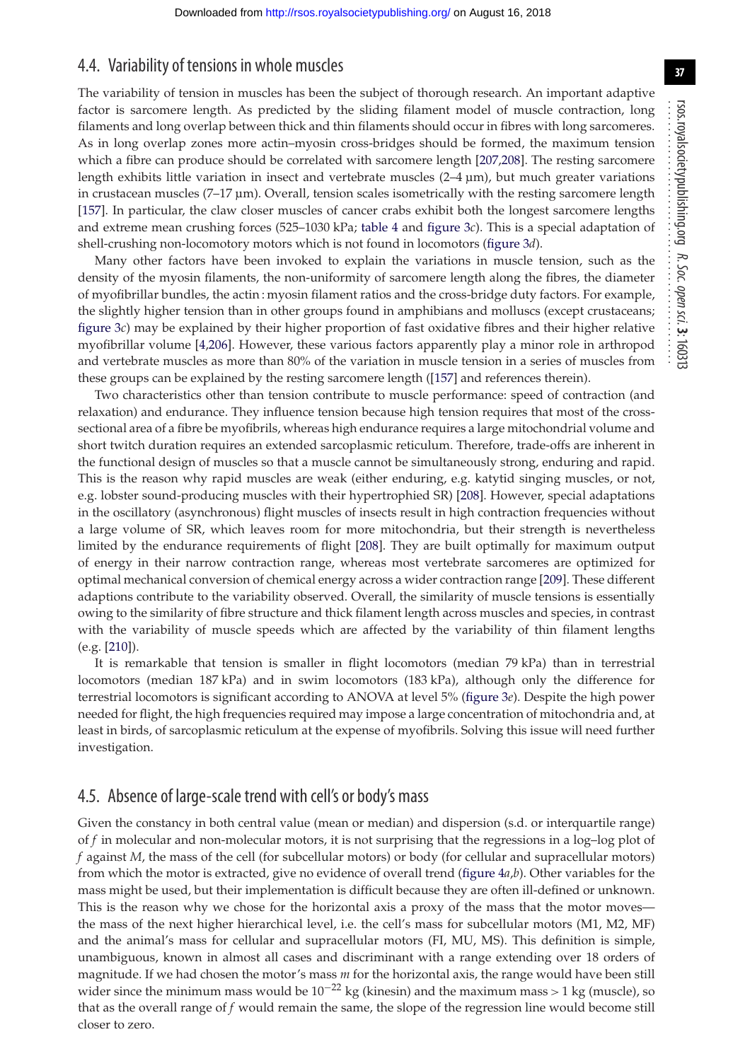## 4.4. Variability of tensions in whole muscles

The variability of tension in muscles has been the subject of thorough research. An important adaptive factor is sarcomere length. As predicted by the sliding filament model of muscle contraction, long filaments and long overlap between thick and thin filaments should occur in fibres with long sarcomeres. As in long overlap zones more actin–myosin cross-bridges should be formed, the maximum tension which a fibre can produce should be correlated with sarcomere length [207,208]. The resting sarcomere length exhibits little variation in insect and vertebrate muscles (2–4 µm), but much greater variations in crustacean muscles (7–17 µm). Overall, tension scales isometrically with the resting sarcomere length [157]. In particular, the claw closer muscles of cancer crabs exhibit both the longest sarcomere lengths and extreme mean crushing forces (525–1030 kPa; table 4 and figure 3*c*). This is a special adaptation of shell-crushing non-locomotory motors which is not found in locomotors (figure 3*d*).

Many other factors have been invoked to explain the variations in muscle tension, such as the density of the myosin filaments, the non-uniformity of sarcomere length along the fibres, the diameter of myofibrillar bundles, the actin : myosin filament ratios and the cross-bridge duty factors. For example, the slightly higher tension than in other groups found in amphibians and molluscs (except crustaceans; figure 3*c*) may be explained by their higher proportion of fast oxidative fibres and their higher relative myofibrillar volume [4,206]. However, these various factors apparently play a minor role in arthropod and vertebrate muscles as more than 80% of the variation in muscle tension in a series of muscles from these groups can be explained by the resting sarcomere length ([157] and references therein).

Two characteristics other than tension contribute to muscle performance: speed of contraction (and relaxation) and endurance. They influence tension because high tension requires that most of the cross-sectional area of a fibre be myofibrils, whereas high endurance requires a large mitochondrial volume and short twitch duration requires an extended sarcoplasmic reticulum. Therefore, trade-offs are inherent in the functional design of muscles so that a muscle cannot be simultaneously strong, enduring and rapid. This is the reason why rapid muscles are weak (either enduring, e.g. katytid singing muscles, or not, e.g. lobster sound-producing muscles with their hypertrophied SR) [208]. However, special adaptations in the oscillatory (asynchronous) flight muscles of insects result in high contraction frequencies without a large volume of SR, which leaves room for more mitochondria, but their strength is nevertheless limited by the endurance requirements of flight [208]. They are built optimally for maximum output of energy in their narrow contraction range, whereas most vertebrate sarcomeres are optimized for optimal mechanical conversion of chemical energy across a wider contraction range [209]. These different adaptions contribute to the variability observed. Overall, the similarity of muscle tensions is essentially owing to the similarity of fibre structure and thick filament length across muscles and species, in contrast with the variability of muscle speeds which are affected by the variability of thin filament lengths (e.g. [210]).

It is remarkable that tension is smaller in flight locomotors (median 79 kPa) than in terrestrial locomotors (median 187 kPa) and in swim locomotors (183 kPa), although only the difference for terrestrial locomotors is significant according to ANOVA at level 5% (figure 3*e*). Despite the high power needed for flight, the high frequencies required may impose a large concentration of mitochondria and, at least in birds, of sarcoplasmic reticulum at the expense of myofibrils. Solving this issue will need further investigation.

## 4.5. Absence of large-scale trend with cell's or body's mass

Given the constancy in both central value (mean or median) and dispersion (s.d. or interquartile range) of $f$ in molecular and non-molecular motors, it is not surprising that the regressions in a log–log plot of $f$ against $M$, the mass of the cell (for subcellular motors) or body (for cellular and supracellular motors) from which the motor is extracted, give no evidence of overall trend (figure 4*a*,*b*). Other variables for the mass might be used, but their implementation is difficult because they are often ill-defined or unknown. This is the reason why we chose for the horizontal axis a proxy of the mass that the motor moves—the mass of the next higher hierarchical level, i.e. the cell's mass for subcellular motors (M1, M2, MF) and the animal's mass for cellular and supracellular motors (FI, MU, MS). This definition is simple, unambiguous, known in almost all cases and discriminant with a range extending over 18 orders of magnitude. If we had chosen the motor's mass $m$ for the horizontal axis, the range would have been still wider since the minimum mass would be $10^{-22}$ kg (kinesin) and the maximum mass > 1 kg (muscle), so that as the overall range of $f$ would remain the same, the slope of the regression line would become still closer to zero.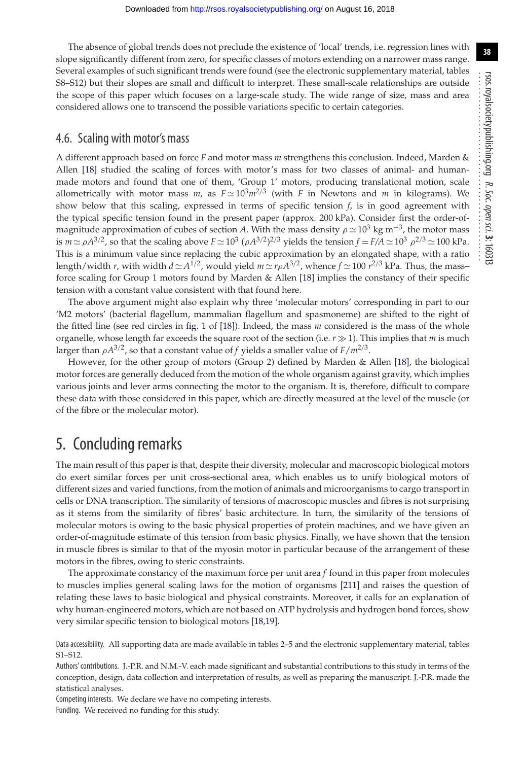The absence of global trends does not preclude the existence of 'local' trends, i.e. regression lines with slope significantly different from zero, for specific classes of motors extending on a narrower mass range. Several examples of such significant trends were found (see the electronic supplementary material, tables S8–S12) but their slopes are small and difficult to interpret. These small-scale relationships are outside the scope of this paper which focuses on a large-scale study. The wide range of size, mass and area considered allows one to transcend the possible variations specific to certain categories.

### 4.6. Scaling with motor's mass

A different approach based on force $F$ and motor mass $m$ strengthens this conclusion. Indeed, Marden & Allen [18] studied the scaling of forces with motor's mass for two classes of animal- and human-made motors and found that one of them, 'Group 1' motors, producing translational motion, scale allometrically with motor mass $m$, as $F \simeq 10^3 m^{2/3}$ (with $F$ in Newtons and $m$ in kilograms). We show below that this scaling, expressed in terms of specific tension $f$, is in good agreement with the typical specific tension found in the present paper (approx. 200 kPa). Consider first the order-of-magnitude approximation of cubes of section $A$. With the mass density $\rho \simeq 10^3$ kg m$^{-3}$, the motor mass is $m \simeq \rho A^{3/2}$, so that the scaling above $F \simeq 10^3\ (\rho A^{3/2})^{2/3}$ yields the tension $f = F/A \simeq 10^3\ \rho^{2/3} \simeq 100$ kPa. This is a minimum value since replacing the cubic approximation by an elongated shape, with a ratio length/width $r$, with width $d \simeq A^{1/2}$, would yield $m \simeq r\rho A^{3/2}$, whence $f \simeq 100\ r^{2/3}$ kPa. Thus, the mass–force scaling for Group 1 motors found by Marden & Allen [18] implies the constancy of their specific tension with a constant value consistent with that found here.

The above argument might also explain why three 'molecular motors' corresponding in part to our 'M2 motors' (bacterial flagellum, mammalian flagellum and spasmoneme) are shifted to the right of the fitted line (see red circles in fig. 1 of [18]). Indeed, the mass $m$ considered is the mass of the whole organelle, whose length far exceeds the square root of the section (i.e. $r \gg 1$). This implies that $m$ is much larger than $\rho A^{3/2}$, so that a constant value of $f$ yields a smaller value of $F/m^{2/3}$.

However, for the other group of motors (Group 2) defined by Marden & Allen [18], the biological motor forces are generally deduced from the motion of the whole organism against gravity, which implies various joints and lever arms connecting the motor to the organism. It is, therefore, difficult to compare these data with those considered in this paper, which are directly measured at the level of the muscle (or of the fibre or the molecular motor).

## 5. Concluding remarks

The main result of this paper is that, despite their diversity, molecular and macroscopic biological motors do exert similar forces per unit cross-sectional area, which enables us to unify biological motors of different sizes and varied functions, from the motion of animals and microorganisms to cargo transport in cells or DNA transcription. The similarity of tensions of macroscopic muscles and fibres is not surprising as it stems from the similarity of fibres' basic architecture. In turn, the similarity of the tensions of molecular motors is owing to the basic physical properties of protein machines, and we have given an order-of-magnitude estimate of this tension from basic physics. Finally, we have shown that the tension in muscle fibres is similar to that of the myosin motor in particular because of the arrangement of these motors in the fibres, owing to steric constraints.

The approximate constancy of the maximum force per unit area $f$ found in this paper from molecules to muscles implies general scaling laws for the motion of organisms [211] and raises the question of relating these laws to basic biological and physical constraints. Moreover, it calls for an explanation of why human-engineered motors, which are not based on ATP hydrolysis and hydrogen bond forces, show very similar specific tension to biological motors [18,19].

Data accessibility. All supporting data are made available in tables 2–5 and the electronic supplementary material, tables S1–S12.

Authors' contributions. J.-P.R. and N.M.-V. each made significant and substantial contributions to this study in terms of the conception, design, data collection and interpretation of results, as well as preparing the manuscript. J.-P.R. made the statistical analyses.

Competing interests. We declare we have no competing interests.

Funding. We received no funding for this study.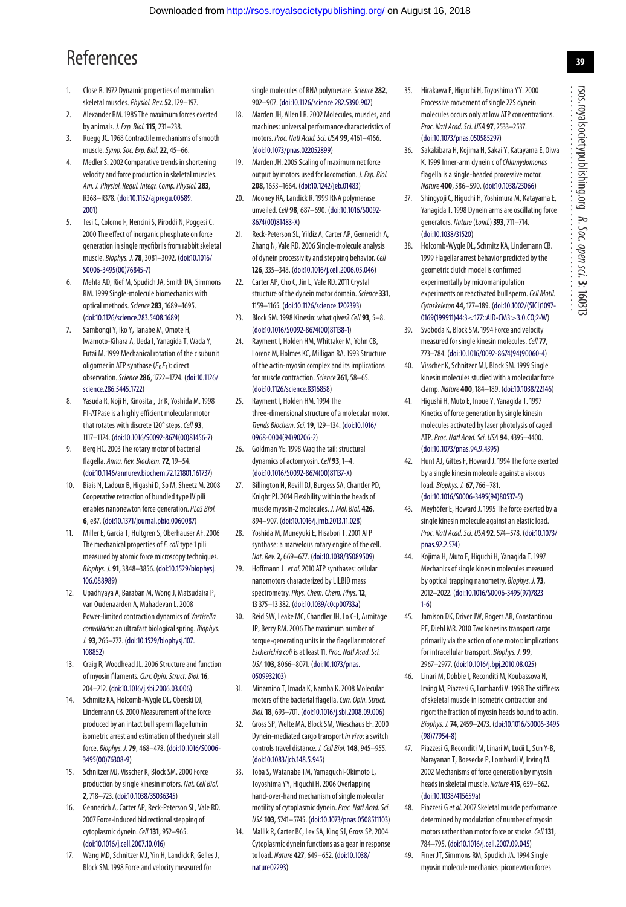# References

1. Close R. 1972 Dynamic properties of mammalian skeletal muscles. *Physiol. Rev.* **52**, 129–197.
2. Alexander RM. 1985 The maximum forces exerted by animals. *J. Exp. Biol.* **115**, 231–238.
3. Ruegg JC. 1968 Contractile mechanisms of smooth muscle. *Symp. Soc. Exp. Biol.* **22**, 45–66.
4. Medler S. 2002 Comparative trends in shortening velocity and force production in skeletal muscles. *Am. J. Physiol. Regul. Integr. Comp. Physiol.* **283**, R368–R378. (doi:10.1152/ajpregu.00689.2001)
5. Tesi C, Colomo F, Nencini S, Piroddi N, Poggesi C. 2000 The effect of inorganic phosphate on force generation in single myofibrils from rabbit skeletal muscle. *Biophys. J.* **78**, 3081–3092. (doi:10.1016/S0006-3495(00)76845-7)
6. Mehta AD, Rief M, Spudich JA, Smith DA, Simmons RM. 1999 Single-molecule biomechanics with optical methods. *Science* **283**, 1689–1695. (doi:10.1126/science.283.5408.1689)
7. Sambongi Y, Iko Y, Tanabe M, Omote H, Iwamoto-Kihara A, Ueda I, Yanagida T, Wada Y, Futai M. 1999 Mechanical rotation of the c subunit oligomer in ATP synthase ($F_0F_1$): direct observation. *Science* **286**, 1722–1724. (doi:10.1126/science.286.5445.1722)
8. Yasuda R, Noji H, Kinosita , Jr K, Yoshida M. 1998 F1-ATPase is a highly efficient molecular motor that rotates with discrete 120° steps. *Cell* **93**, 1117–1124. (doi:10.1016/S0092-8674(00)81456-7)
9. Berg HC. 2003 The rotary motor of bacterial flagella. *Annu. Rev. Biochem.* **72**, 19–54. (doi:10.1146/annurev.biochem.72.121801.161737)
10. Biais N, Ladoux B, Higashi D, So M, Sheetz M. 2008 Cooperative retraction of bundled type IV pili enables nanonewton force generation. *PLoS Biol.* **6**, e87. (doi:10.1371/journal.pbio.0060087)
11. Miller E, Garcia T, Hultgren S, Oberhauser AF. 2006 The mechanical properties of *E. coli* type 1 pili measured by atomic force microscopy techniques. *Biophys. J.* **91**, 3848–3856. (doi:10.1529/biophysj.106.088989)
12. Upadhyaya A, Baraban M, Wong J, Matsudaira P, van Oudenaarden A, Mahadevan L. 2008 Power-limited contraction dynamics of *Vorticella convallaria*: an ultrafast biological spring. *Biophys. J.* **93**, 265–272. (doi:10.1529/biophysj.107.108852)
13. Craig R, Woodhead JL. 2006 Structure and function of myosin filaments. *Curr. Opin. Struct. Biol.* **16**, 204–212. (doi:10.1016/j.sbi.2006.03.006)
14. Schmitz KA, Holcomb-Wygle DL, Oberski DJ, Lindemann CB. 2000 Measurement of the force produced by an intact bull sperm flagellum in isometric arrest and estimation of the dynein stall force. *Biophys. J.* **79**, 468–478. (doi:10.1016/S0006-3495(00)76308-9)
15. Schnitzer MJ, Visscher K, Block SM. 2000 Force production by single kinesin motors. *Nat. Cell Biol.* **2**, 718–723. (doi:10.1038/35036345)
16. Gennerich A, Carter AP, Reck-Peterson SL, Vale RD. 2007 Force-induced bidirectional stepping of cytoplasmic dynein. *Cell* **131**, 952–965. (doi:10.1016/j.cell.2007.10.016)
17. Wang MD, Schnitzer MJ, Yin H, Landick R, Gelles J, Block SM. 1998 Force and velocity measured for single molecules of RNA polymerase. *Science* **282**, 902–907. (doi:10.1126/science.282.5390.902)
18. Marden JH, Allen LR. 2002 Molecules, muscles, and machines: universal performance characteristics of motors. *Proc. Natl Acad. Sci. USA* **99**, 4161–4166. (doi:10.1073/pnas.022052899)
19. Marden JH. 2005 Scaling of maximum net force output by motors used for locomotion. *J. Exp. Biol.* **208**, 1653–1664. (doi:10.1242/jeb.01483)
20. Mooney RA, Landick R. 1999 RNA polymerase unveiled. *Cell* **98**, 687–690. (doi:10.1016/S0092-8674(00)81483-X)
21. Reck-Peterson SL, Yildiz A, Carter AP, Gennerich A, Zhang N, Vale RD. 2006 Single-molecule analysis of dynein processivity and stepping behavior. *Cell* **126**, 335–348. (doi:10.1016/j.cell.2006.05.046)
22. Carter AP, Cho C, Jin L, Vale RD. 2011 Crystal structure of the dynein motor domain. *Science* **331**, 1159–1165. (doi:10.1126/science.1202393)
23. Block SM. 1998 Kinesin: what gives? *Cell* **93**, 5–8. (doi:10.1016/S0092-8674(00)81138-1)
24. Rayment I, Holden HM, Whittaker M, Yohn CB, Lorenz M, Holmes KC, Milligan RA. 1993 Structure of the actin-myosin complex and its implications for muscle contraction. *Science* **261**, 58–65. (doi:10.1126/science.8316858)
25. Rayment I, Holden HM. 1994 The three-dimensional structure of a molecular motor. *Trends Biochem. Sci.* **19**, 129–134. (doi:10.1016/0968-0004(94)90206-2)
26. Goldman YE. 1998 Wag the tail: structural dynamics of actomyosin. *Cell* **93**, 1–4. (doi:10.1016/S0092-8674(00)81137-X)
27. Billington N, Revill DJ, Burgess SA, Chantler PD, Knight PJ. 2014 Flexibility within the heads of muscle myosin-2 molecules. *J. Mol. Biol.* **426**, 894–907. (doi:10.1016/j.jmb.2013.11.028)
28. Yoshida M, Muneyuki E, Hisabori T. 2001 ATP synthase: a marvelous rotary engine of the cell. *Nat. Rev.* **2**, 669–677. (doi:10.1038/35089509)
29. Hoffmann J *et al.* 2010 ATP synthases: cellular nanomotors characterized by LILBID mass spectrometry. *Phys. Chem. Chem. Phys.* **12**, 13 375–13 382. (doi:10.1039/c0cp00733a)
30. Reid SW, Leake MC, Chandler JH, Lo C-J, Armitage JP, Berry RM. 2006 The maximum number of torque-generating units in the flagellar motor of *Escherichia coli* is at least 11. *Proc. Natl Acad. Sci. USA* **103**, 8066–8071. (doi:10.1073/pnas.0509932103)
31. Minamino T, Imada K, Namba K. 2008 Molecular motors of the bacterial flagella. *Curr. Opin. Struct. Biol.* **18**, 693–701. (doi:10.1016/j.sbi.2008.09.006)
32. Gross SP, Welte MA, Block SM, Wieschaus EF. 2000 Dynein-mediated cargo transport *in vivo*: a switch controls travel distance. *J. Cell Biol.* **148**, 945–955. (doi:10.1083/jcb.148.5.945)
33. Toba S, Watanabe TM, Yamaguchi-Okimoto L, Toyoshima YY, Higuchi H. 2006 Overlapping hand-over-hand mechanism of single molecular motility of cytoplasmic dynein. *Proc. Natl Acad. Sci. USA* **103**, 5741–5745. (doi:10.1073/pnas.0508511103)
34. Mallik R, Carter BC, Lex SA, King SJ, Gross SP. 2004 Cytoplasmic dynein functions as a gear in response to load. *Nature* **427**, 649–652. (doi:10.1038/nature02293)
35. Hirakawa E, Higuchi H, Toyoshima YY. 2000 Processive movement of single 22S dynein molecules occurs only at low ATP concentrations. *Proc. Natl Acad. Sci. USA* **97**, 2533–2537. (doi:10.1073/pnas.050585297)
36. Sakakibara H, Kojima H, Sakai Y, Katayama E, Oiwa K. 1999 Inner-arm dynein c of *Chlamydomonas* flagella is a single-headed processive motor. *Nature* **400**, 586–590. (doi:10.1038/23066)
37. Shingyoji C, Higuchi H, Yoshimura M, Katayama E, Yanagida T. 1998 Dynein arms are oscillating force generators. *Nature* (*Lond.*) **393**, 711–714. (doi:10.1038/31520)
38. Holcomb-Wygle DL, Schmitz KA, Lindemann CB. 1999 Flagellar arrest behavior predicted by the geometric clutch model is confirmed experimentally by micromanipulation experiments on reactivated bull sperm. *Cell Motil. Cytoskeleton* **44**, 177–189. (doi:10.1002/(SICI)1097-0169(199911)44:3<177::AID-CM3>3.0.CO;2-W)
39. Svoboda K, Block SM. 1994 Force and velocity measured for single kinesin molecules. *Cell* **77**, 773–784. (doi:10.1016/0092-8674(94)90060-4)
40. Visscher K, Schnitzer MJ, Block SM. 1999 Single kinesin molecules studied with a molecular force clamp. *Nature* **400**, 184–189. (doi:10.1038/22146)
41. Higuchi H, Muto E, Inoue Y, Yanagida T. 1997 Kinetics of force generation by single kinesin molecules activated by laser photolysis of caged ATP. *Proc. Natl Acad. Sci. USA* **94**, 4395–4400. (doi:10.1073/pnas.94.9.4395)
42. Hunt AJ, Gittes F, Howard J. 1994 The force exerted by a single kinesin molecule against a viscous load. *Biophys. J.* **67**, 766–781. (doi:10.1016/S0006-3495(94)80537-5)
43. Meyhöfer E, Howard J. 1995 The force exerted by a single kinesin molecule against an elastic load. *Proc. Natl Acad. Sci. USA* **92**, 574–578. (doi:10.1073/pnas.92.2.574)
44. Kojima H, Muto E, Higuchi H, Yanagida T. 1997 Mechanics of single kinesin molecules measured by optical trapping nanometry. *Biophys. J.* **73**, 2012–2022. (doi:10.1016/S0006-3495(97)78231-6)
45. Jamison DK, Driver JW, Rogers AR, Constantinou PE, Diehl MR. 2010 Two kinesins transport cargo primarily via the action of one motor: implications for intracellular transport. *Biophys. J.* **99**, 2967–2977. (doi:10.1016/j.bpj.2010.08.025)
46. Linari M, Dobbie I, Reconditi M, Koubassova N, Irving M, Piazzesi G, Lombardi V. 1998 The stiffness of skeletal muscle in isometric contraction and rigor: the fraction of myosin heads bound to actin. *Biophys. J.* **74**, 2459–2473. (doi:10.1016/S0006-3495(98)77954-8)
47. Piazzesi G, Reconditi M, Linari M, Lucii L, Sun Y-B, Narayanan T, Boesecke P, Lombardi V, Irving M. 2002 Mechanisms of force generation by myosin heads in skeletal muscle. *Nature* **415**, 659–662. (doi:10.1038/415659a)
48. Piazzesi G *et al.* 2007 Skeletal muscle performance determined by modulation of number of myosin motors rather than motor force or stroke. *Cell* **131**, 784–795. (doi:10.1016/j.cell.2007.09.045)
49. Finer JT, Simmons RM, Spudich JA. 1994 Single myosin molecule mechanics: piconewton forces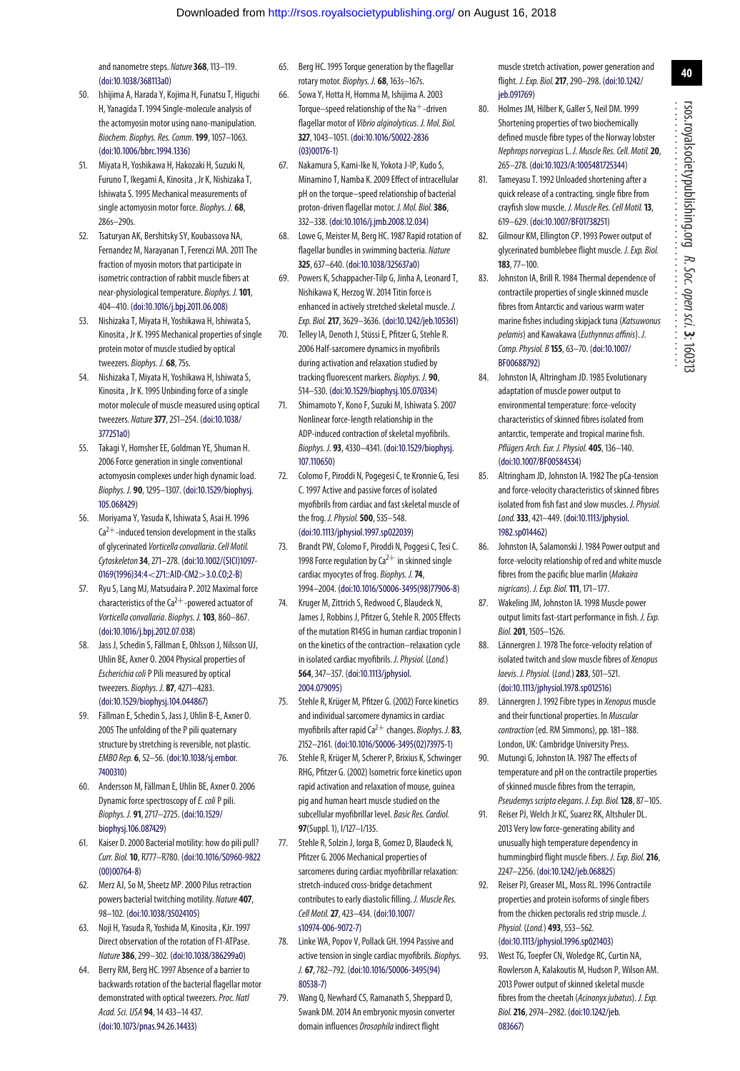and nanometre steps. *Nature* **368**, 113–119. (doi:10.1038/368113a0)

50. Ishijima A, Harada Y, Kojima H, Funatsu T, Higuchi H, Yanagida T. 1994 Single-molecule analysis of the actomyosin motor using nano-manipulation. *Biochem. Biophys. Res. Comm.* **199**, 1057–1063. (doi:10.1006/bbrc.1994.1336)
51. Miyata H, Yoshikawa H, Hakozaki H, Suzuki N, Furuno T, Ikegami A, Kinosita , Jr K, Nishizaka T, Ishiwata S. 1995 Mechanical measurements of single actomyosin motor force. *Biophys. J.* **68**, 286s–290s.
52. Tsaturyan AK, Bershitsky SY, Koubassova NA, Fernandez M, Narayanan T, Ferenczi MA. 2011 The fraction of myosin motors that participate in isometric contraction of rabbit muscle fibers at near-physiological temperature. *Biophys. J.* **101**, 404–410. (doi:10.1016/j.bpj.2011.06.008)
53. Nishizaka T, Miyata H, Yoshikawa H, Ishiwata S, Kinosita , Jr K. 1995 Mechanical properties of single protein motor of muscle studied by optical tweezers. *Biophys. J.* **68**, 75s.
54. Nishizaka T, Miyata H, Yoshikawa H, Ishiwata S, Kinosita , Jr K. 1995 Unbinding force of a single motor molecule of muscle measured using optical tweezers. *Nature* **377**, 251–254. (doi:10.1038/377251a0)
55. Takagi Y, Homsher EE, Goldman YE, Shuman H. 2006 Force generation in single conventional actomyosin complexes under high dynamic load. *Biophys. J.* **90**, 1295–1307. (doi:10.1529/biophysj.105.068429)
56. Moriyama Y, Yasuda K, Ishiwata S, Asai H. 1996 $Ca^{2+}$-induced tension development in the stalks of glycerinated *Vorticella convallaria*. *Cell Motil. Cytoskeleton* **34**, 271–278. (doi:10.1002/(SICI)1097-0169(1996)34:4<271::AID-CM2>3.0.CO;2-B)
57. Ryu S, Lang MJ, Matsudaira P. 2012 Maximal force characteristics of the $Ca^{2+}$-powered actuator of *Vorticella convallaria*. *Biophys. J.* **103**, 860–867. (doi:10.1016/j.bpj.2012.07.038)
58. Jass J, Schedin S, Fällman E, Ohlsson J, Nilsson UJ, Uhlin BE, Axner O. 2004 Physical properties of *Escherichia coli* P Pili measured by optical tweezers. *Biophys. J.* **87**, 4271–4283. (doi:10.1529/biophysj.104.044867)
59. Fällman E, Schedin S, Jass J, Uhlin B-E, Axner O. 2005 The unfolding of the P pili quaternary structure by stretching is reversible, not plastic. *EMBO Rep.* **6**, 52–56. (doi:10.1038/sj.embor.7400310)
60. Andersson M, Fällman E, Uhlin BE, Axner O. 2006 Dynamic force spectroscopy of *E. coli* P pili. *Biophys. J.* **91**, 2717–2725. (doi:10.1529/biophysj.106.087429)
61. Kaiser D. 2000 Bacterial motility: how do pili pull? *Curr. Biol.* **10**, R777–R780. (doi:10.1016/S0960-9822(00)00764-8)
62. Merz AJ, So M, Sheetz MP. 2000 Pilus retraction powers bacterial twitching motility. *Nature* **407**, 98–102. (doi:10.1038/35024105)
63. Noji H, Yasuda R, Yoshida M, Kinosita , KJr. 1997 Direct observation of the rotation of F1-ATPase. *Nature* **386**, 299–302. (doi:10.1038/386299a0)
64. Berry RM, Berg HC. 1997 Absence of a barrier to backwards rotation of the bacterial flagellar motor demonstrated with optical tweezers. *Proc. Natl Acad. Sci. USA* **94**, 14 433–14 437. (doi:10.1073/pnas.94.26.14433)
65. Berg HC. 1995 Torque generation by the flagellar rotary motor. *Biophys. J.* **68**, 163s–167s.
66. Sowa Y, Hotta H, Homma M, Ishijima A. 2003 Torque–speed relationship of the $Na^{+}$-driven flagellar motor of *Vibrio alginolyticus*. *J. Mol. Biol.* **327**, 1043–1051. (doi:10.1016/S0022-2836(03)00176-1)
67. Nakamura S, Kami-Ike N, Yokota J-IP, Kudo S, Minamino T, Namba K. 2009 Effect of intracellular pH on the torque–speed relationship of bacterial proton-driven flagellar motor. *J. Mol. Biol.* **386**, 332–338. (doi:10.1016/j.jmb.2008.12.034)
68. Lowe G, Meister M, Berg HC. 1987 Rapid rotation of flagellar bundles in swimming bacteria. *Nature* **325**, 637–640. (doi:10.1038/325637a0)
69. Powers K, Schappacher-Tilp G, Jinha A, Leonard T, Nishikawa K, Herzog W. 2014 Titin force is enhanced in actively stretched skeletal muscle. *J. Exp. Biol.* **217**, 3629–3636. (doi:10.1242/jeb.105361)
70. Telley IA, Denoth J, Stüssi E, Pfitzer G, Stehle R. 2006 Half-sarcomere dynamics in myofibrils during activation and relaxation studied by tracking fluorescent markers. *Biophys. J.* **90**, 514–530. (doi:10.1529/biophysj.105.070334)
71. Shimamoto Y, Kono F, Suzuki M, Ishiwata S. 2007 Nonlinear force-length relationship in the ADP-induced contraction of skeletal myofibrils. *Biophys. J.* **93**, 4330–4341. (doi:10.1529/biophysj.107.110650)
72. Colomo F, Piroddi N, Poggesi C, te Kronnie G, Tesi C. 1997 Active and passive forces of isolated myofibrils from cardiac and fast skeletal muscle of the frog. *J. Physiol.* **500**, 535–548. (doi:10.1113/jphysiol.1997.sp022039)
73. Brandt PW, Colomo F, Piroddi N, Poggesi C, Tesi C. 1998 Force regulation by $Ca^{2+}$ in skinned single cardiac myocytes of frog. *Biophys. J.* **74**, 1994–2004. (doi:10.1016/S0006-3495(98)77906-8)
74. Kruger M, Zittrich S, Redwood C, Blaudeck N, James J, Robbins J, Pfitzer G, Stehle R. 2005 Effects of the mutation R145G in human cardiac troponin I on the kinetics of the contraction–relaxation cycle in isolated cardiac myofibrils. *J. Physiol.* (*Lond.*) **564**, 347–357. (doi:10.1113/jphysiol.2004.079095)
75. Stehle R, Krüger M, Pfitzer G. (2002) Force kinetics and individual sarcomere dynamics in cardiac myofibrils after rapid $Ca^{2+}$ changes. *Biophys. J.* **83**, 2152–2161. (doi:10.1016/S0006-3495(02)73975-1)
76. Stehle R, Krüger M, Scherer P, Brixius K, Schwinger RHG, Pfitzer G. (2002) Isometric force kinetics upon rapid activation and relaxation of mouse, guinea pig and human heart muscle studied on the subcellular myofibrillar level. *Basic Res. Cardiol.* **97**(Suppl. 1), I/127–I/135.
77. Stehle R, Solzin J, Iorga B, Gomez D, Blaudeck N, Pfitzer G. 2006 Mechanical properties of sarcomeres during cardiac myofibrillar relaxation: stretch-induced cross-bridge detachment contributes to early diastolic filling. *J. Muscle Res. Cell Motil.* **27**, 423–434. (doi:10.1007/s10974-006-9072-7)
78. Linke WA, Popov V, Pollack GH. 1994 Passive and active tension in single cardiac myofibrils. *Biophys. J.* **67**, 782–792. (doi:10.1016/S0006-3495(94)80538-7)
79. Wang Q, Newhard CS, Ramanath S, Sheppard D, Swank DM. 2014 An embryonic myosin converter domain influences *Drosophila* indirect flight muscle stretch activation, power generation and flight. *J. Exp. Biol.* **217**, 290–298. (doi:10.1242/jeb.091769)
80. Holmes JM, Hilber K, Galler S, Neil DM. 1999 Shortening properties of two biochemically defined muscle fibre types of the Norway lobster *Nephrops norvegicus* L. *J. Muscle Res. Cell. Motil.* **20**, 265–278. (doi:10.1023/A:1005481725344)
81. Tameyasu T. 1992 Unloaded shortening after a quick release of a contracting, single fibre from crayfish slow muscle. *J. Muscle Res. Cell Motil.* **13**, 619–629. (doi:10.1007/BF01738251)
82. Gilmour KM, Ellington CP. 1993 Power output of glycerinated bumblebee flight muscle. *J. Exp. Biol.* **183**, 77–100.
83. Johnston IA, Brill R. 1984 Thermal dependence of contractile properties of single skinned muscle fibres from Antarctic and various warm water marine fishes including skipjack tuna (*Katsuwonus pelamis*) and Kawakawa (*Euthynnus affinis*). *J. Comp. Physiol. B* **155**, 63–70. (doi:10.1007/BF00688792)
84. Johnston IA, Altringham JD. 1985 Evolutionary adaptation of muscle power output to environmental temperature: force-velocity characteristics of skinned fibres isolated from antarctic, temperate and tropical marine fish. *Pflügers Arch. Eur. J. Physiol.* **405**, 136–140. (doi:10.1007/BF00584534)
85. Altringham JD, Johnston IA. 1982 The pCa-tension and force-velocity characteristics of skinned fibres isolated from fish fast and slow muscles. *J. Physiol. Lond.* **333**, 421–449. (doi:10.1113/jphysiol.1982.sp014462)
86. Johnston IA, Salamonski J. 1984 Power output and force-velocity relationship of red and white muscle fibres from the pacific blue marlin (*Makaira nigricans*). *J. Exp. Biol.* **111**, 171–177.
87. Wakeling JM, Johnston IA. 1998 Muscle power output limits fast-start performance in fish. *J. Exp. Biol.* **201**, 1505–1526.
88. Lännergren J. 1978 The force-velocity relation of isolated twitch and slow muscle fibres of *Xenopus laevis*. *J. Physiol.* (*Lond.*) **283**, 501–521. (doi:10.1113/jphysiol.1978.sp012516)
89. Lännergren J. 1992 Fibre types in *Xenopus* muscle and their functional properties. In *Muscular contraction* (ed. RM Simmons), pp. 181–188. London, UK: Cambridge University Press.
90. Mutungi G, Johnston IA. 1987 The effects of temperature and pH on the contractile properties of skinned muscle fibres from the terrapin, *Pseudemys scripta elegans*. *J. Exp. Biol.* **128**, 87–105.
91. Reiser PJ, Welch Jr KC, Suarez RK, Altshuler DL. 2013 Very low force-generating ability and unusually high temperature dependency in hummingbird flight muscle fibers. *J. Exp. Biol.* **216**, 2247–2256. (doi:10.1242/jeb.068825)
92. Reiser PJ, Greaser ML, Moss RL. 1996 Contractile properties and protein isoforms of single fibers from the chicken pectoralis red strip muscle. *J. Physiol.* (*Lond.*) **493**, 553–562. (doi:10.1113/jphysiol.1996.sp021403)
93. West TG, Toepfer CN, Woledge RC, Curtin NA, Rowlerson A, Kalakoutis M, Hudson P, Wilson AM. 2013 Power output of skinned skeletal muscle fibres from the cheetah (*Acinonyx jubatus*). *J. Exp. Biol.* **216**, 2974–2982. (doi:10.1242/jeb.083667)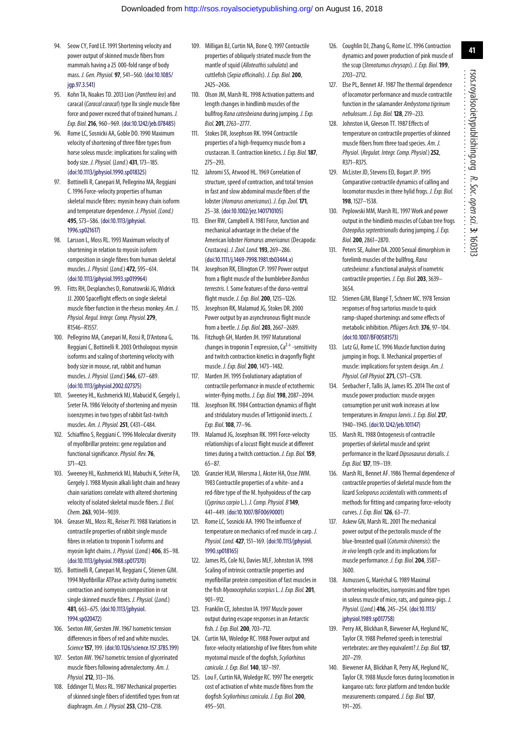94. Seow CY, Ford LE. 1991 Shortening velocity and power output of skinned muscle fibers from mammals having a 25 000-fold range of body mass. *J. Gen. Physiol.* **97**, 541–560. (doi:10.1085/jgp.97.3.541)

95. Kohn TA, Noakes TD. 2013 Lion (*Panthera leo*) and caracal (*Caracal caracal*) type IIx single muscle fibre force and power exceed that of trained humans. *J. Exp. Biol.* **216**, 960–969. (doi:10.1242/jeb.078485)

96. Rome LC, Sosnicki AA, Goble DO. 1990 Maximum velocity of shortening of three fibre types from horse soleus muscle: implications for scaling with body size. *J. Physiol.* (*Lond.*) **431**, 173–185. (doi:10.1113/jphysiol.1990.sp018325)

97. Bottinelli R, Canepari M, Pellegrino MA, Reggiani C. 1996 Force-velocity properties of human skeletal muscle fibres: myosin heavy chain isoform and temperature dependence. *J. Physiol. (Lond.)* **495**, 573–586. (doi:10.1113/jphysiol.1996.sp021617)

98. Larsson L, Moss RL. 1993 Maximum velocity of shortening in relation to myosin isoform composition in single fibres from human skeletal muscles. *J. Physiol.* (*Lond.*) **472**, 595–614. (doi:10.1113/jphysiol.1993.sp019964)

99. Fitts RH, Desplanches D, Romatowski JG, Widrick JJ. 2000 Spaceflight effects on single skeletal muscle fiber function in the rhesus monkey. *Am. J. Physiol. Regul. Integr. Comp. Physiol.* **279**, R1546–R1557.

100. Pellegrino MA, Canepari M, Rossi R, D'Antona G, Reggiani C, Bottinelli R. 2003 Orthologous myosin isoforms and scaling of shortening velocity with body size in mouse, rat, rabbit and human muscles. *J. Physiol.* (*Lond.*) **546**, 677–689. (doi:10.1113/jphysiol.2002.027375)

101. Sweeney HL, Kushmerick MJ, Mabucid K, Gergely J, Sreter FA. 1986 Velocity of shortening and myosin isoenzymes in two types of rabbit fast-twitch muscles. *Am. J. Physiol.* **251**, C431–C484.

102. Schiaffino S, Reggiani C. 1996 Molecular diversity of myofibrillar proteins: gene regulation and functional significance. *Physiol. Rev.* **76**, 371–423.

103. Sweeney HL, Kushmerick MJ, Mabuchi K, Sréter FA, Gergely J. 1988 Myosin alkali light chain and heavy chain variations correlate with altered shortening velocity of isolated skeletal muscle fibers. *J. Biol. Chem.* **263**, 9034–9039.

104. Greaser ML, Moss RL, Reiser PJ. 1988 Variations in contractile properties of rabbit single muscle fibres in relation to troponin T isoforms and myosin light chains. *J. Physiol.* (*Lond.*) **406**, 85–98. (doi:10.1113/jphysiol.1988.sp017370)

105. Bottinelli R, Canepari M, Reggiani C, Stienen GJM. 1994 Myofibrillar ATPase activity during isometric contraction and isomyosin composition in rat single skinned muscle fibres. *J. Physiol.* (*Lond.*) **481**, 663–675. (doi:10.1113/jphysiol.1994.sp020472)

106. Sexton AW, Gersten JW. 1967 Isometric tension differences in fibers of red and white muscles. *Science* **157**, 199. (doi:10.1126/science.157.3785.199)

107. Sexton AW. 1967 Isometric tension of glycerinated muscle fibers following adrenalectomy. *Am. J. Physiol.* **212**, 313–316.

108. Eddinger TJ, Moss RL. 1987 Mechanical properties of skinned single fibers of identified types from rat diaphragm. *Am. J. Physiol.* **253**, C210–C218.

109. Milligan BJ, Curtin NA, Bone Q. 1997 Contractile properties of obliquely striated muscle from the mantle of squid (*Alloteuthis subulata*) and cuttlefish (*Sepia officinalis*). *J. Exp. Biol.* **200**, 2425–2436.

110. Olson JM, Marsh RL. 1998 Activation patterns and length changes in hindlimb muscles of the bullfrog *Rana catesbeiana* during jumping. *J. Exp. Biol.* **201**, 2763–2777.

111. Stokes DR, Josephson RK. 1994 Contractile properties of a high-frequency muscle from a crustacean. II. Contraction kinetics. *J. Exp. Biol.* **187**, 275–293.

112. Jahromi SS, Atwood HL. 1969 Correlation of structure, speed of contraction, and total tension in fast and slow abdominal muscle fibers of the lobster (*Homarus americanus*). *J. Exp. Zool.* **171**, 25–38. (doi:10.1002/jez.1401710105)

113. Elner RW, Campbell A. 1981 Force, function and mechanical advantage in the chelae of the American lobster *Homarus americanus* (Decapoda: Crustacea). *J. Zool. Lond.* **193**, 269–286. (doi:10.1111/j.1469-7998.1981.tb03444.x)

114. Josephson RK, Ellington CP. 1997 Power output from a flight muscle of the bumblebee *Bombus terrestris*. I. Some features of the dorso-ventral flight muscle. *J. Exp. Biol.* **200**, 1215–1226.

115. Josephson RK, Malamud JG, Stokes DR. 2000 Power output by an asynchronous flight muscle from a beetle. *J. Exp. Biol.* **203**, 2667–2689.

116. Fitzhugh GH, Marden JH. 1997 Maturational changes in troponin T expression, $Ca^{2+}$-sensitivity and twitch contraction kinetics in dragonfly flight muscle. *J. Exp. Biol.* **200**, 1473–1482.

117. Marden JH. 1995 Evolutionary adaptation of contractile performance in muscle of ectothermic winter-flying moths. *J. Exp. Biol.* **198**, 2087–2094.

118. Josephson RK. 1984 Contraction dynamics of flight and stridulatory muscles of Tettigoniid insects. *J. Exp. Biol.* **108**, 77–96.

119. Malamud JG, Josephson RK. 1991 Force-velocity relationships of a locust flight muscle at different times during a twitch contraction. *J. Exp. Biol.* **159**, 65–87.

120. Granzier HLM, Wiersma J, Akster HA, Osse JWM. 1983 Contractile properties of a white- and a red-fibre type of the M. hyohyoideus of the carp (*Cyprinus carpio* L.). *J. Comp. Physiol. B* **149**, 441–449. (doi:10.1007/BF00690001)

121. Rome LC, Sosnicki AA. 1990 The influence of temperature on mechanics of red muscle in carp. *J. Physiol. Lond.* **427**, 151–169. (doi:10.1113/jphysiol.1990.sp018165)

122. James RS, Cole NJ, Davies MLF, Johnston IA. 1998 Scaling of intrinsic contractile properties and myofibrillar protein composition of fast muscles in the fish *Myoxocephalus scorpius* L. *J. Exp. Biol.* **201**, 901–912.

123. Franklin CE, Johnston IA. 1997 Muscle power output during escape responses in an Antarctic fish. *J. Exp. Biol.* **200**, 703–712.

124. Curtin NA, Woledge RC. 1988 Power output and force-velocity relationship of live fibres from white myotomal muscle of the dogfish, *Scyliorhinus canicula*. *J. Exp. Biol.* **140**, 187–197.

125. Lou F, Curtin NA, Woledge RC. 1997 The energetic cost of activation of white muscle fibres from the dogfish *Scyliorhinus canicula*. *J. Exp. Biol.* **200**, 495–501.

126. Coughlin DJ, Zhang G, Rome LC. 1996 Contraction dynamics and power production of pink muscle of the scup (*Stenotumus chrysops*). *J. Exp. Biol.* **199**, 2703–2712.

127. Else PL, Bennet AF. 1987 The thermal dependence of locomotor performance and muscle contractile function in the salamander *Ambystoma tigrinum nebulosum*. *J. Exp. Biol.* **128**, 219–233.

128. Johnston IA, Gleeson TT. 1987 Effects of temperature on contractile properties of skinned muscle fibers from three toad species. *Am. J. Physiol.* (*Regulat. Integr. Comp. Physiol.*) **252**, R371–R375.

129. McLister JD, Stevens ED, Bogart JP. 1995 Comparative contractile dynamics of calling and locomotor muscles in three hylid frogs. *J. Exp. Biol.* **198**, 1527–1538.

130. Peplowski MM, Marsh RL. 1997 Work and power output in the hindlimb muscles of Cuban tree frogs *Osteopilus septentrionalis* during jumping. *J. Exp. Biol.* **200**, 2861–2870.

131. Peters SE, Aulner DA. 2000 Sexual dimorphism in forelimb muscles of the bullfrog, *Rana catesbeiana*: a functional analysis of isometric contractile properties. *J. Exp. Biol.* **203**, 3639–3654.

132. Stienen GJM, Blangé T, Schnerr MC. 1978 Tension responses of frog sartorius muscle to quick ramp-shaped shortenings and some effects of metabolic inhibition. *Pflügers Arch.* **376**, 97–104. (doi:10.1007/BF00581573)

133. Lutz GJ, Rome LC. 1996 Muscle function during jumping in frogs. II. Mechanical properties of muscle: implications for system design. *Am. J. Physiol. Cell Physiol.* **271**, C571–C578.

134. Seebacher F, Tallis JA, James RS. 2014 The cost of muscle power production: muscle oxygen consumption per unit work increases at low temperatures in *Xenopus laevis*. *J. Exp. Biol.* **217**, 1940–1945. (doi:10.1242/jeb.101147)

135. Marsh RL. 1988 Ontogenesis of contractile properties of skeletal muscle and sprint performance in the lizard *Dipsosaurus dorsalis*. *J. Exp. Biol.* **137**, 119–139.

136. Marsh RL, Bennet AF. 1986 Thermal dependence of contractile properties of skeletal muscle from the lizard *Sceloporus occidentalis* with comments of methods for fitting and comparing force-velocity curves. *J. Exp. Biol.* **126**, 63–77.

137. Askew GN, Marsh RL. 2001 The mechanical power output of the pectoralis muscle of the blue-breasted quail (*Coturnix chinensis*): the *in vivo* length cycle and its implications for muscle performance. *J. Exp. Biol.* **204**, 3587–3600.

138. Asmussen G, Maréchal G. 1989 Maximal shortening velocities, isomyosins and fibre types in soleus muscle of mice, rats, and guinea-pigs. *J. Physiol.* (*Lond.*) **416**, 245–254. (doi:10.1113/jphysiol.1989.sp017758)

139. Perry AK, Blickhan R, Biewener AA, Heglund NC, Taylor CR. 1988 Preferred speeds in terrestrial vertebrates: are they equivalent? *J. Exp. Biol.* **137**, 207–219.

140. Biewener AA, Blickhan R, Perry AK, Heglund NC, Taylor CR. 1988 Muscle forces during locomotion in kangaroo rats: force platform and tendon buckle measurements compared. *J. Exp. Biol.* **137**, 191–205.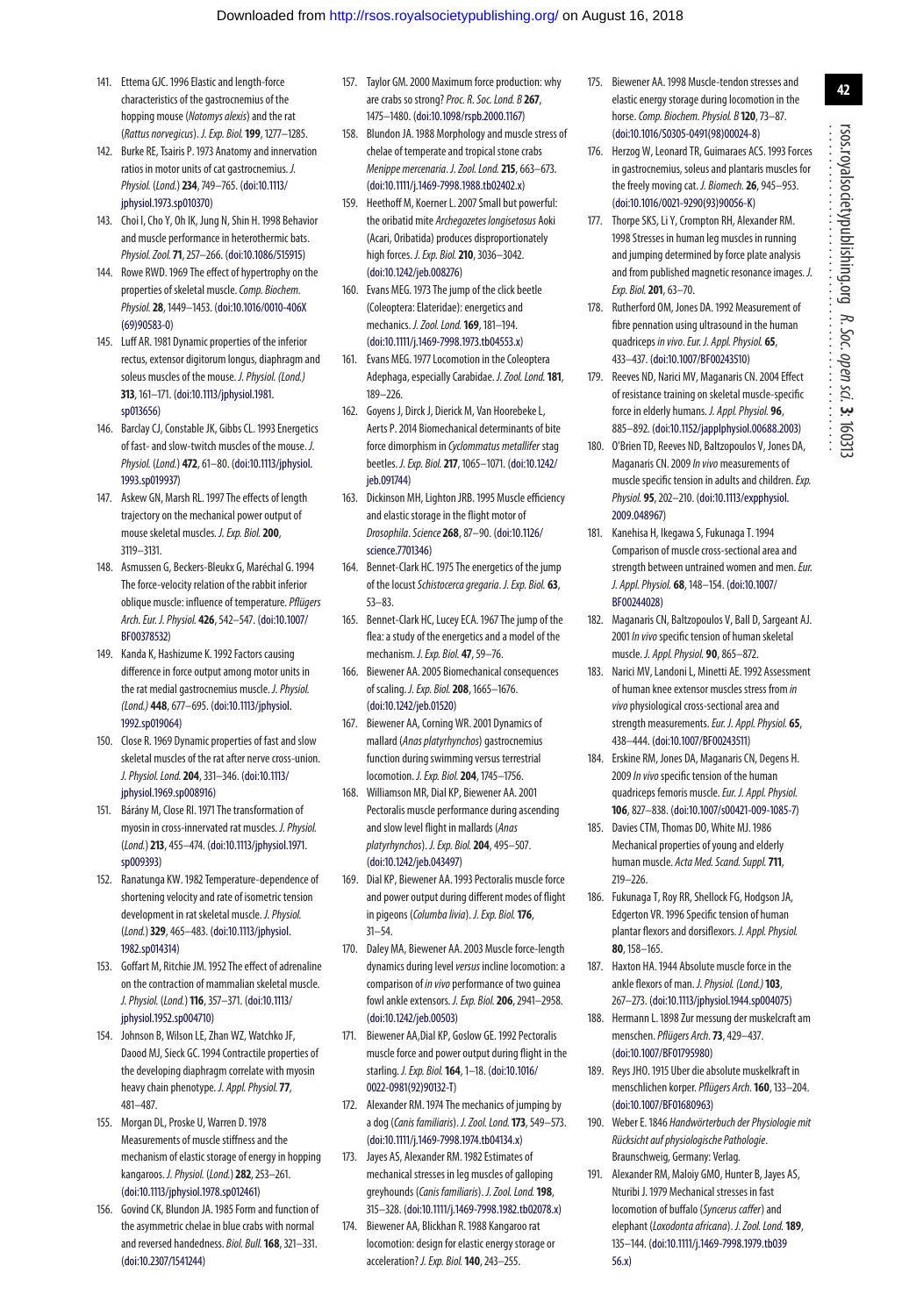141. Ettema GJC. 1996 Elastic and length-force characteristics of the gastrocnemius of the hopping mouse (*Notomys alexis*) and the rat (*Rattus norvegicus*). *J. Exp. Biol.* **199**, 1277–1285.
142. Burke RE, Tsairis P. 1973 Anatomy and innervation ratios in motor units of cat gastrocnemius. *J. Physiol.* (*Lond.*) **234**, 749–765. (doi:10.1113/jphysiol.1973.sp010370)
143. Choi I, Cho Y, Oh IK, Jung N, Shin H. 1998 Behavior and muscle performance in heterothermic bats. *Physiol. Zool.* **71**, 257–266. (doi:10.1086/515915)
144. Rowe RWD. 1969 The effect of hypertrophy on the properties of skeletal muscle. *Comp. Biochem. Physiol.* **28**, 1449–1453. (doi:10.1016/0010-406X(69)90583-0)
145. Luff AR. 1981 Dynamic properties of the inferior rectus, extensor digitorum longus, diaphragm and soleus muscles of the mouse. *J. Physiol. (Lond.)* **313**, 161–171. (doi:10.1113/jphysiol.1981.sp013656)
146. Barclay CJ, Constable JK, Gibbs CL. 1993 Energetics of fast- and slow-twitch muscles of the mouse. *J. Physiol.* (*Lond.*) **472**, 61–80. (doi:10.1113/jphysiol.1993.sp019937)
147. Askew GN, Marsh RL. 1997 The effects of length trajectory on the mechanical power output of mouse skeletal muscles. *J. Exp. Biol.* **200**, 3119–3131.
148. Asmussen G, Beckers-Bleukx G, Maréchal G. 1994 The force-velocity relation of the rabbit inferior oblique muscle: influence of temperature. *Pflügers Arch. Eur. J. Physiol.* **426**, 542–547. (doi:10.1007/BF00378532)
149. Kanda K, Hashizume K. 1992 Factors causing difference in force output among motor units in the rat medial gastrocnemius muscle. *J. Physiol. (Lond.)* **448**, 677–695. (doi:10.1113/jphysiol.1992.sp019064)
150. Close R. 1969 Dynamic properties of fast and slow skeletal muscles of the rat after nerve cross-union. *J. Physiol. Lond.* **204**, 331–346. (doi:10.1113/jphysiol.1969.sp008916)
151. Bárány M, Close RI. 1971 The transformation of myosin in cross-innervated rat muscles. *J. Physiol.* (*Lond.*) **213**, 455–474. (doi:10.1113/jphysiol.1971.sp009393)
152. Ranatunga KW. 1982 Temperature-dependence of shortening velocity and rate of isometric tension development in rat skeletal muscle. *J. Physiol.* (*Lond.*) **329**, 465–483. (doi:10.1113/jphysiol.1982.sp014314)
153. Goffart M, Ritchie JM. 1952 The effect of adrenaline on the contraction of mammalian skeletal muscle. *J. Physiol.* (*Lond.*) **116**, 357–371. (doi:10.1113/jphysiol.1952.sp004710)
154. Johnson B, Wilson LE, Zhan WZ, Watchko JF, Daood MJ, Sieck GC. 1994 Contractile properties of the developing diaphragm correlate with myosin heavy chain phenotype. *J. Appl. Physiol.* **77**, 481–487.
155. Morgan DL, Proske U, Warren D. 1978 Measurements of muscle stiffness and the mechanism of elastic storage of energy in hopping kangaroos. *J. Physiol.* (*Lond.*) **282**, 253–261. (doi:10.1113/jphysiol.1978.sp012461)
156. Govind CK, Blundon JA. 1985 Form and function of the asymmetric chelae in blue crabs with normal and reversed handedness. *Biol. Bull.* **168**, 321–331. (doi:10.2307/1541244)
157. Taylor GM. 2000 Maximum force production: why are crabs so strong? *Proc. R. Soc. Lond. B* **267**, 1475–1480. (doi:10.1098/rspb.2000.1167)
158. Blundon JA. 1988 Morphology and muscle stress of chelae of temperate and tropical stone crabs *Menippe mercenaria*. *J. Zool. Lond.* **215**, 663–673. (doi:10.1111/j.1469-7998.1988.tb02402.x)
159. Heethoff M, Koerner L. 2007 Small but powerful: the oribatid mite *Archegozetes longisetosus* Aoki (Acari, Oribatida) produces disproportionately high forces. *J. Exp. Biol.* **210**, 3036–3042. (doi:10.1242/jeb.008276)
160. Evans MEG. 1973 The jump of the click beetle (Coleoptera: Elateridae): energetics and mechanics. *J. Zool. Lond.* **169**, 181–194. (doi:10.1111/j.1469-7998.1973.tb04553.x)
161. Evans MEG. 1977 Locomotion in the Coleoptera Adephaga, especially Carabidae. *J. Zool. Lond.* **181**, 189–226.
162. Goyens J, Dirck J, Dierick M, Van Hoorebeke L, Aerts P. 2014 Biomechanical determinants of bite force dimorphism in *Cyclommatus metallifer* stag beetles. *J. Exp. Biol.* **217**, 1065–1071. (doi:10.1242/jeb.091744)
163. Dickinson MH, Lighton JRB. 1995 Muscle efficiency and elastic storage in the flight motor of *Drosophila*. *Science* **268**, 87–90. (doi:10.1126/science.7701346)
164. Bennet-Clark HC. 1975 The energetics of the jump of the locust *Schistocerca gregaria*. *J. Exp. Biol.* **63**, 53–83.
165. Bennet-Clark HC, Lucey ECA. 1967 The jump of the flea: a study of the energetics and a model of the mechanism. *J. Exp. Biol.* **47**, 59–76.
166. Biewener AA. 2005 Biomechanical consequences of scaling. *J. Exp. Biol.* **208**, 1665–1676. (doi:10.1242/jeb.01520)
167. Biewener AA, Corning WR. 2001 Dynamics of mallard (*Anas platyrhynchos*) gastrocnemius function during swimming versus terrestrial locomotion. *J. Exp. Biol.* **204**, 1745–1756.
168. Williamson MR, Dial KP, Biewener AA. 2001 Pectoralis muscle performance during ascending and slow level flight in mallards (*Anas platyrhynchos*). *J. Exp. Biol.* **204**, 495–507. (doi:10.1242/jeb.043497)
169. Dial KP, Biewener AA. 1993 Pectoralis muscle force and power output during different modes of flight in pigeons (*Columba livia*). *J. Exp. Biol.* **176**, 31–54.
170. Daley MA, Biewener AA. 2003 Muscle force-length dynamics during level *versus* incline locomotion: a comparison of *in vivo* performance of two guinea fowl ankle extensors. *J. Exp. Biol.* **206**, 2941–2958. (doi:10.1242/jeb.00503)
171. Biewener AA,Dial KP, Goslow GE. 1992 Pectoralis muscle force and power output during flight in the starling. *J. Exp. Biol.* **164**, 1–18. (doi:10.1016/0022-0981(92)90132-T)
172. Alexander RM. 1974 The mechanics of jumping by a dog (*Canis familiaris*). *J. Zool. Lond.* **173**, 549–573. (doi:10.1111/j.1469-7998.1974.tb04134.x)
173. Jayes AS, Alexander RM. 1982 Estimates of mechanical stresses in leg muscles of galloping greyhounds (*Canis familiaris*). *J. Zool. Lond.* **198**, 315–328. (doi:10.1111/j.1469-7998.1982.tb02078.x)
174. Biewener AA, Blickhan R. 1988 Kangaroo rat locomotion: design for elastic energy storage or acceleration? *J. Exp. Biol.* **140**, 243–255.
175. Biewener AA. 1998 Muscle-tendon stresses and elastic energy storage during locomotion in the horse. *Comp. Biochem. Physiol. B* **120**, 73–87. (doi:10.1016/S0305-0491(98)00024-8)
176. Herzog W, Leonard TR, Guimaraes ACS. 1993 Forces in gastrocnemius, soleus and plantaris muscles for the freely moving cat. *J. Biomech.* **26**, 945–953. (doi:10.1016/0021-9290(93)90056-K)
177. Thorpe SKS, Li Y, Crompton RH, Alexander RM. 1998 Stresses in human leg muscles in running and jumping determined by force plate analysis and from published magnetic resonance images. *J. Exp. Biol.* **201**, 63–70.
178. Rutherford OM, Jones DA. 1992 Measurement of fibre pennation using ultrasound in the human quadriceps *in vivo*. *Eur. J. Appl. Physiol.* **65**, 433–437. (doi:10.1007/BF00243510)
179. Reeves ND, Narici MV, Maganaris CN. 2004 Effect of resistance training on skeletal muscle-specific force in elderly humans. *J. Appl. Physiol.* **96**, 885–892. (doi:10.1152/japplphysiol.00688.2003)
180. O'Brien TD, Reeves ND, Baltzopoulos V, Jones DA, Maganaris CN. 2009 *In vivo* measurements of muscle specific tension in adults and children. *Exp. Physiol.* **95**, 202–210. (doi:10.1113/expphysiol.2009.048967)
181. Kanehisa H, Ikegawa S, Fukunaga T. 1994 Comparison of muscle cross-sectional area and strength between untrained women and men. *Eur. J. Appl. Physiol.* **68**, 148–154. (doi:10.1007/BF00244028)
182. Maganaris CN, Baltzopoulos V, Ball D, Sargeant AJ. 2001 *In vivo* specific tension of human skeletal muscle. *J. Appl. Physiol.* **90**, 865–872.
183. Narici MV, Landoni L, Minetti AE. 1992 Assessment of human knee extensor muscles stress from *in vivo* physiological cross-sectional area and strength measurements. *Eur. J. Appl. Physiol.* **65**, 438–444. (doi:10.1007/BF00243511)
184. Erskine RM, Jones DA, Maganaris CN, Degens H. 2009 *In vivo* specific tension of the human quadriceps femoris muscle. *Eur. J. Appl. Physiol.* **106**, 827–838. (doi:10.1007/s00421-009-1085-7)
185. Davies CTM, Thomas DO, White MJ. 1986 Mechanical properties of young and elderly human muscle. *Acta Med. Scand. Suppl.* **711**, 219–226.
186. Fukunaga T, Roy RR, Shellock FG, Hodgson JA, Edgerton VR. 1996 Specific tension of human plantar flexors and dorsiflexors. *J. Appl. Physiol.* **80**, 158–165.
187. Haxton HA. 1944 Absolute muscle force in the ankle flexors of man. *J. Physiol. (Lond.)* **103**, 267–273. (doi:10.1113/jphysiol.1944.sp004075)
188. Hermann L. 1898 Zur messung der muskelcraft am menschen. *Pflügers Arch.* **73**, 429–437. (doi:10.1007/BF01795980)
189. Reys JHO. 1915 Uber die absolute muskelkraft in menschlichen korper. *Pflügers Arch.* **160**, 133–204. (doi:10.1007/BF01680963)
190. Weber E. 1846 *Handwörterbuch der Physiologie mit Rücksicht auf physiologische Pathologie*. Braunschweig, Germany: Verlag.
191. Alexander RM, Maloiy GMO, Hunter B, Jayes AS, Nturibi J. 1979 Mechanical stresses in fast locomotion of buffalo (*Syncerus caffer*) and elephant (*Loxodonta africana*). *J. Zool. Lond.* **189**, 135–144. (doi:10.1111/j.1469-7998.1979.tb03956.x)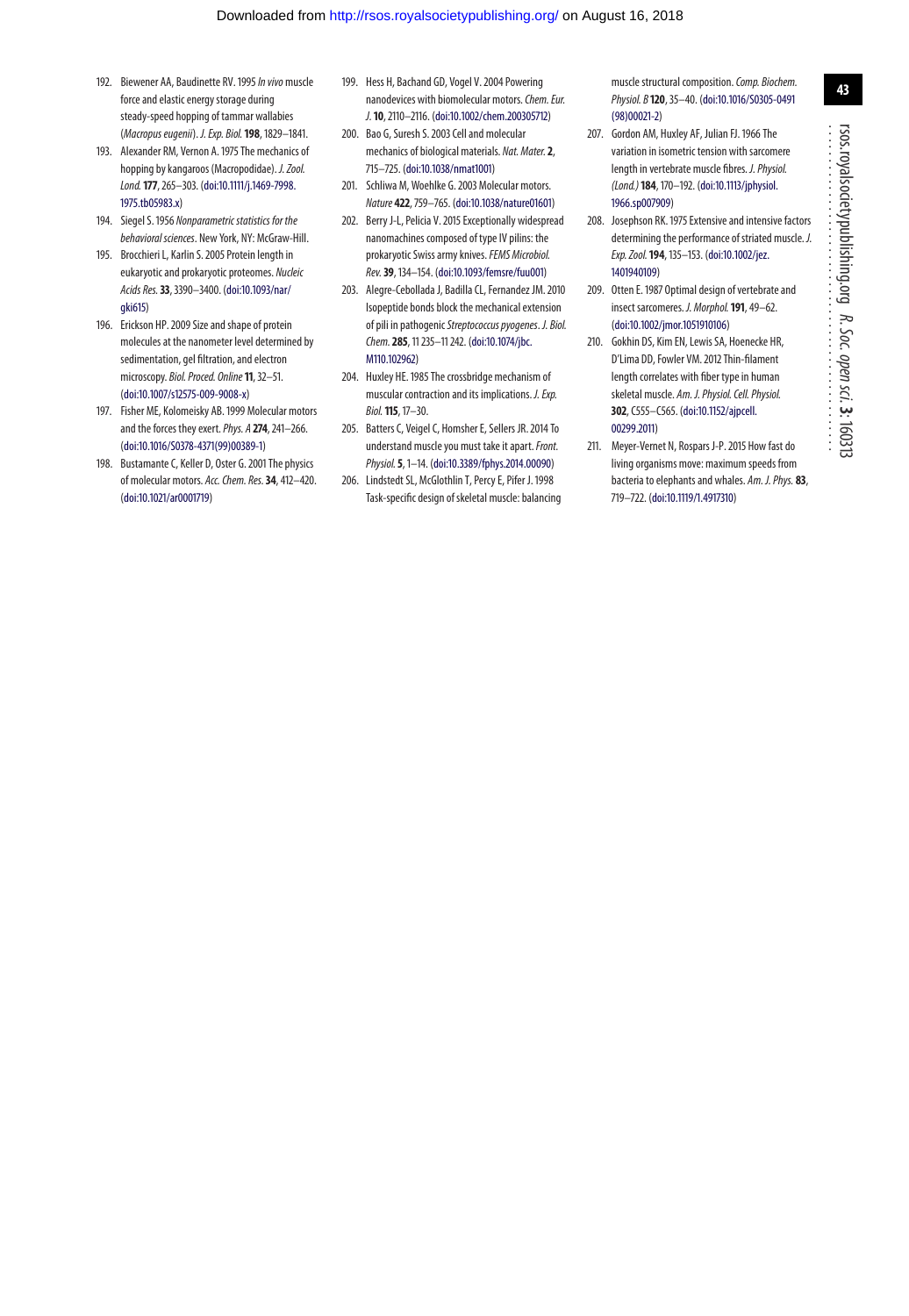192. Biewener AA, Baudinette RV. 1995 *In vivo* muscle force and elastic energy storage during steady-speed hopping of tammar wallabies (*Macropus eugenii*). *J. Exp. Biol.* **198**, 1829–1841.
193. Alexander RM, Vernon A. 1975 The mechanics of hopping by kangaroos (Macropodidae). *J. Zool. Lond.* **177**, 265–303. (doi:10.1111/j.1469-7998.1975.tb05983.x)
194. Siegel S. 1956 *Nonparametric statistics for the behavioral sciences*. New York, NY: McGraw-Hill.
195. Brocchieri L, Karlin S. 2005 Protein length in eukaryotic and prokaryotic proteomes. *Nucleic Acids Res.* **33**, 3390–3400. (doi:10.1093/nar/gki615)
196. Erickson HP. 2009 Size and shape of protein molecules at the nanometer level determined by sedimentation, gel filtration, and electron microscopy. *Biol. Proced. Online* **11**, 32–51. (doi:10.1007/s12575-009-9008-x)
197. Fisher ME, Kolomeisky AB. 1999 Molecular motors and the forces they exert. *Phys. A* **274**, 241–266. (doi:10.1016/S0378-4371(99)00389-1)
198. Bustamante C, Keller D, Oster G. 2001 The physics of molecular motors. *Acc. Chem. Res.* **34**, 412–420. (doi:10.1021/ar0001719)
199. Hess H, Bachand GD, Vogel V. 2004 Powering nanodevices with biomolecular motors. *Chem. Eur. J.* **10**, 2110–2116. (doi:10.1002/chem.200305712)
200. Bao G, Suresh S. 2003 Cell and molecular mechanics of biological materials. *Nat. Mater.* **2**, 715–725. (doi:10.1038/nmat1001)
201. Schliwa M, Woehlke G. 2003 Molecular motors. *Nature* **422**, 759–765. (doi:10.1038/nature01601)
202. Berry J-L, Pelicia V. 2015 Exceptionally widespread nanomachines composed of type IV pilins: the prokaryotic Swiss army knives. *FEMS Microbiol. Rev.* **39**, 134–154. (doi:10.1093/femsre/fuu001)
203. Alegre-Cebollada J, Badilla CL, Fernandez JM. 2010 Isopeptide bonds block the mechanical extension of pili in pathogenic *Streptococcus pyogenes*. *J. Biol. Chem.* **285**, 11 235–11 242. (doi:10.1074/jbc.M110.102962)
204. Huxley HE. 1985 The crossbridge mechanism of muscular contraction and its implications. *J. Exp. Biol.* **115**, 17–30.
205. Batters C, Veigel C, Homsher E, Sellers JR. 2014 To understand muscle you must take it apart. *Front. Physiol.* **5**, 1–14. (doi:10.3389/fphys.2014.00090)
206. Lindstedt SL, McGlothlin T, Percy E, Pifer J. 1998 Task-specific design of skeletal muscle: balancing muscle structural composition. *Comp. Biochem. Physiol. B* **120**, 35–40. (doi:10.1016/S0305-0491(98)00021-2)
207. Gordon AM, Huxley AF, Julian FJ. 1966 The variation in isometric tension with sarcomere length in vertebrate muscle fibres. *J. Physiol. (Lond.)* **184**, 170–192. (doi:10.1113/jphysiol.1966.sp007909)
208. Josephson RK. 1975 Extensive and intensive factors determining the performance of striated muscle. *J. Exp. Zool.* **194**, 135–153. (doi:10.1002/jez.1401940109)
209. Otten E. 1987 Optimal design of vertebrate and insect sarcomeres. *J. Morphol.* **191**, 49–62. (doi:10.1002/jmor.1051910106)
210. Gokhin DS, Kim EN, Lewis SA, Hoenecke HR, D'Lima DD, Fowler VM. 2012 Thin-filament length correlates with fiber type in human skeletal muscle. *Am. J. Physiol. Cell. Physiol.* **302**, C555–C565. (doi:10.1152/ajpcell.00299.2011)
211. Meyer-Vernet N, Rospars J-P. 2015 How fast do living organisms move: maximum speeds from bacteria to elephants and whales. *Am. J. Phys.* **83**, 719–722. (doi:10.1119/1.4917310)